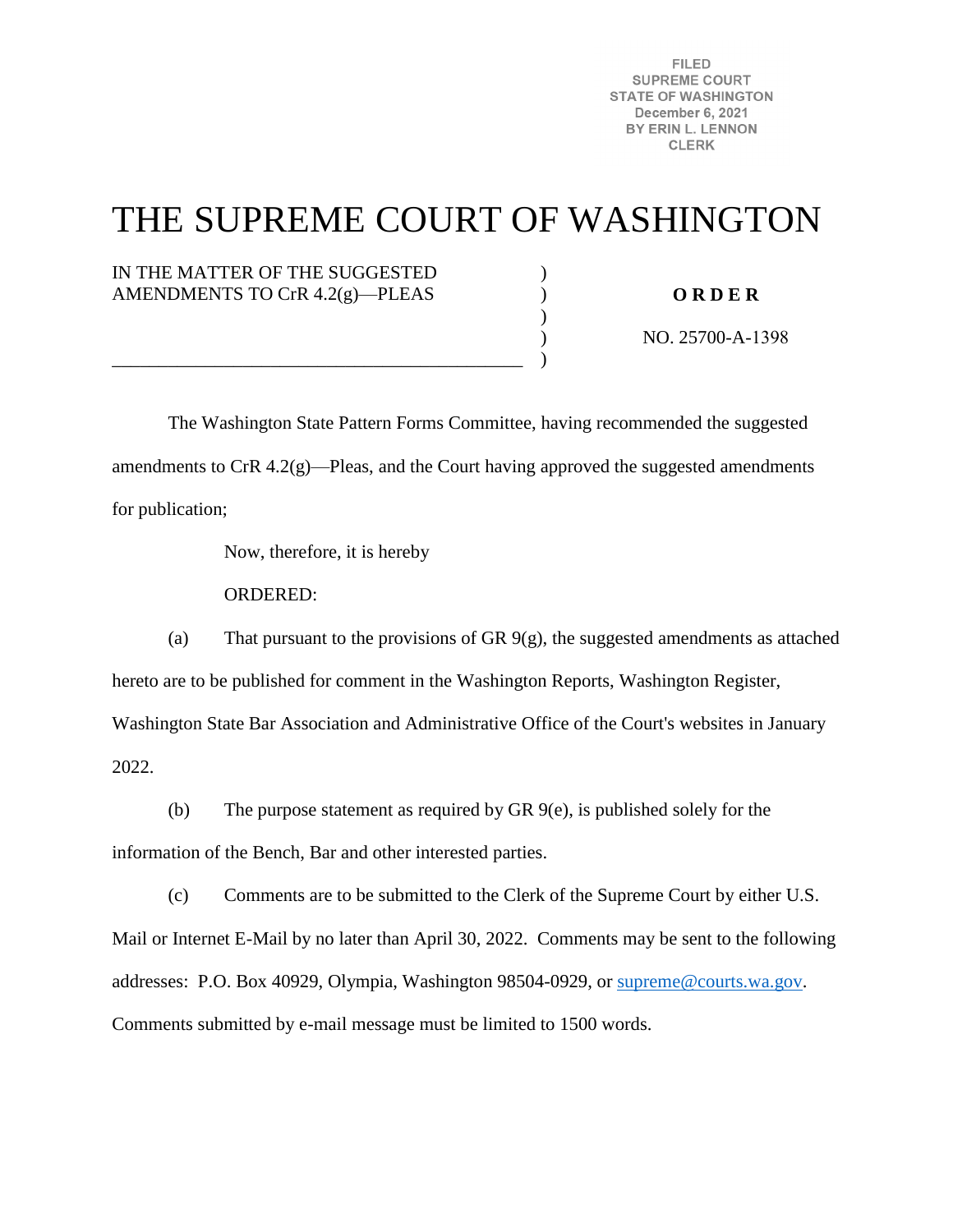FILED
SUPREME COURT
STATE OF WASHINGTON
December 6, 2021
BY ERIN L. LENNON
CLERK

# THE SUPREME COURT OF WASHINGTON

IN THE MATTER OF THE SUGGESTED AMENDMENTS TO CrR 4.2(g)—PLEAS

**O R D E R**

NO. 25700-A-1398

The Washington State Pattern Forms Committee, having recommended the suggested amendments to CrR 4.2(g)—Pleas, and the Court having approved the suggested amendments for publication;

Now, therefore, it is hereby

ORDERED:

(a) That pursuant to the provisions of GR 9(g), the suggested amendments as attached hereto are to be published for comment in the Washington Reports, Washington Register, Washington State Bar Association and Administrative Office of the Court's websites in January 2022.

(b) The purpose statement as required by GR 9(e), is published solely for the information of the Bench, Bar and other interested parties.

(c) Comments are to be submitted to the Clerk of the Supreme Court by either U.S. Mail or Internet E-Mail by no later than April 30, 2022. Comments may be sent to the following addresses: P.O. Box 40929, Olympia, Washington 98504-0929, or supreme@courts.wa.gov. Comments submitted by e-mail message must be limited to 1500 words.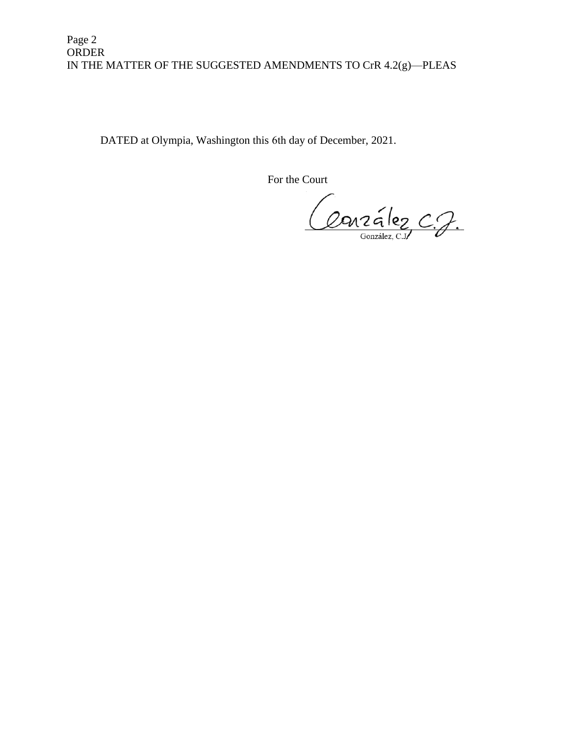DATED at Olympia, Washington this 6th day of December, 2021.

For the Court

González, C.J.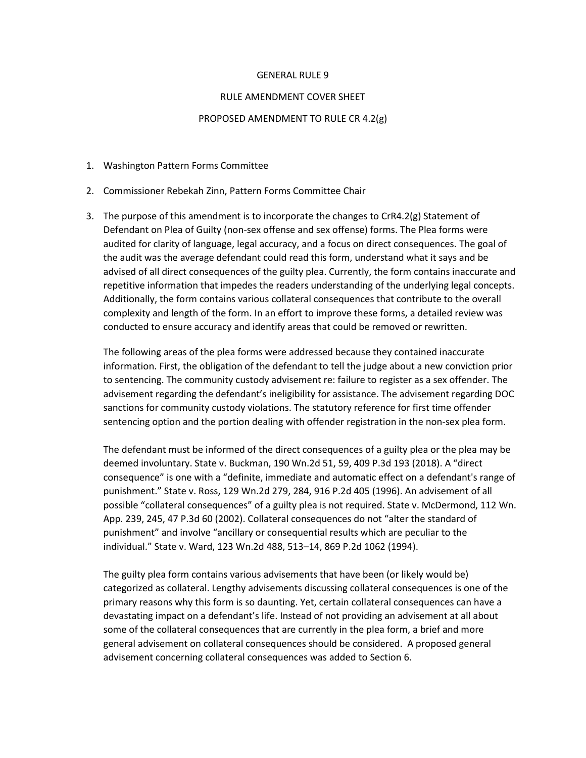GENERAL RULE 9

RULE AMENDMENT COVER SHEET

PROPOSED AMENDMENT TO RULE CR 4.2(g)

1. Washington Pattern Forms Committee

2. Commissioner Rebekah Zinn, Pattern Forms Committee Chair

3. The purpose of this amendment is to incorporate the changes to CrR4.2(g) Statement of Defendant on Plea of Guilty (non-sex offense and sex offense) forms. The Plea forms were audited for clarity of language, legal accuracy, and a focus on direct consequences. The goal of the audit was the average defendant could read this form, understand what it says and be advised of all direct consequences of the guilty plea. Currently, the form contains inaccurate and repetitive information that impedes the readers understanding of the underlying legal concepts. Additionally, the form contains various collateral consequences that contribute to the overall complexity and length of the form. In an effort to improve these forms, a detailed review was conducted to ensure accuracy and identify areas that could be removed or rewritten.

   The following areas of the plea forms were addressed because they contained inaccurate information. First, the obligation of the defendant to tell the judge about a new conviction prior to sentencing. The community custody advisement re: failure to register as a sex offender. The advisement regarding the defendant's ineligibility for assistance. The advisement regarding DOC sanctions for community custody violations. The statutory reference for first time offender sentencing option and the portion dealing with offender registration in the non-sex plea form.

   The defendant must be informed of the direct consequences of a guilty plea or the plea may be deemed involuntary. State v. Buckman, 190 Wn.2d 51, 59, 409 P.3d 193 (2018). A "direct consequence" is one with a "definite, immediate and automatic effect on a defendant's range of punishment." State v. Ross, 129 Wn.2d 279, 284, 916 P.2d 405 (1996). An advisement of all possible "collateral consequences" of a guilty plea is not required. State v. McDermond, 112 Wn. App. 239, 245, 47 P.3d 60 (2002). Collateral consequences do not "alter the standard of punishment" and involve "ancillary or consequential results which are peculiar to the individual." State v. Ward, 123 Wn.2d 488, 513–14, 869 P.2d 1062 (1994).

   The guilty plea form contains various advisements that have been (or likely would be) categorized as collateral. Lengthy advisements discussing collateral consequences is one of the primary reasons why this form is so daunting. Yet, certain collateral consequences can have a devastating impact on a defendant's life. Instead of not providing an advisement at all about some of the collateral consequences that are currently in the plea form, a brief and more general advisement on collateral consequences should be considered. A proposed general advisement concerning collateral consequences was added to Section 6.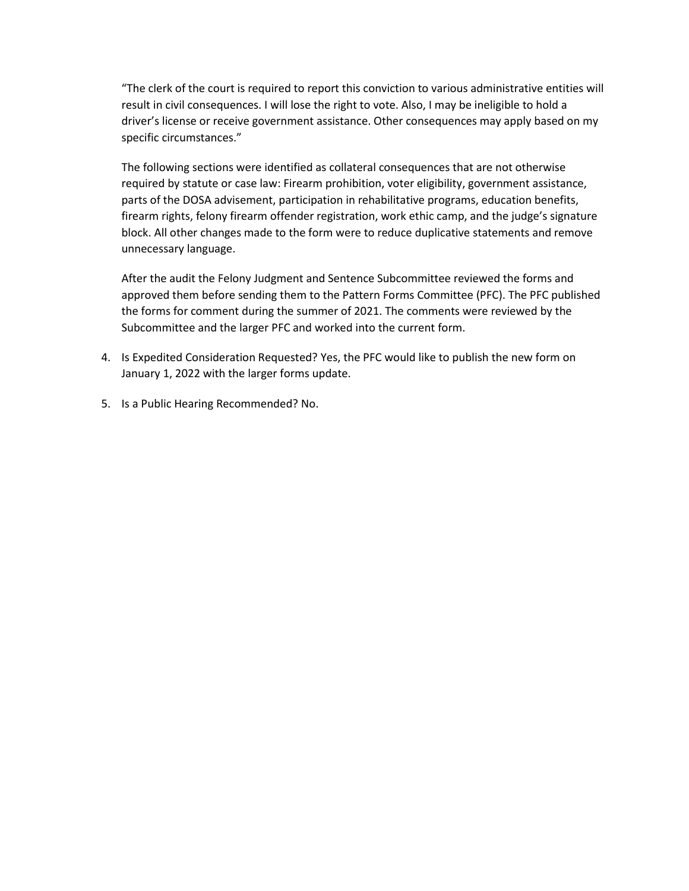"The clerk of the court is required to report this conviction to various administrative entities will result in civil consequences. I will lose the right to vote. Also, I may be ineligible to hold a driver's license or receive government assistance. Other consequences may apply based on my specific circumstances."

The following sections were identified as collateral consequences that are not otherwise required by statute or case law: Firearm prohibition, voter eligibility, government assistance, parts of the DOSA advisement, participation in rehabilitative programs, education benefits, firearm rights, felony firearm offender registration, work ethic camp, and the judge's signature block. All other changes made to the form were to reduce duplicative statements and remove unnecessary language.

After the audit the Felony Judgment and Sentence Subcommittee reviewed the forms and approved them before sending them to the Pattern Forms Committee (PFC). The PFC published the forms for comment during the summer of 2021. The comments were reviewed by the Subcommittee and the larger PFC and worked into the current form.

4. Is Expedited Consideration Requested? Yes, the PFC would like to publish the new form on January 1, 2022 with the larger forms update.

5. Is a Public Hearing Recommended? No.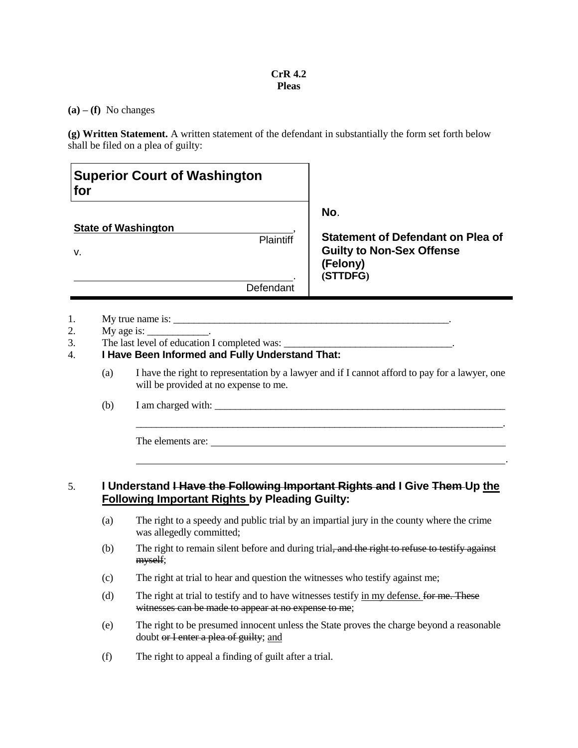**CrR 4.2**
**Pleas**

**(a) – (f)** No changes

**(g) Written Statement.** A written statement of the defendant in substantially the form set forth below shall be filed on a plea of guilty:

| **Superior Court of Washington for** | |
|---|---|
| **State of Washington** _______________, Plaintiff<br><br>v.<br><br>_______________________________. Defendant | **No**.<br><br>**Statement of Defendant on Plea of Guilty to Non-Sex Offense (Felony)**<br>**(STTDFG)** |

1. My true name is: ________________________________________________________.
2. My age is: ____________.
3. The last level of education I completed was: ________________________________.
4. **I Have Been Informed and Fully Understand That:**

   (a) I have the right to representation by a lawyer and if I cannot afford to pay for a lawyer, one will be provided at no expense to me.

   (b) I am charged with: ____________________________________________________________

   ____________________________________________________________________________.

   The elements are: ______________________________________________________________

   ____________________________________________________________________________.

5. **I Understand ~~I Have the Following Important Rights and~~ I Give ~~Them~~ Up <u>the Following Important Rights</u> by Pleading Guilty:**

   (a) The right to a speedy and public trial by an impartial jury in the county where the crime was allegedly committed;

   (b) The right to remain silent before and during trial~~, and the right to refuse to testify against myself~~;

   (c) The right at trial to hear and question the witnesses who testify against me;

   (d) The right at trial to testify and to have witnesses testify <u>in my defense.</u> ~~for me. These witnesses can be made to appear at no expense to me~~;

   (e) The right to be presumed innocent unless the State proves the charge beyond a reasonable doubt ~~or I enter a plea of guilty~~; <u>and</u>

   (f) The right to appeal a finding of guilt after a trial.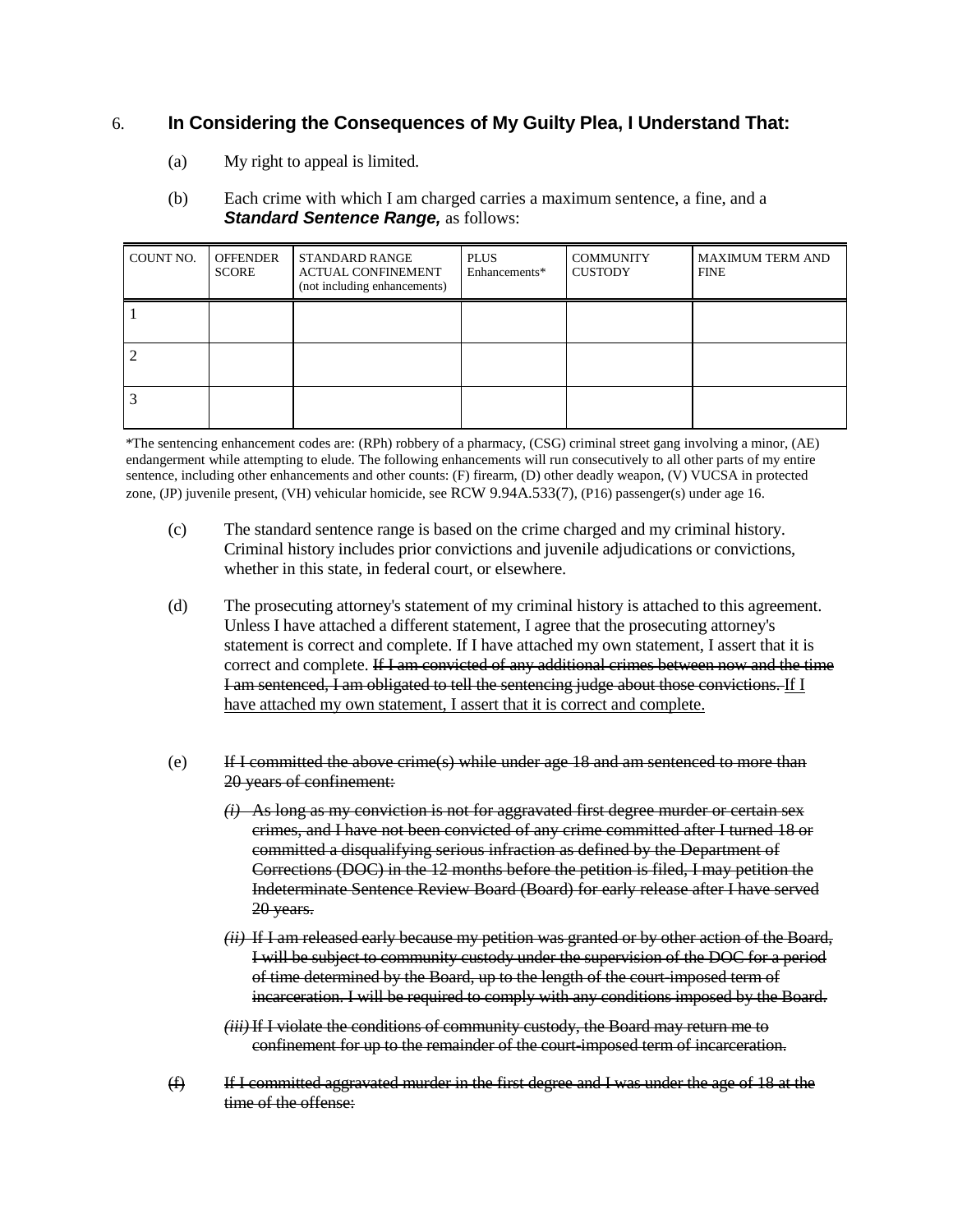6. **In Considering the Consequences of My Guilty Plea, I Understand That:**

(a) My right to appeal is limited.

(b) Each crime with which I am charged carries a maximum sentence, a fine, and a ***Standard Sentence Range,*** as follows:

| COUNT NO. | OFFENDER SCORE | STANDARD RANGE ACTUAL CONFINEMENT (not including enhancements) | PLUS Enhancements* | COMMUNITY CUSTODY | MAXIMUM TERM AND FINE |
|---|---|---|---|---|---|
| 1 | | | | | |
| 2 | | | | | |
| 3 | | | | | |

*The sentencing enhancement codes are: (RPh) robbery of a pharmacy, (CSG) criminal street gang involving a minor, (AE) endangerment while attempting to elude. The following enhancements will run consecutively to all other parts of my entire sentence, including other enhancements and other counts: (F) firearm, (D) other deadly weapon, (V) VUCSA in protected zone, (JP) juvenile present, (VH) vehicular homicide, see RCW 9.94A.533(7), (P16) passenger(s) under age 16.

(c) The standard sentence range is based on the crime charged and my criminal history. Criminal history includes prior convictions and juvenile adjudications or convictions, whether in this state, in federal court, or elsewhere.

(d) The prosecuting attorney's statement of my criminal history is attached to this agreement. Unless I have attached a different statement, I agree that the prosecuting attorney's statement is correct and complete. If I have attached my own statement, I assert that it is correct and complete. ~~If I am convicted of any additional crimes between now and the time I am sentenced, I am obligated to tell the sentencing judge about those convictions.~~ <u>If I have attached my own statement, I assert that it is correct and complete.</u>

(e) ~~If I committed the above crime(s) while under age 18 and am sentenced to more than 20 years of confinement:~~

~~*(i)* As long as my conviction is not for aggravated first degree murder or certain sex crimes, and I have not been convicted of any crime committed after I turned 18 or committed a disqualifying serious infraction as defined by the Department of Corrections (DOC) in the 12 months before the petition is filed, I may petition the Indeterminate Sentence Review Board (Board) for early release after I have served 20 years.~~

~~*(ii)* If I am released early because my petition was granted or by other action of the Board, I will be subject to community custody under the supervision of the DOC for a period of time determined by the Board, up to the length of the court-imposed term of incarceration. I will be required to comply with any conditions imposed by the Board.~~

~~*(iii)* If I violate the conditions of community custody, the Board may return me to confinement for up to the remainder of the court-imposed term of incarceration.~~

~~(f) If I committed aggravated murder in the first degree and I was under the age of 18 at the time of the offense:~~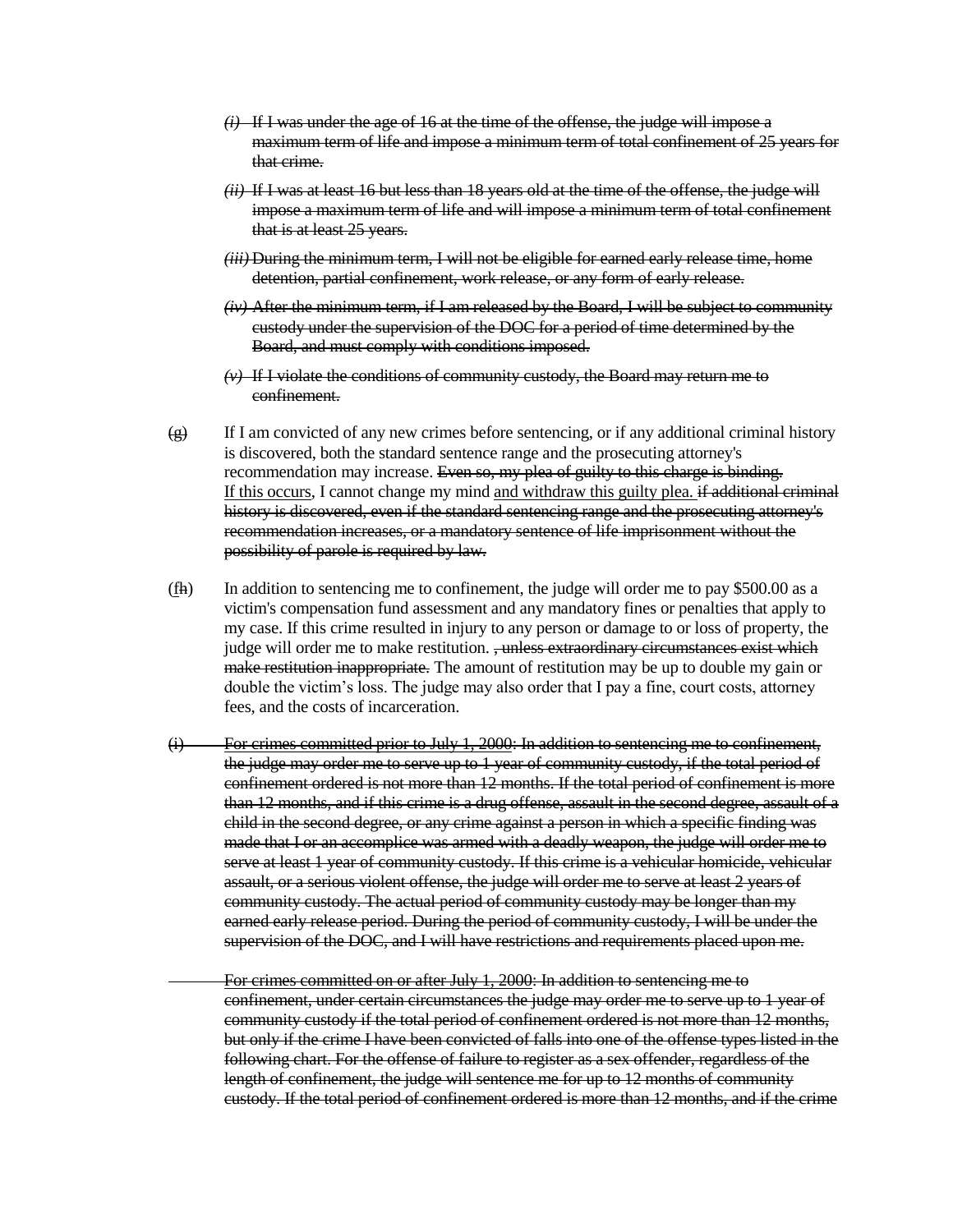~~*(i)* If I was under the age of 16 at the time of the offense, the judge will impose a maximum term of life and impose a minimum term of total confinement of 25 years for that crime.~~

~~*(ii)* If I was at least 16 but less than 18 years old at the time of the offense, the judge will impose a maximum term of life and will impose a minimum term of total confinement that is at least 25 years.~~

~~*(iii)* During the minimum term, I will not be eligible for earned early release time, home detention, partial confinement, work release, or any form of early release.~~

~~*(iv)* After the minimum term, if I am released by the Board, I will be subject to community custody under the supervision of the DOC for a period of time determined by the Board, and must comply with conditions imposed.~~

~~*(v)* If I violate the conditions of community custody, the Board may return me to confinement.~~

(~~g~~) If I am convicted of any new crimes before sentencing, or if any additional criminal history is discovered, both the standard sentence range and the prosecuting attorney's recommendation may increase. ~~Even so, my plea of guilty to this charge is binding.~~ <u>If this occurs</u>, I cannot change my mind <u>and withdraw this guilty plea.</u> ~~if additional criminal history is discovered, even if the standard sentencing range and the prosecuting attorney's recommendation increases, or a mandatory sentence of life imprisonment without the possibility of parole is required by law.~~

(<u>f</u>~~h~~) In addition to sentencing me to confinement, the judge will order me to pay $500.00 as a victim's compensation fund assessment and any mandatory fines or penalties that apply to my case. If this crime resulted in injury to any person or damage to or loss of property, the judge will order me to make restitution. ~~, unless extraordinary circumstances exist which make restitution inappropriate.~~ The amount of restitution may be up to double my gain or double the victim's loss. The judge may also order that I pay a fine, court costs, attorney fees, and the costs of incarceration.

~~(i) For crimes committed prior to July 1, 2000: In addition to sentencing me to confinement, the judge may order me to serve up to 1 year of community custody, if the total period of confinement ordered is not more than 12 months. If the total period of confinement is more than 12 months, and if this crime is a drug offense, assault in the second degree, assault of a child in the second degree, or any crime against a person in which a specific finding was made that I or an accomplice was armed with a deadly weapon, the judge will order me to serve at least 1 year of community custody. If this crime is a vehicular homicide, vehicular assault, or a serious violent offense, the judge will order me to serve at least 2 years of community custody. The actual period of community custody may be longer than my earned early release period. During the period of community custody, I will be under the supervision of the DOC, and I will have restrictions and requirements placed upon me.~~

~~For crimes committed on or after July 1, 2000: In addition to sentencing me to confinement, under certain circumstances the judge may order me to serve up to 1 year of community custody if the total period of confinement ordered is not more than 12 months, but only if the crime I have been convicted of falls into one of the offense types listed in the following chart. For the offense of failure to register as a sex offender, regardless of the length of confinement, the judge will sentence me for up to 12 months of community custody. If the total period of confinement ordered is more than 12 months, and if the crime~~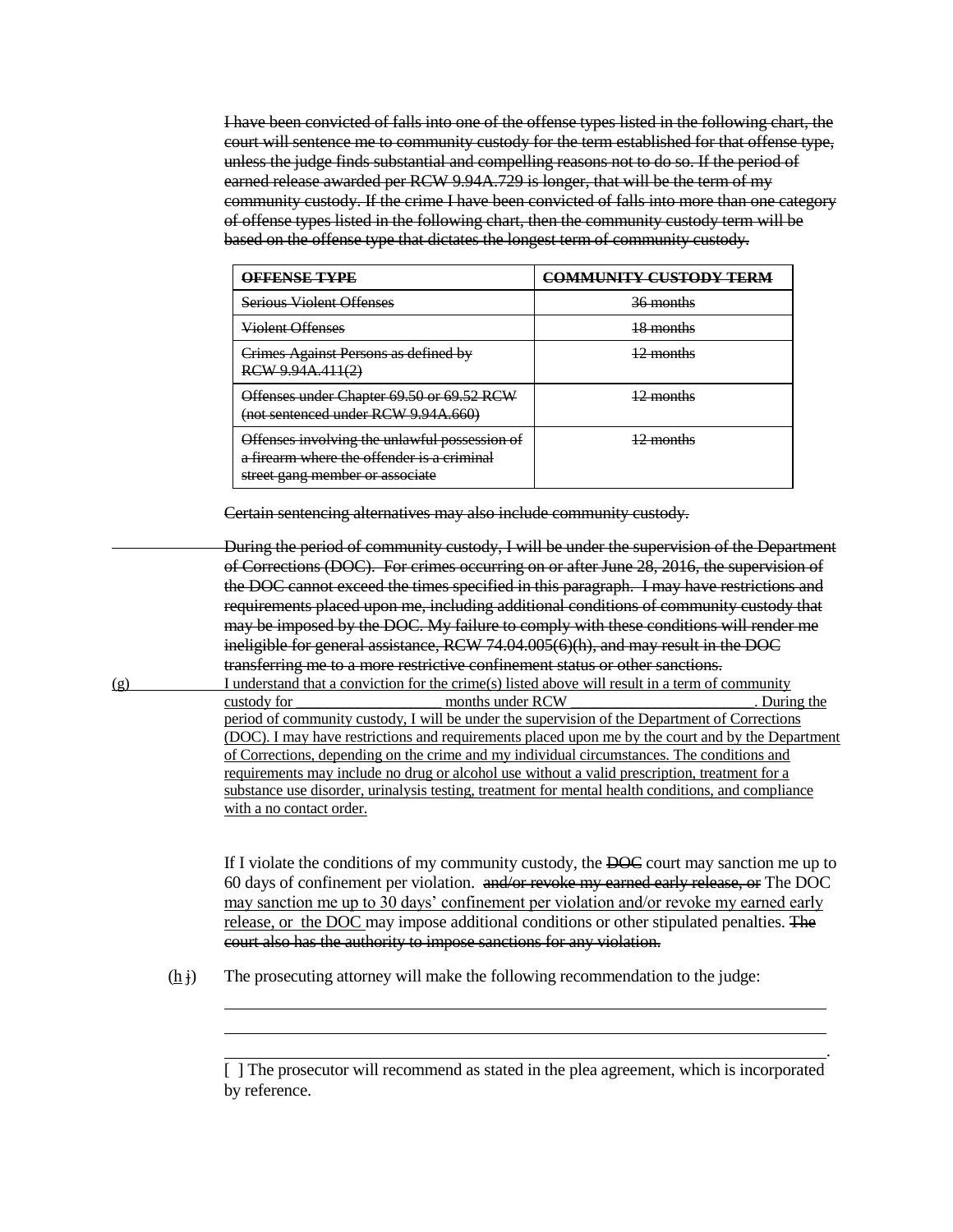~~I have been convicted of falls into one of the offense types listed in the following chart, the court will sentence me to community custody for the term established for that offense type, unless the judge finds substantial and compelling reasons not to do so. If the period of earned release awarded per RCW 9.94A.729 is longer, that will be the term of my community custody. If the crime I have been convicted of falls into more than one category of offense types listed in the following chart, then the community custody term will be based on the offense type that dictates the longest term of community custody.~~

| ~~OFFENSE TYPE~~ | ~~COMMUNITY CUSTODY TERM~~ |
|---|---|
| ~~Serious Violent Offenses~~ | ~~36 months~~ |
| ~~Violent Offenses~~ | ~~18 months~~ |
| ~~Crimes Against Persons as defined by RCW 9.94A.411(2)~~ | ~~12 months~~ |
| ~~Offenses under Chapter 69.50 or 69.52 RCW (not sentenced under RCW 9.94A.660)~~ | ~~12 months~~ |
| ~~Offenses involving the unlawful possession of a firearm where the offender is a criminal street gang member or associate~~ | ~~12 months~~ |

~~Certain sentencing alternatives may also include community custody.~~

~~During the period of community custody, I will be under the supervision of the Department of Corrections (DOC). For crimes occurring on or after June 28, 2016, the supervision of the DOC cannot exceed the times specified in this paragraph. I may have restrictions and requirements placed upon me, including additional conditions of community custody that may be imposed by the DOC. My failure to comply with these conditions will render me ineligible for general assistance, RCW 74.04.005(6)(h), and may result in the DOC transferring me to a more restrictive confinement status or other sanctions.~~

<u>(g)</u> <u>I understand that a conviction for the crime(s) listed above will result in a term of community custody for ________________ months under RCW ______________________. During the period of community custody, I will be under the supervision of the Department of Corrections (DOC). I may have restrictions and requirements placed upon me by the court and by the Department of Corrections, depending on the crime and my individual circumstances. The conditions and requirements may include no drug or alcohol use without a valid prescription, treatment for a substance use disorder, urinalysis testing, treatment for mental health conditions, and compliance with a no contact order.</u>

If I violate the conditions of my community custody, the ~~DOC~~ court may sanction me up to 60 days of confinement per violation. ~~and/or revoke my earned early release, or~~ The DOC <u>may sanction me up to 30 days' confinement per violation and/or revoke my earned early release, or the DOC</u> may impose additional conditions or other stipulated penalties. ~~The court also has the authority to impose sanctions for any violation.~~

(<u>h</u> ~~i~~) The prosecuting attorney will make the following recommendation to the judge:

______________________________________________________________________

______________________________________________________________________

______________________________________________________________________.

[ ] The prosecutor will recommend as stated in the plea agreement, which is incorporated by reference.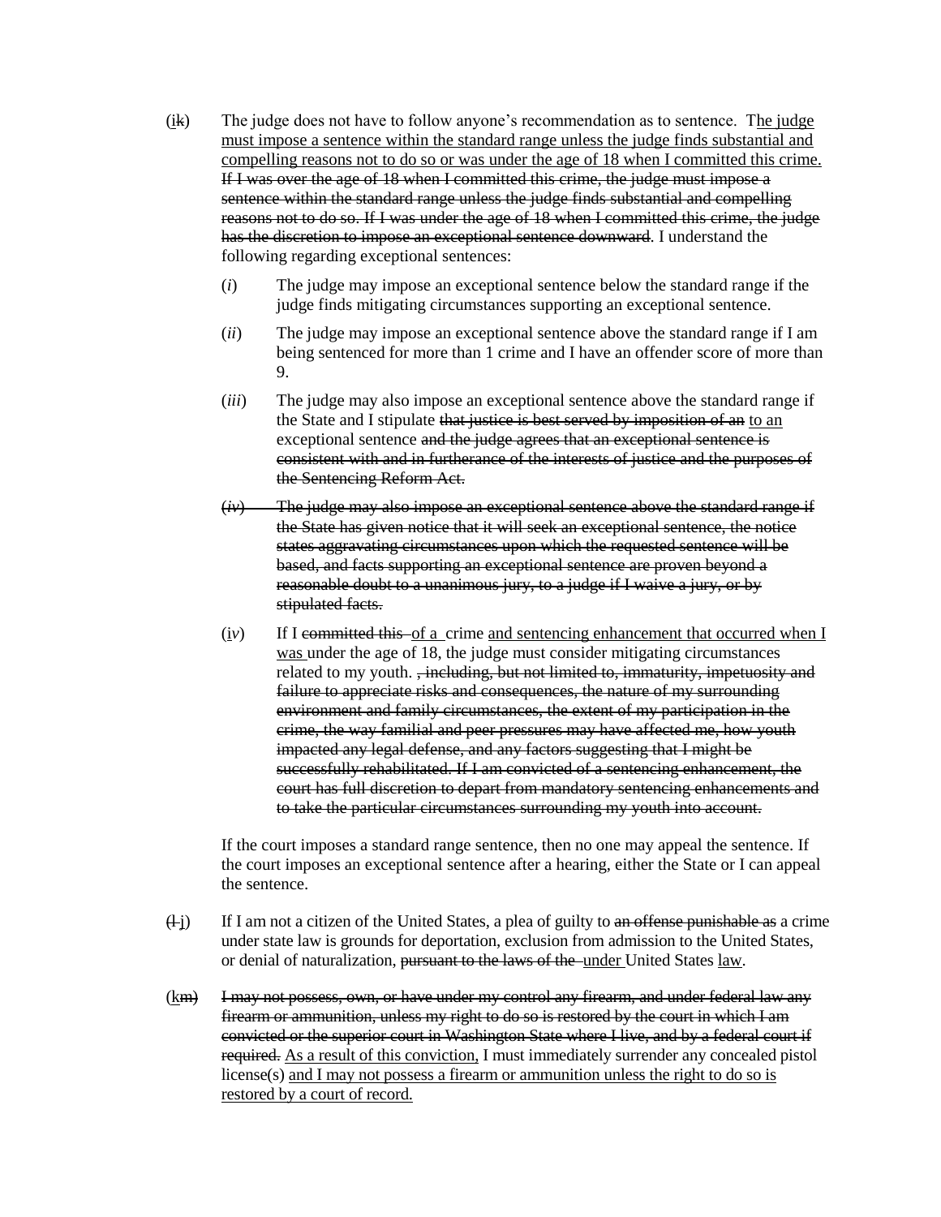(~~k~~i) The judge does not have to follow anyone's recommendation as to sentence. <u>The judge must impose a sentence within the standard range unless the judge finds substantial and compelling reasons not to do so or was under the age of 18 when I committed this crime.</u> ~~If I was over the age of 18 when I committed this crime, the judge must impose a sentence within the standard range unless the judge finds substantial and compelling reasons not to do so. If I was under the age of 18 when I committed this crime, the judge has the discretion to impose an exceptional sentence downward~~. I understand the following regarding exceptional sentences:

- (*i*) The judge may impose an exceptional sentence below the standard range if the judge finds mitigating circumstances supporting an exceptional sentence.
- (*ii*) The judge may impose an exceptional sentence above the standard range if I am being sentenced for more than 1 crime and I have an offender score of more than 9.
- (*iii*) The judge may also impose an exceptional sentence above the standard range if the State and I stipulate ~~that justice is best served by imposition of an~~ <u>to an</u> exceptional sentence ~~and the judge agrees that an exceptional sentence is consistent with and in furtherance of the interests of justice and the purposes of the Sentencing Reform Act.~~
- ~~(*iv*) The judge may also impose an exceptional sentence above the standard range if the State has given notice that it will seek an exceptional sentence, the notice states aggravating circumstances upon which the requested sentence will be based, and facts supporting an exceptional sentence are proven beyond a reasonable doubt to a unanimous jury, to a judge if I waive a jury, or by stipulated facts.~~
- (<u>i</u>*v*) If I ~~committed this~~ <u>of a</u> crime <u>and sentencing enhancement that occurred when I was</u> under the age of 18, the judge must consider mitigating circumstances related to my youth. ~~, including, but not limited to, immaturity, impetuosity and failure to appreciate risks and consequences, the nature of my surrounding environment and family circumstances, the extent of my participation in the crime, the way familial and peer pressures may have affected me, how youth impacted any legal defense, and any factors suggesting that I might be successfully rehabilitated. If I am convicted of a sentencing enhancement, the court has full discretion to depart from mandatory sentencing enhancements and to take the particular circumstances surrounding my youth into account.~~

If the court imposes a standard range sentence, then no one may appeal the sentence. If the court imposes an exceptional sentence after a hearing, either the State or I can appeal the sentence.

(~~l~~ <u>j</u>) If I am not a citizen of the United States, a plea of guilty to ~~an offense punishable as~~ a crime under state law is grounds for deportation, exclusion from admission to the United States, or denial of naturalization, ~~pursuant to the laws of the~~ <u>under</u> United States <u>law</u>.

(<u>k</u>~~m~~) ~~I may not possess, own, or have under my control any firearm, and under federal law any firearm or ammunition, unless my right to do so is restored by the court in which I am convicted or the superior court in Washington State where I live, and by a federal court if required.~~ <u>As a result of this conviction,</u> I must immediately surrender any concealed pistol license(s) <u>and I may not possess a firearm or ammunition unless the right to do so is restored by a court of record.</u>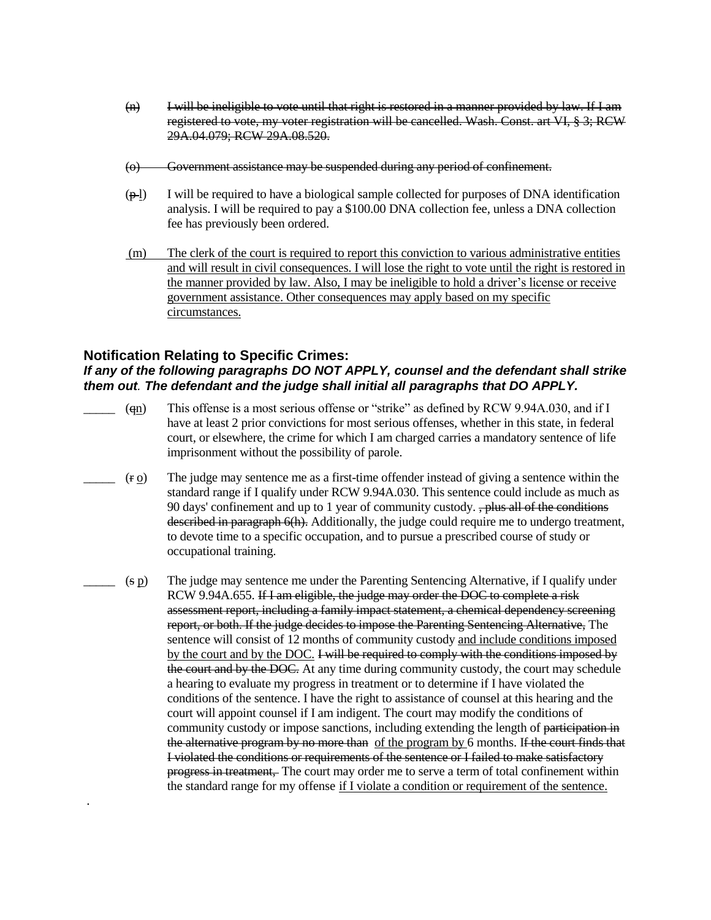(n) ~~I will be ineligible to vote until that right is restored in a manner provided by law. If I am registered to vote, my voter registration will be cancelled. Wash. Const. art VI, § 3; RCW 29A.04.079; RCW 29A.08.520.~~

(o) ~~Government assistance may be suspended during any period of confinement.~~

(~~p~~ l) I will be required to have a biological sample collected for purposes of DNA identification analysis. I will be required to pay a $100.00 DNA collection fee, unless a DNA collection fee has previously been ordered.

(m) The clerk of the court is required to report this conviction to various administrative entities and will result in civil consequences. I will lose the right to vote until the right is restored in the manner provided by law. Also, I may be ineligible to hold a driver's license or receive government assistance. Other consequences may apply based on my specific circumstances.

### Notification Relating to Specific Crimes:

***If any of the following paragraphs DO NOT APPLY, counsel and the defendant shall strike them out. The defendant and the judge shall initial all paragraphs that DO APPLY.***

_____ (~~q~~n) This offense is a most serious offense or "strike" as defined by RCW 9.94A.030, and if I have at least 2 prior convictions for most serious offenses, whether in this state, in federal court, or elsewhere, the crime for which I am charged carries a mandatory sentence of life imprisonment without the possibility of parole.

_____ (~~r~~ o) The judge may sentence me as a first-time offender instead of giving a sentence within the standard range if I qualify under RCW 9.94A.030. This sentence could include as much as 90 days' confinement and up to 1 year of community custody. ~~, plus all of the conditions described in paragraph 6(h).~~ Additionally, the judge could require me to undergo treatment, to devote time to a specific occupation, and to pursue a prescribed course of study or occupational training.

_____ (~~s~~ p) The judge may sentence me under the Parenting Sentencing Alternative, if I qualify under RCW 9.94A.655. ~~If I am eligible, the judge may order the DOC to complete a risk assessment report, including a family impact statement, a chemical dependency screening report, or both. If the judge decides to impose the Parenting Sentencing Alternative,~~ The sentence will consist of 12 months of community custody and include conditions imposed by the court and by the DOC. ~~I will be required to comply with the conditions imposed by the court and by the DOC.~~ At any time during community custody, the court may schedule a hearing to evaluate my progress in treatment or to determine if I have violated the conditions of the sentence. I have the right to assistance of counsel at this hearing and the court will appoint counsel if I am indigent. The court may modify the conditions of community custody or impose sanctions, including extending the length of ~~participation in the alternative program by no more than~~ of the program by 6 months. ~~If the court finds that I violated the conditions or requirements of the sentence or I failed to make satisfactory progress in treatment,~~ The court may order me to serve a term of total confinement within the standard range for my offense if I violate a condition or requirement of the sentence.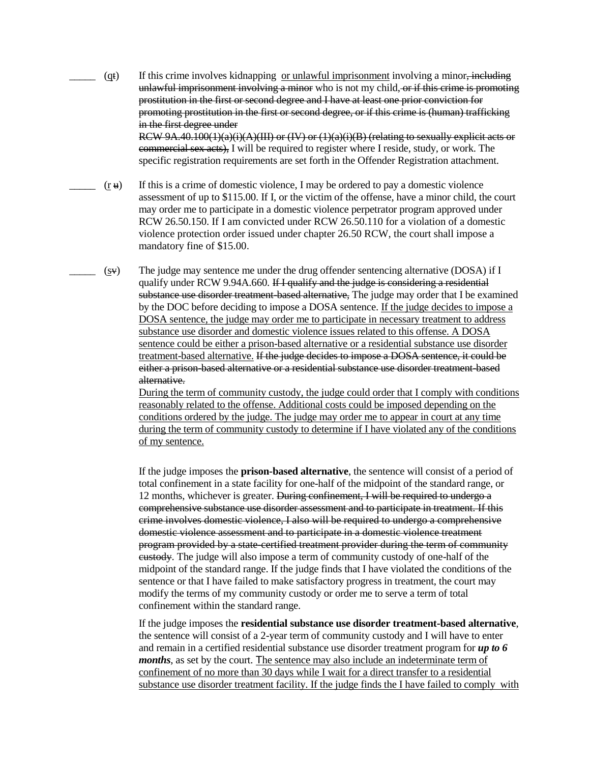_____ (q~~t~~) If this crime involves kidnapping <u>or unlawful imprisonment</u> involving a minor~~, including unlawful imprisonment involving a minor~~ who is not my child, ~~or if this crime is promoting prostitution in the first or second degree and I have at least one prior conviction for promoting prostitution in the first or second degree, or if this crime is (human) trafficking in the first degree under RCW 9A.40.100(1)(a)(i)(A)(III) or (IV) or (1)(a)(i)(B) (relating to sexually explicit acts or commercial sex acts),~~ I will be required to register where I reside, study, or work. The specific registration requirements are set forth in the Offender Registration attachment.

_____ (<u>r</u> ~~u~~) If this is a crime of domestic violence, I may be ordered to pay a domestic violence assessment of up to $115.00. If I, or the victim of the offense, have a minor child, the court may order me to participate in a domestic violence perpetrator program approved under RCW 26.50.150. If I am convicted under RCW 26.50.110 for a violation of a domestic violence protection order issued under chapter 26.50 RCW, the court shall impose a mandatory fine of $15.00.

_____ (<u>s</u>~~v~~) The judge may sentence me under the drug offender sentencing alternative (DOSA) if I qualify under RCW 9.94A.660. ~~If I qualify and the judge is considering a residential substance use disorder treatment-based alternative,~~ The judge may order that I be examined by the DOC before deciding to impose a DOSA sentence. <u>If the judge decides to impose a DOSA sentence, the judge may order me to participate in necessary treatment to address substance use disorder and domestic violence issues related to this offense. A DOSA sentence could be either a prison-based alternative or a residential substance use disorder treatment-based alternative.</u> ~~If the judge decides to impose a DOSA sentence, it could be either a prison-based alternative or a residential substance use disorder treatment-based alternative.~~
<u>During the term of community custody, the judge could order that I comply with conditions reasonably related to the offense. Additional costs could be imposed depending on the conditions ordered by the judge. The judge may order me to appear in court at any time during the term of community custody to determine if I have violated any of the conditions of my sentence.</u>

If the judge imposes the **prison-based alternative**, the sentence will consist of a period of total confinement in a state facility for one-half of the midpoint of the standard range, or 12 months, whichever is greater. ~~During confinement, I will be required to undergo a comprehensive substance use disorder assessment and to participate in treatment. If this crime involves domestic violence, I also will be required to undergo a comprehensive domestic violence assessment and to participate in a domestic violence treatment program provided by a state-certified treatment provider during the term of community custody~~. The judge will also impose a term of community custody of one-half of the midpoint of the standard range. If the judge finds that I have violated the conditions of the sentence or that I have failed to make satisfactory progress in treatment, the court may modify the terms of my community custody or order me to serve a term of total confinement within the standard range.

If the judge imposes the **residential substance use disorder treatment-based alternative**, the sentence will consist of a 2-year term of community custody and I will have to enter and remain in a certified residential substance use disorder treatment program for ***up to 6 months***, as set by the court. <u>The sentence may also include an indeterminate term of confinement of no more than 30 days while I wait for a direct transfer to a residential substance use disorder treatment facility. If the judge finds the I have failed to comply with</u>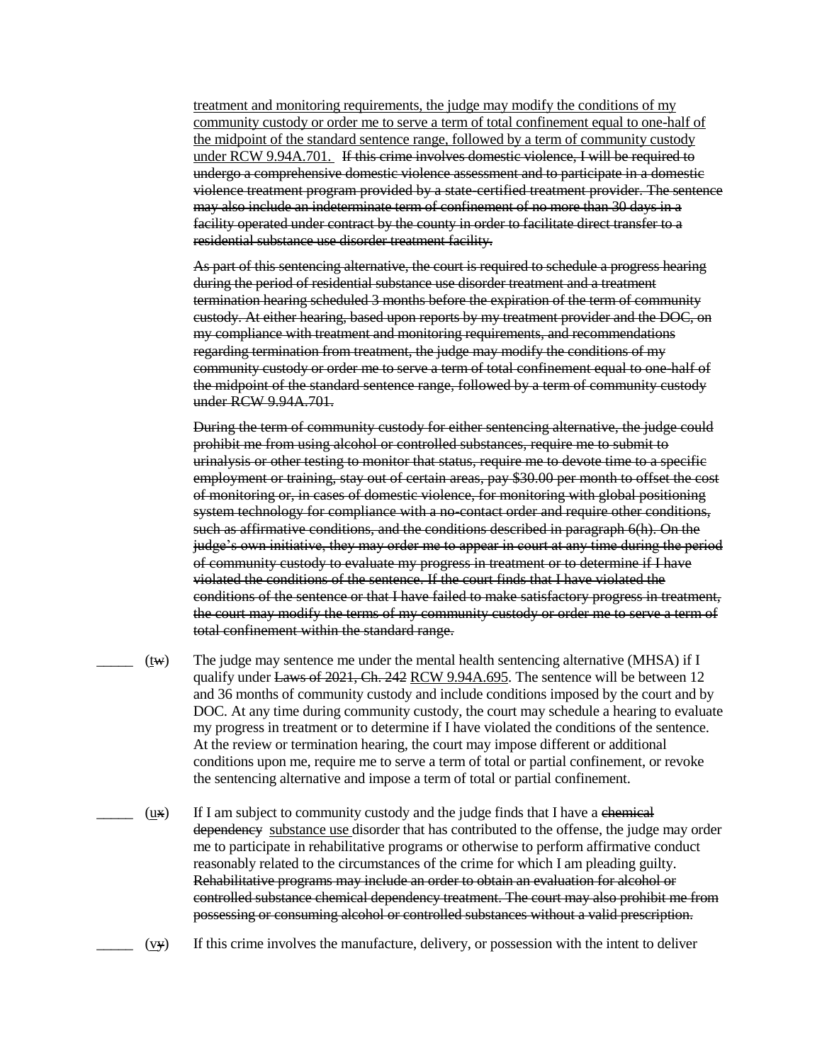treatment and monitoring requirements, the judge may modify the conditions of my community custody or order me to serve a term of total confinement equal to one-half of the midpoint of the standard sentence range, followed by a term of community custody under RCW 9.94A.701. ~~If this crime involves domestic violence, I will be required to undergo a comprehensive domestic violence assessment and to participate in a domestic violence treatment program provided by a state-certified treatment provider. The sentence may also include an indeterminate term of confinement of no more than 30 days in a facility operated under contract by the county in order to facilitate direct transfer to a residential substance use disorder treatment facility.~~

~~As part of this sentencing alternative, the court is required to schedule a progress hearing during the period of residential substance use disorder treatment and a treatment termination hearing scheduled 3 months before the expiration of the term of community custody. At either hearing, based upon reports by my treatment provider and the DOC, on my compliance with treatment and monitoring requirements, and recommendations regarding termination from treatment, the judge may modify the conditions of my community custody or order me to serve a term of total confinement equal to one-half of the midpoint of the standard sentence range, followed by a term of community custody under RCW 9.94A.701.~~

~~During the term of community custody for either sentencing alternative, the judge could prohibit me from using alcohol or controlled substances, require me to submit to urinalysis or other testing to monitor that status, require me to devote time to a specific employment or training, stay out of certain areas, pay $30.00 per month to offset the cost of monitoring or, in cases of domestic violence, for monitoring with global positioning system technology for compliance with a no-contact order and require other conditions, such as affirmative conditions, and the conditions described in paragraph 6(h). On the judge's own initiative, they may order me to appear in court at any time during the period of community custody to evaluate my progress in treatment or to determine if I have violated the conditions of the sentence. If the court finds that I have violated the conditions of the sentence or that I have failed to make satisfactory progress in treatment, the court may modify the terms of my community custody or order me to serve a term of total confinement within the standard range.~~

_____ (t~~w~~) The judge may sentence me under the mental health sentencing alternative (MHSA) if I qualify under ~~Laws of 2021, Ch. 242~~ RCW 9.94A.695. The sentence will be between 12 and 36 months of community custody and include conditions imposed by the court and by DOC. At any time during community custody, the court may schedule a hearing to evaluate my progress in treatment or to determine if I have violated the conditions of the sentence. At the review or termination hearing, the court may impose different or additional conditions upon me, require me to serve a term of total or partial confinement, or revoke the sentencing alternative and impose a term of total or partial confinement.

_____ (u~~x~~) If I am subject to community custody and the judge finds that I have a ~~chemical dependency~~ substance use disorder that has contributed to the offense, the judge may order me to participate in rehabilitative programs or otherwise to perform affirmative conduct reasonably related to the circumstances of the crime for which I am pleading guilty. ~~Rehabilitative programs may include an order to obtain an evaluation for alcohol or controlled substance chemical dependency treatment. The court may also prohibit me from possessing or consuming alcohol or controlled substances without a valid prescription.~~

_____ (v~~y~~) If this crime involves the manufacture, delivery, or possession with the intent to deliver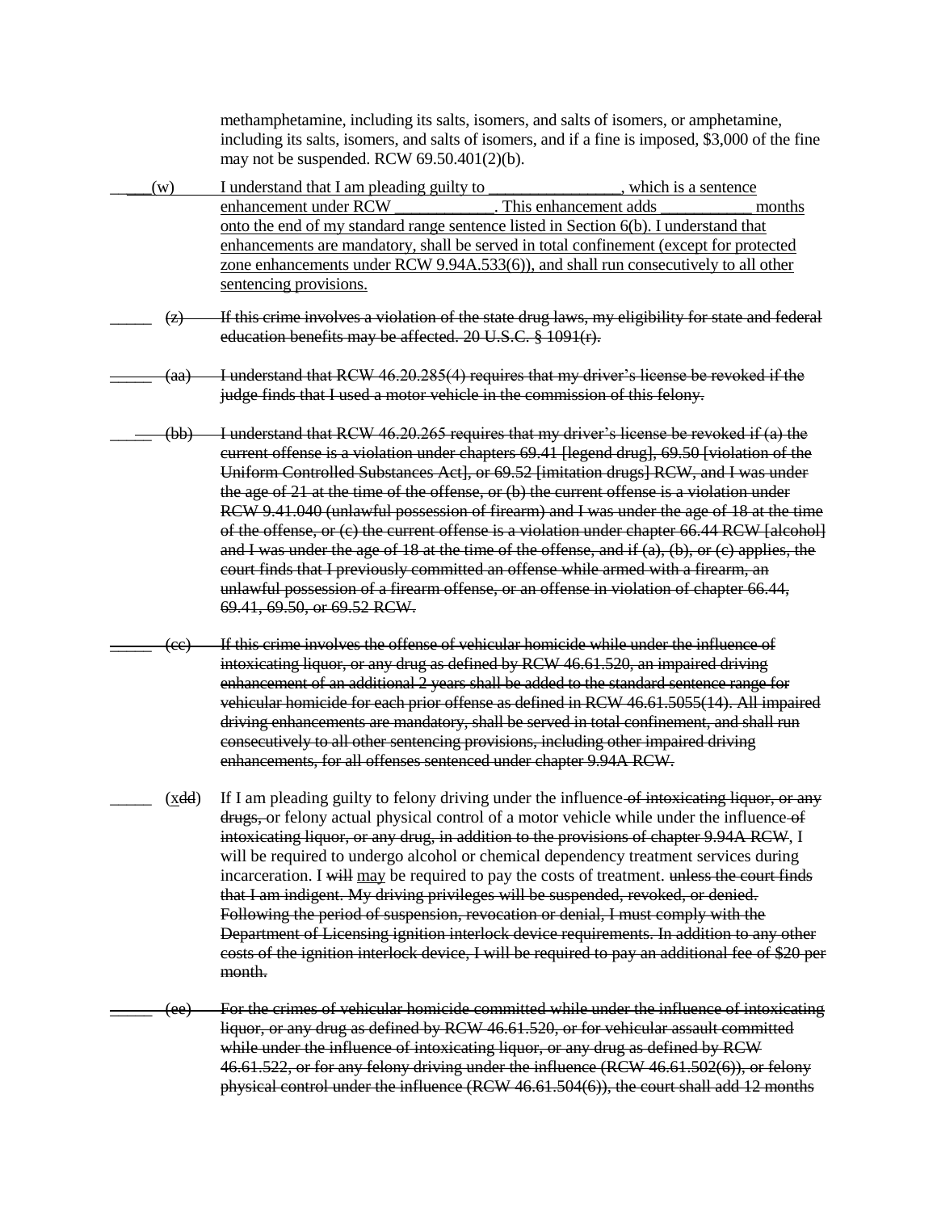methamphetamine, including its salts, isomers, and salts of isomers, or amphetamine, including its salts, isomers, and salts of isomers, and if a fine is imposed, $3,000 of the fine may not be suspended. RCW 69.50.401(2)(b).

\_\_\_\_ (w) I understand that I am pleading guilty to \_\_\_\_\_\_\_\_\_\_\_\_\_\_\_\_, which is a sentence enhancement under RCW \_\_\_\_\_\_\_\_\_\_\_\_. This enhancement adds \_\_\_\_\_\_\_\_\_\_\_ months onto the end of my standard range sentence listed in Section 6(b). I understand that enhancements are mandatory, shall be served in total confinement (except for protected zone enhancements under RCW 9.94A.533(6)), and shall run consecutively to all other sentencing provisions.

\_\_\_\_\_ ~~(z) If this crime involves a violation of the state drug laws, my eligibility for state and federal education benefits may be affected. 20 U.S.C. § 1091(r).~~

\_\_\_\_\_ ~~(aa) I understand that RCW 46.20.285(4) requires that my driver's license be revoked if the judge finds that I used a motor vehicle in the commission of this felony.~~

\_\_\_\_\_ ~~(bb) I understand that RCW 46.20.265 requires that my driver's license be revoked if (a) the current offense is a violation under chapters 69.41 [legend drug], 69.50 [violation of the Uniform Controlled Substances Act], or 69.52 [imitation drugs] RCW, and I was under the age of 21 at the time of the offense, or (b) the current offense is a violation under RCW 9.41.040 (unlawful possession of firearm) and I was under the age of 18 at the time of the offense, or (c) the current offense is a violation under chapter 66.44 RCW [alcohol] and I was under the age of 18 at the time of the offense, and if (a), (b), or (c) applies, the court finds that I previously committed an offense while armed with a firearm, an unlawful possession of a firearm offense, or an offense in violation of chapter 66.44, 69.41, 69.50, or 69.52 RCW.~~

\_\_\_\_\_ ~~(cc) If this crime involves the offense of vehicular homicide while under the influence of intoxicating liquor, or any drug as defined by RCW 46.61.520, an impaired driving enhancement of an additional 2 years shall be added to the standard sentence range for vehicular homicide for each prior offense as defined in RCW 46.61.5055(14). All impaired driving enhancements are mandatory, shall be served in total confinement, and shall run consecutively to all other sentencing provisions, including other impaired driving enhancements, for all offenses sentenced under chapter 9.94A RCW.~~

\_\_\_\_\_ (x~~dd~~) If I am pleading guilty to felony driving under the influence ~~of intoxicating liquor, or any drugs,~~ or felony actual physical control of a motor vehicle while under the influence ~~of intoxicating liquor, or any drug, in addition to the provisions of chapter 9.94A RCW~~, I will be required to undergo alcohol or chemical dependency treatment services during incarceration. I ~~will~~ may be required to pay the costs of treatment. ~~unless the court finds that I am indigent. My driving privileges will be suspended, revoked, or denied. Following the period of suspension, revocation or denial, I must comply with the Department of Licensing ignition interlock device requirements. In addition to any other costs of the ignition interlock device, I will be required to pay an additional fee of $20 per month.~~

\_\_\_\_\_ ~~(ee) For the crimes of vehicular homicide committed while under the influence of intoxicating liquor, or any drug as defined by RCW 46.61.520, or for vehicular assault committed while under the influence of intoxicating liquor, or any drug as defined by RCW 46.61.522, or for any felony driving under the influence (RCW 46.61.502(6)), or felony physical control under the influence (RCW 46.61.504(6)), the court shall add 12 months~~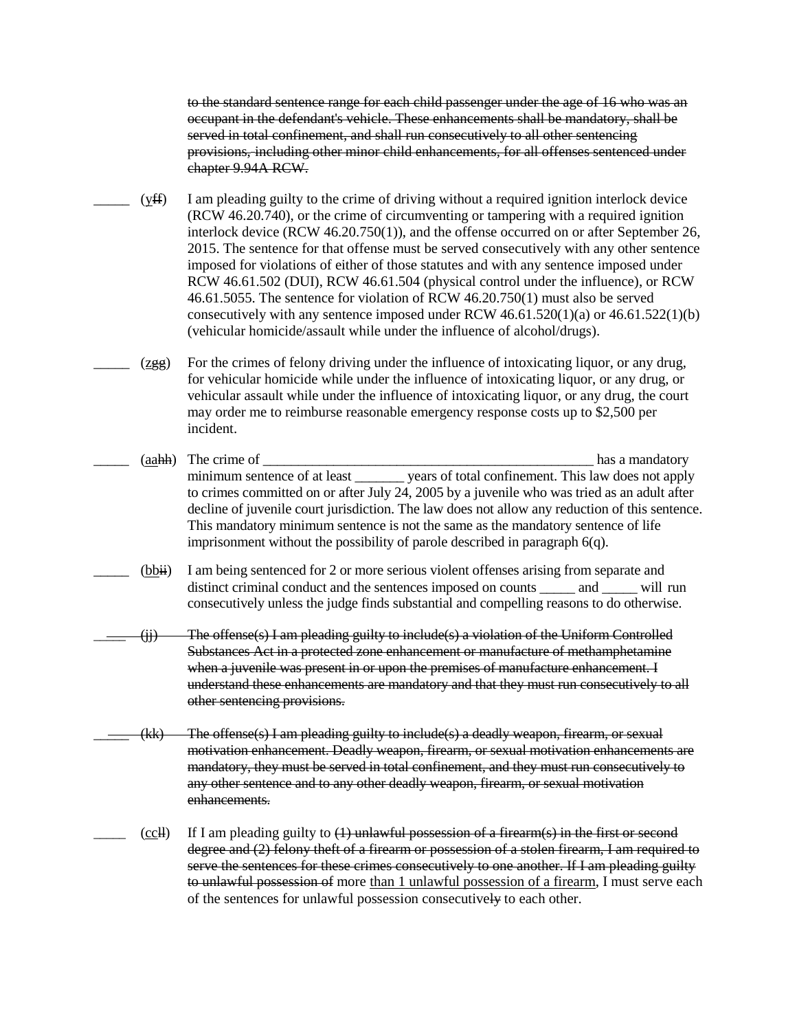~~to the standard sentence range for each child passenger under the age of 16 who was an occupant in the defendant's vehicle. These enhancements shall be mandatory, shall be served in total confinement, and shall run consecutively to all other sentencing provisions, including other minor child enhancements, for all offenses sentenced under chapter 9.94A RCW.~~

_____ (y~~ff~~) I am pleading guilty to the crime of driving without a required ignition interlock device (RCW 46.20.740), or the crime of circumventing or tampering with a required ignition interlock device (RCW 46.20.750(1)), and the offense occurred on or after September 26, 2015. The sentence for that offense must be served consecutively with any other sentence imposed for violations of either of those statutes and with any sentence imposed under RCW 46.61.502 (DUI), RCW 46.61.504 (physical control under the influence), or RCW 46.61.5055. The sentence for violation of RCW 46.20.750(1) must also be served consecutively with any sentence imposed under RCW 46.61.520(1)(a) or 46.61.522(1)(b) (vehicular homicide/assault while under the influence of alcohol/drugs).

_____ (z~~gg~~) For the crimes of felony driving under the influence of intoxicating liquor, or any drug, for vehicular homicide while under the influence of intoxicating liquor, or any drug, or vehicular assault while under the influence of intoxicating liquor, or any drug, the court may order me to reimburse reasonable emergency response costs up to $2,500 per incident.

_____ (aa~~hh~~) The crime of _______________________________________________ has a mandatory minimum sentence of at least _______ years of total confinement. This law does not apply to crimes committed on or after July 24, 2005 by a juvenile who was tried as an adult after decline of juvenile court jurisdiction. The law does not allow any reduction of this sentence. This mandatory minimum sentence is not the same as the mandatory sentence of life imprisonment without the possibility of parole described in paragraph 6(q).

_____ (bb~~ii~~) I am being sentenced for 2 or more serious violent offenses arising from separate and distinct criminal conduct and the sentences imposed on counts _____ and _____ will run consecutively unless the judge finds substantial and compelling reasons to do otherwise.

~~_____ (jj) The offense(s) I am pleading guilty to include(s) a violation of the Uniform Controlled Substances Act in a protected zone enhancement or manufacture of methamphetamine when a juvenile was present in or upon the premises of manufacture enhancement. I understand these enhancements are mandatory and that they must run consecutively to all other sentencing provisions.~~

~~_____ (kk) The offense(s) I am pleading guilty to include(s) a deadly weapon, firearm, or sexual motivation enhancement. Deadly weapon, firearm, or sexual motivation enhancements are mandatory, they must be served in total confinement, and they must run consecutively to any other sentence and to any other deadly weapon, firearm, or sexual motivation enhancements.~~

_____ (cc~~ll~~) If I am pleading guilty to ~~(1) unlawful possession of a firearm(s) in the first or second degree and (2) felony theft of a firearm or possession of a stolen firearm, I am required to serve the sentences for these crimes consecutively to one another. If I am pleading guilty to unlawful possession of~~ more than 1 unlawful possession of a firearm, I must serve each of the sentences for unlawful possession consecutivel~~y~~ to each other.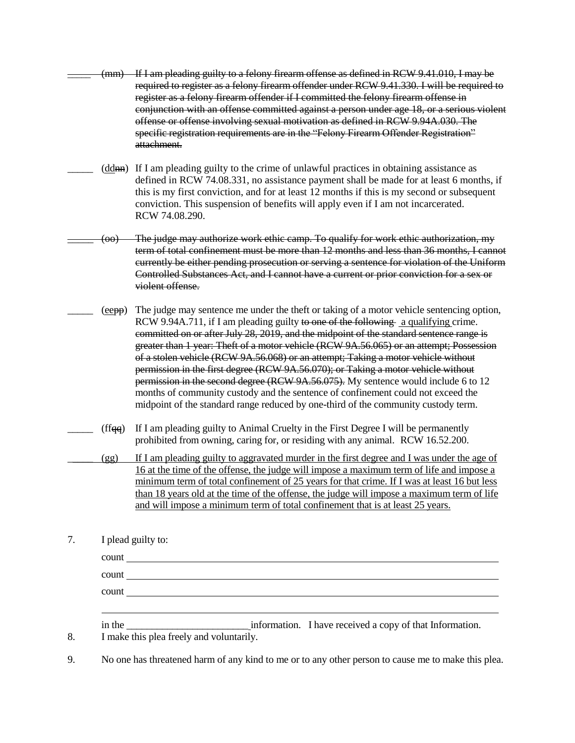_____ ~~(mm) If I am pleading guilty to a felony firearm offense as defined in RCW 9.41.010, I may be required to register as a felony firearm offender under RCW 9.41.330. I will be required to register as a felony firearm offender if I committed the felony firearm offense in conjunction with an offense committed against a person under age 18, or a serious violent offense or offense involving sexual motivation as defined in RCW 9.94A.030. The specific registration requirements are in the "Felony Firearm Offender Registration" attachment.~~

_____ (<u>dd</u>~~nn~~) If I am pleading guilty to the crime of unlawful practices in obtaining assistance as defined in RCW 74.08.331, no assistance payment shall be made for at least 6 months, if this is my first conviction, and for at least 12 months if this is my second or subsequent conviction. This suspension of benefits will apply even if I am not incarcerated. RCW 74.08.290.

_____ ~~(oo) The judge may authorize work ethic camp. To qualify for work ethic authorization, my term of total confinement must be more than 12 months and less than 36 months, I cannot currently be either pending prosecution or serving a sentence for violation of the Uniform Controlled Substances Act, and I cannot have a current or prior conviction for a sex or violent offense.~~

_____ (<u>ee</u>~~pp~~) The judge may sentence me under the theft or taking of a motor vehicle sentencing option, RCW 9.94A.711, if I am pleading guilty ~~to one of the following~~ <u>a qualifying</u> crime. ~~committed on or after July 28, 2019, and the midpoint of the standard sentence range is greater than 1 year: Theft of a motor vehicle (RCW 9A.56.065) or an attempt; Possession of a stolen vehicle (RCW 9A.56.068) or an attempt; Taking a motor vehicle without permission in the first degree (RCW 9A.56.070); or Taking a motor vehicle without permission in the second degree (RCW 9A.56.075).~~ My sentence would include 6 to 12 months of community custody and the sentence of confinement could not exceed the midpoint of the standard range reduced by one-third of the community custody term.

_____ (<u>ff</u>~~qq~~) If I am pleading guilty to Animal Cruelty in the First Degree I will be permanently prohibited from owning, caring for, or residing with any animal. RCW 16.52.200.

<u>_____ (gg) If I am pleading guilty to aggravated murder in the first degree and I was under the age of 16 at the time of the offense, the judge will impose a maximum term of life and impose a minimum term of total confinement of 25 years for that crime. If I was at least 16 but less than 18 years old at the time of the offense, the judge will impose a maximum term of life and will impose a minimum term of total confinement that is at least 25 years.</u>

7. I plead guilty to:

   count ______________________________________________________________

   count ______________________________________________________________

   count ______________________________________________________________

   ____________________________________________________________________

   in the ________________________ information. I have received a copy of that Information.

8. I make this plea freely and voluntarily.

9. No one has threatened harm of any kind to me or to any other person to cause me to make this plea.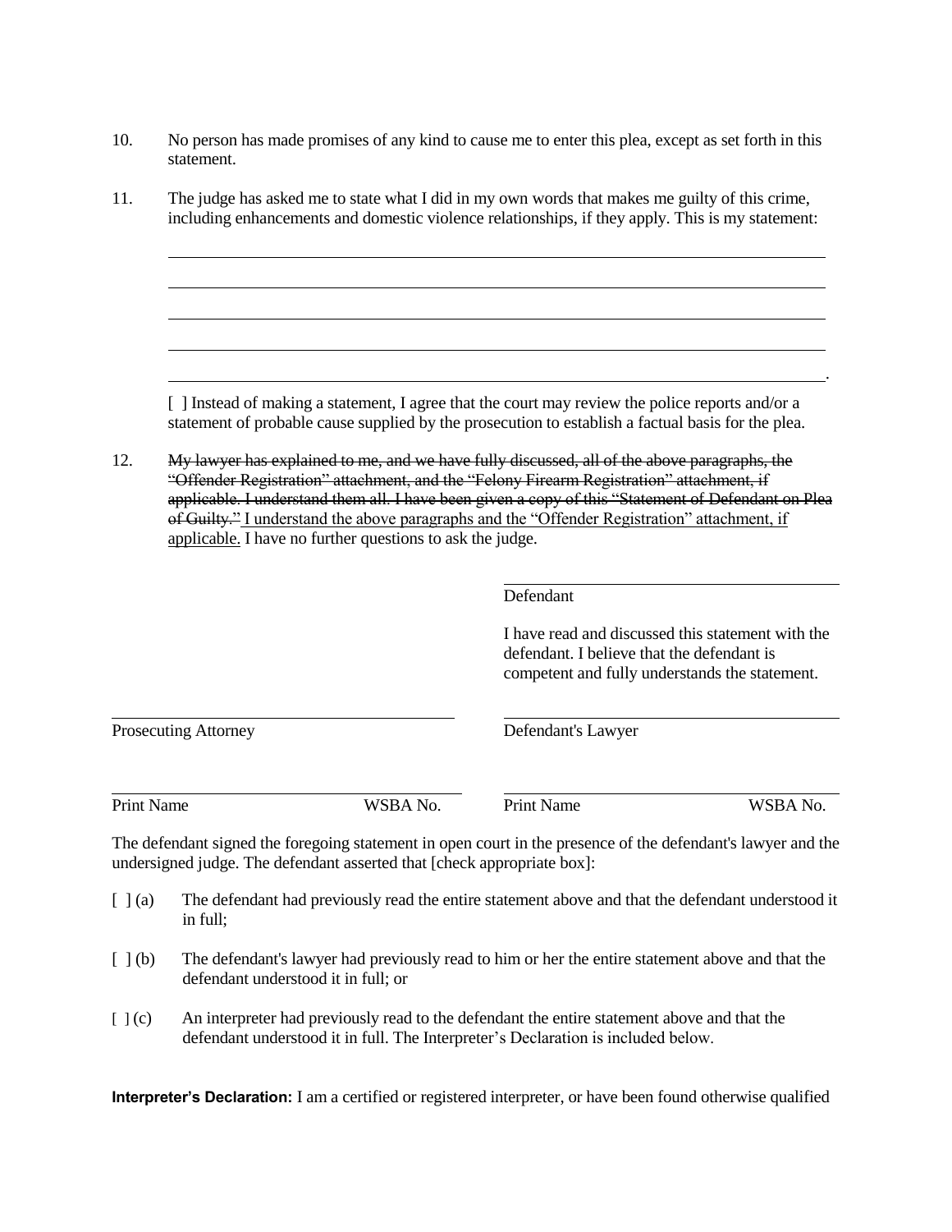10. No person has made promises of any kind to cause me to enter this plea, except as set forth in this statement.

11. The judge has asked me to state what I did in my own words that makes me guilty of this crime, including enhancements and domestic violence relationships, if they apply. This is my statement:

    ______________________________________________________________________________

    ______________________________________________________________________________

    ______________________________________________________________________________

    ______________________________________________________________________________

    ______________________________________________________________________________.

    [ ] Instead of making a statement, I agree that the court may review the police reports and/or a statement of probable cause supplied by the prosecution to establish a factual basis for the plea.

12. ~~My lawyer has explained to me, and we have fully discussed, all of the above paragraphs, the "Offender Registration" attachment, and the "Felony Firearm Registration" attachment, if applicable. I understand them all. I have been given a copy of this "Statement of Defendant on Plea of Guilty."~~ <u>I understand the above paragraphs and the "Offender Registration" attachment, if applicable.</u> I have no further questions to ask the judge.

______________________________
Defendant

I have read and discussed this statement with the defendant. I believe that the defendant is competent and fully understands the statement.

| ______________________________ | ______________________________ |
|---|---|
| Prosecuting Attorney | Defendant's Lawyer |
| ______________________________ | ______________________________ |
| Print Name WSBA No. | Print Name WSBA No. |

The defendant signed the foregoing statement in open court in the presence of the defendant's lawyer and the undersigned judge. The defendant asserted that [check appropriate box]:

[ ] (a) The defendant had previously read the entire statement above and that the defendant understood it in full;

[ ] (b) The defendant's lawyer had previously read to him or her the entire statement above and that the defendant understood it in full; or

[ ] (c) An interpreter had previously read to the defendant the entire statement above and that the defendant understood it in full. The Interpreter's Declaration is included below.

**Interpreter's Declaration:** I am a certified or registered interpreter, or have been found otherwise qualified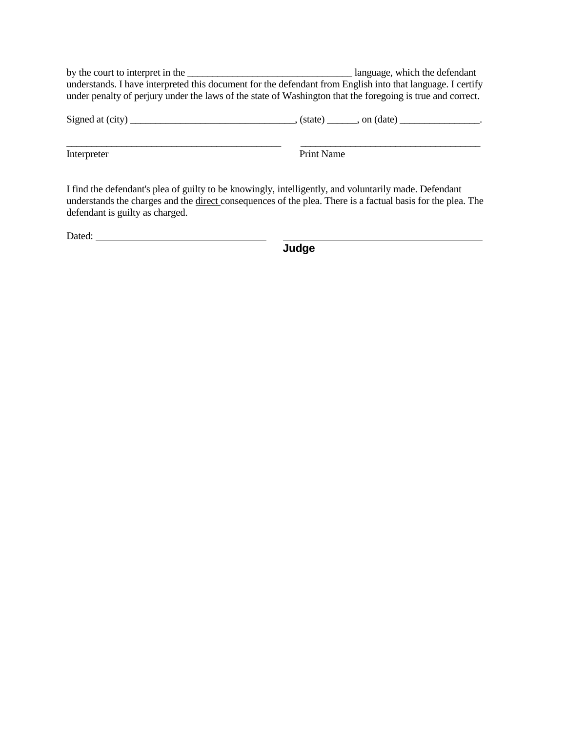by the court to interpret in the _________________________________ language, which the defendant understands. I have interpreted this document for the defendant from English into that language. I certify under penalty of perjury under the laws of the state of Washington that the foregoing is true and correct.

Signed at (city) _________________________________, (state) ______, on (date) ________________.

_____________________________________________ Interpreter

_____________________________________ Print Name

I find the defendant's plea of guilty to be knowingly, intelligently, and voluntarily made. Defendant understands the charges and the <u>direct</u> consequences of the plea. There is a factual basis for the plea. The defendant is guilty as charged.

Dated: ___________________________________

_________________________________________ **Judge**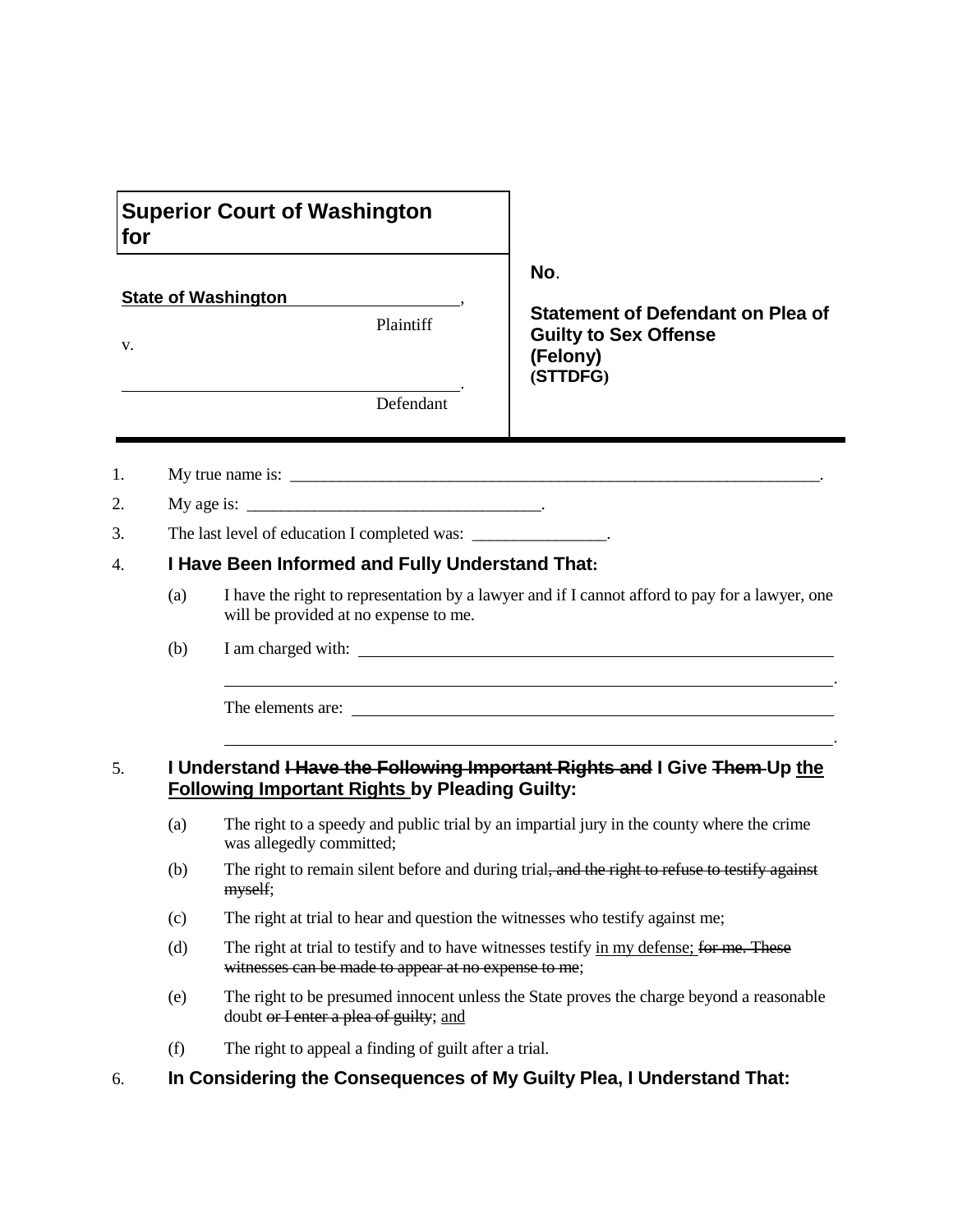| **Superior Court of Washington for** | |
|---|---|
| **State of Washington** ____________________, Plaintiff<br><br>v.<br><br>____________________. Defendant | **No**.<br><br>**Statement of Defendant on Plea of Guilty to Sex Offense (Felony)**<br>**(STTDFG)** |

1. My true name is: ____________________________________________________________________.
2. My age is: ____________________________________.
3. The last level of education I completed was: ________________.
4. **I Have Been Informed and Fully Understand That:**
   - (a) I have the right to representation by a lawyer and if I cannot afford to pay for a lawyer, one will be provided at no expense to me.
   - (b) I am charged with: ____________________________________________________________.

     The elements are: ____________________________________________________________.
5. **I Understand ~~I Have the Following Important Rights and~~ I Give ~~Them~~ Up <u>the Following Important Rights</u> by Pleading Guilty:**
   - (a) The right to a speedy and public trial by an impartial jury in the county where the crime was allegedly committed;
   - (b) The right to remain silent before and during trial~~, and the right to refuse to testify against myself~~;
   - (c) The right at trial to hear and question the witnesses who testify against me;
   - (d) The right at trial to testify and to have witnesses testify <u>in my defense;</u> ~~for me. These witnesses can be made to appear at no expense to me~~;
   - (e) The right to be presumed innocent unless the State proves the charge beyond a reasonable doubt ~~or I enter a plea of guilty~~; <u>and</u>
   - (f) The right to appeal a finding of guilt after a trial.
6. **In Considering the Consequences of My Guilty Plea, I Understand That:**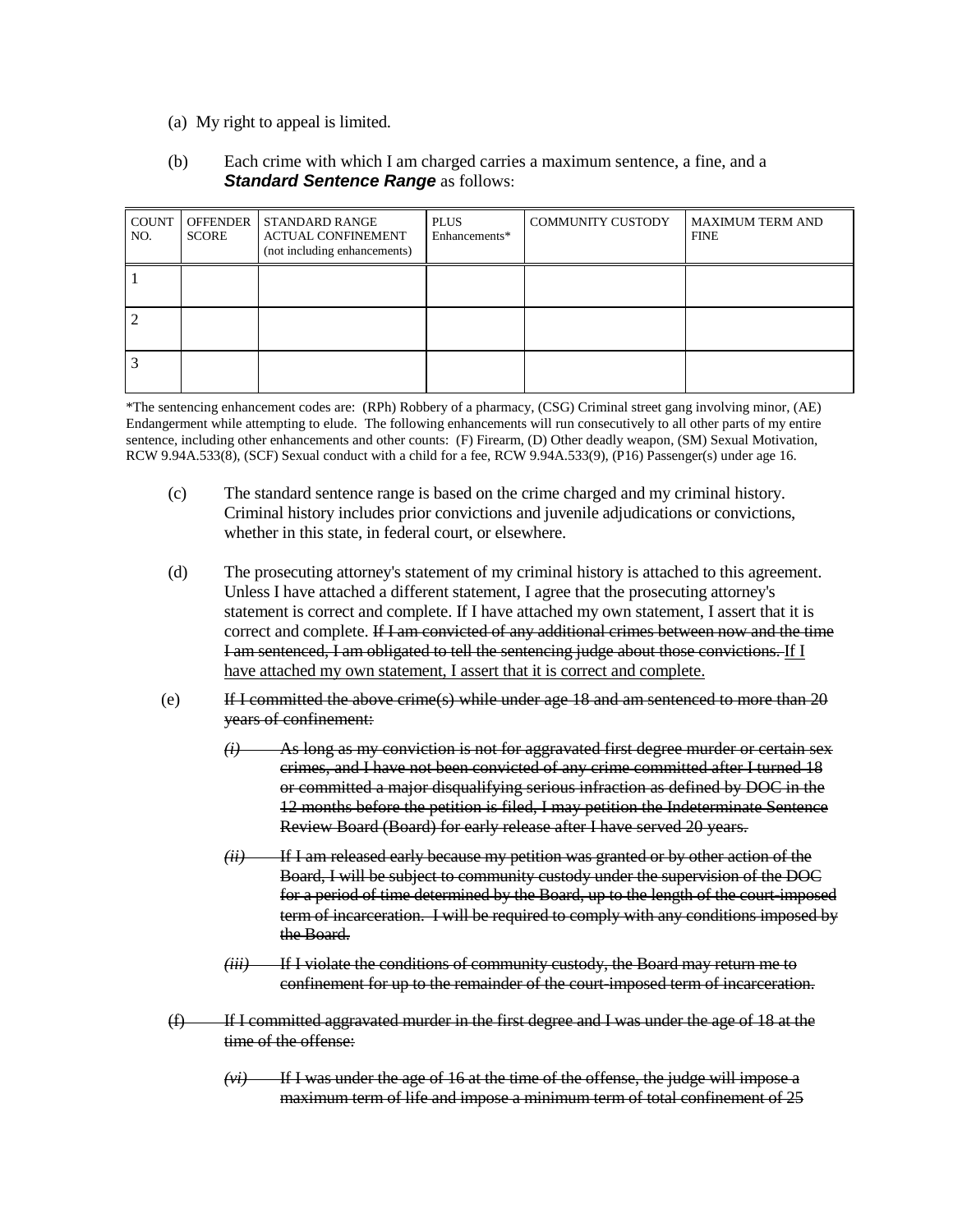(a) My right to appeal is limited.

(b) Each crime with which I am charged carries a maximum sentence, a fine, and a ***Standard Sentence Range*** as follows:

| COUNT NO. | OFFENDER SCORE | STANDARD RANGE ACTUAL CONFINEMENT (not including enhancements) | PLUS Enhancements* | COMMUNITY CUSTODY | MAXIMUM TERM AND FINE |
|---|---|---|---|---|---|
| 1 | | | | | |
| 2 | | | | | |
| 3 | | | | | |

*The sentencing enhancement codes are: (RPh) Robbery of a pharmacy, (CSG) Criminal street gang involving minor, (AE) Endangerment while attempting to elude. The following enhancements will run consecutively to all other parts of my entire sentence, including other enhancements and other counts: (F) Firearm, (D) Other deadly weapon, (SM) Sexual Motivation, RCW 9.94A.533(8), (SCF) Sexual conduct with a child for a fee, RCW 9.94A.533(9), (P16) Passenger(s) under age 16.

(c) The standard sentence range is based on the crime charged and my criminal history. Criminal history includes prior convictions and juvenile adjudications or convictions, whether in this state, in federal court, or elsewhere.

(d) The prosecuting attorney's statement of my criminal history is attached to this agreement. Unless I have attached a different statement, I agree that the prosecuting attorney's statement is correct and complete. If I have attached my own statement, I assert that it is correct and complete. ~~If I am convicted of any additional crimes between now and the time I am sentenced, I am obligated to tell the sentencing judge about those convictions.~~ If I have attached my own statement, I assert that it is correct and complete.

(e) ~~If I committed the above crime(s) while under age 18 and am sentenced to more than 20 years of confinement:~~

~~*(i)* As long as my conviction is not for aggravated first degree murder or certain sex crimes, and I have not been convicted of any crime committed after I turned 18 or committed a major disqualifying serious infraction as defined by DOC in the 12 months before the petition is filed, I may petition the Indeterminate Sentence Review Board (Board) for early release after I have served 20 years.~~

~~*(ii)* If I am released early because my petition was granted or by other action of the Board, I will be subject to community custody under the supervision of the DOC for a period of time determined by the Board, up to the length of the court-imposed term of incarceration. I will be required to comply with any conditions imposed by the Board.~~

~~*(iii)* If I violate the conditions of community custody, the Board may return me to confinement for up to the remainder of the court-imposed term of incarceration.~~

~~(f) If I committed aggravated murder in the first degree and I was under the age of 18 at the time of the offense:~~

~~*(vi)* If I was under the age of 16 at the time of the offense, the judge will impose a maximum term of life and impose a minimum term of total confinement of 25~~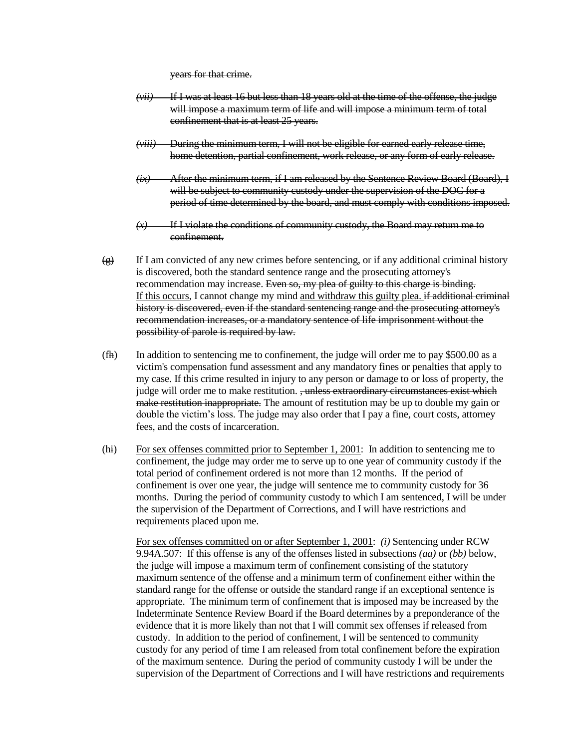~~years for that crime.~~

~~*(vii)* If I was at least 16 but less than 18 years old at the time of the offense, the judge will impose a maximum term of life and will impose a minimum term of total confinement that is at least 25 years.~~

~~*(viii)* During the minimum term, I will not be eligible for earned early release time, home detention, partial confinement, work release, or any form of early release.~~

~~*(ix)* After the minimum term, if I am released by the Sentence Review Board (Board), I will be subject to community custody under the supervision of the DOC for a period of time determined by the board, and must comply with conditions imposed.~~

~~*(x)* If I violate the conditions of community custody, the Board may return me to confinement.~~

(~~g~~) If I am convicted of any new crimes before sentencing, or if any additional criminal history is discovered, both the standard sentence range and the prosecuting attorney's recommendation may increase. ~~Even so, my plea of guilty to this charge is binding.~~ <u>If this occurs</u>, I cannot change my mind <u>and withdraw this guilty plea.</u> ~~if additional criminal history is discovered, even if the standard sentencing range and the prosecuting attorney's recommendation increases, or a mandatory sentence of life imprisonment without the possibility of parole is required by law.~~

(f~~h~~) In addition to sentencing me to confinement, the judge will order me to pay $500.00 as a victim's compensation fund assessment and any mandatory fines or penalties that apply to my case. If this crime resulted in injury to any person or damage to or loss of property, the judge will order me to make restitution. ~~, unless extraordinary circumstances exist which make restitution inappropriate.~~ The amount of restitution may be up to double my gain or double the victim's loss. The judge may also order that I pay a fine, court costs, attorney fees, and the costs of incarceration.

(h~~i~~) <u>For sex offenses committed prior to September 1, 2001</u>: In addition to sentencing me to confinement, the judge may order me to serve up to one year of community custody if the total period of confinement ordered is not more than 12 months. If the period of confinement is over one year, the judge will sentence me to community custody for 36 months. During the period of community custody to which I am sentenced, I will be under the supervision of the Department of Corrections, and I will have restrictions and requirements placed upon me.

<u>For sex offenses committed on or after September 1, 2001</u>: *(i)* Sentencing under RCW 9.94A.507: If this offense is any of the offenses listed in subsections *(aa)* or *(bb)* below, the judge will impose a maximum term of confinement consisting of the statutory maximum sentence of the offense and a minimum term of confinement either within the standard range for the offense or outside the standard range if an exceptional sentence is appropriate. The minimum term of confinement that is imposed may be increased by the Indeterminate Sentence Review Board if the Board determines by a preponderance of the evidence that it is more likely than not that I will commit sex offenses if released from custody. In addition to the period of confinement, I will be sentenced to community custody for any period of time I am released from total confinement before the expiration of the maximum sentence. During the period of community custody I will be under the supervision of the Department of Corrections and I will have restrictions and requirements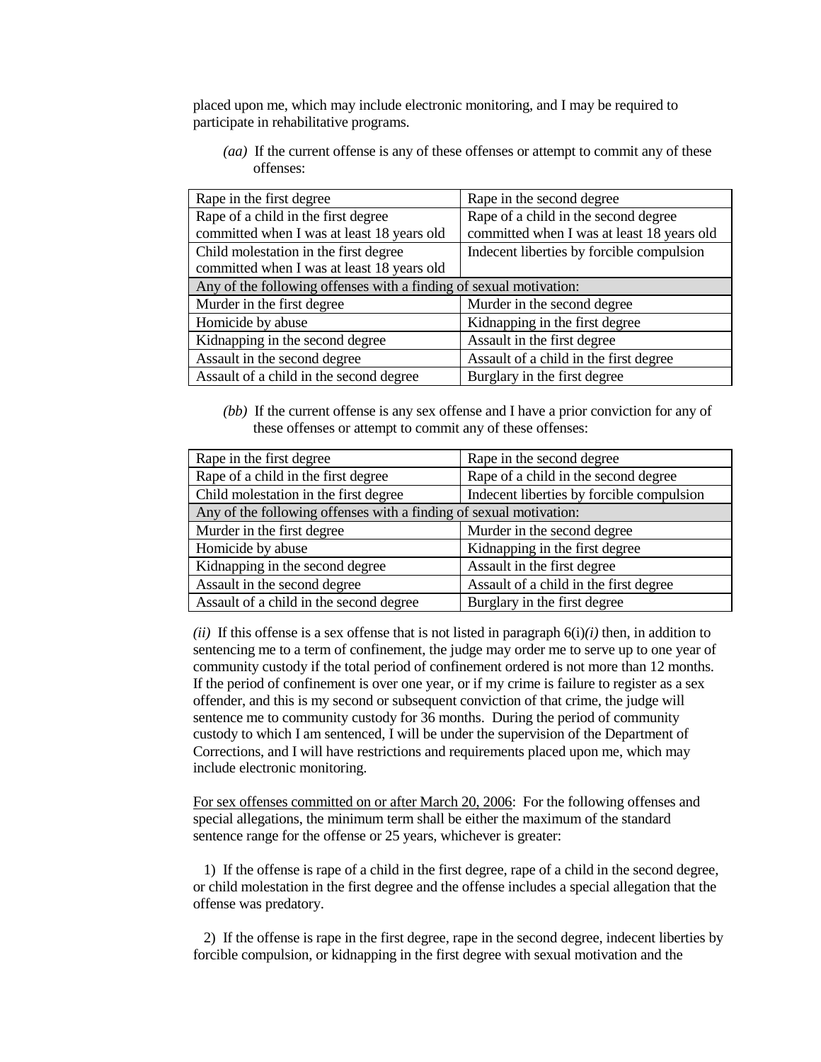placed upon me, which may include electronic monitoring, and I may be required to participate in rehabilitative programs.

*(aa)* If the current offense is any of these offenses or attempt to commit any of these offenses:

| Rape in the first degree | Rape in the second degree |
|---|---|
| Rape of a child in the first degree committed when I was at least 18 years old | Rape of a child in the second degree committed when I was at least 18 years old |
| Child molestation in the first degree committed when I was at least 18 years old | Indecent liberties by forcible compulsion |
| Any of the following offenses with a finding of sexual motivation: | |
| Murder in the first degree | Murder in the second degree |
| Homicide by abuse | Kidnapping in the first degree |
| Kidnapping in the second degree | Assault in the first degree |
| Assault in the second degree | Assault of a child in the first degree |
| Assault of a child in the second degree | Burglary in the first degree |

*(bb)* If the current offense is any sex offense and I have a prior conviction for any of these offenses or attempt to commit any of these offenses:

| Rape in the first degree | Rape in the second degree |
|---|---|
| Rape of a child in the first degree | Rape of a child in the second degree |
| Child molestation in the first degree | Indecent liberties by forcible compulsion |
| Any of the following offenses with a finding of sexual motivation: | |
| Murder in the first degree | Murder in the second degree |
| Homicide by abuse | Kidnapping in the first degree |
| Kidnapping in the second degree | Assault in the first degree |
| Assault in the second degree | Assault of a child in the first degree |
| Assault of a child in the second degree | Burglary in the first degree |

*(ii)* If this offense is a sex offense that is not listed in paragraph 6(i)*(i)* then, in addition to sentencing me to a term of confinement, the judge may order me to serve up to one year of community custody if the total period of confinement ordered is not more than 12 months. If the period of confinement is over one year, or if my crime is failure to register as a sex offender, and this is my second or subsequent conviction of that crime, the judge will sentence me to community custody for 36 months. During the period of community custody to which I am sentenced, I will be under the supervision of the Department of Corrections, and I will have restrictions and requirements placed upon me, which may include electronic monitoring.

<u>For sex offenses committed on or after March 20, 2006</u>: For the following offenses and special allegations, the minimum term shall be either the maximum of the standard sentence range for the offense or 25 years, whichever is greater:

1) If the offense is rape of a child in the first degree, rape of a child in the second degree, or child molestation in the first degree and the offense includes a special allegation that the offense was predatory.

2) If the offense is rape in the first degree, rape in the second degree, indecent liberties by forcible compulsion, or kidnapping in the first degree with sexual motivation and the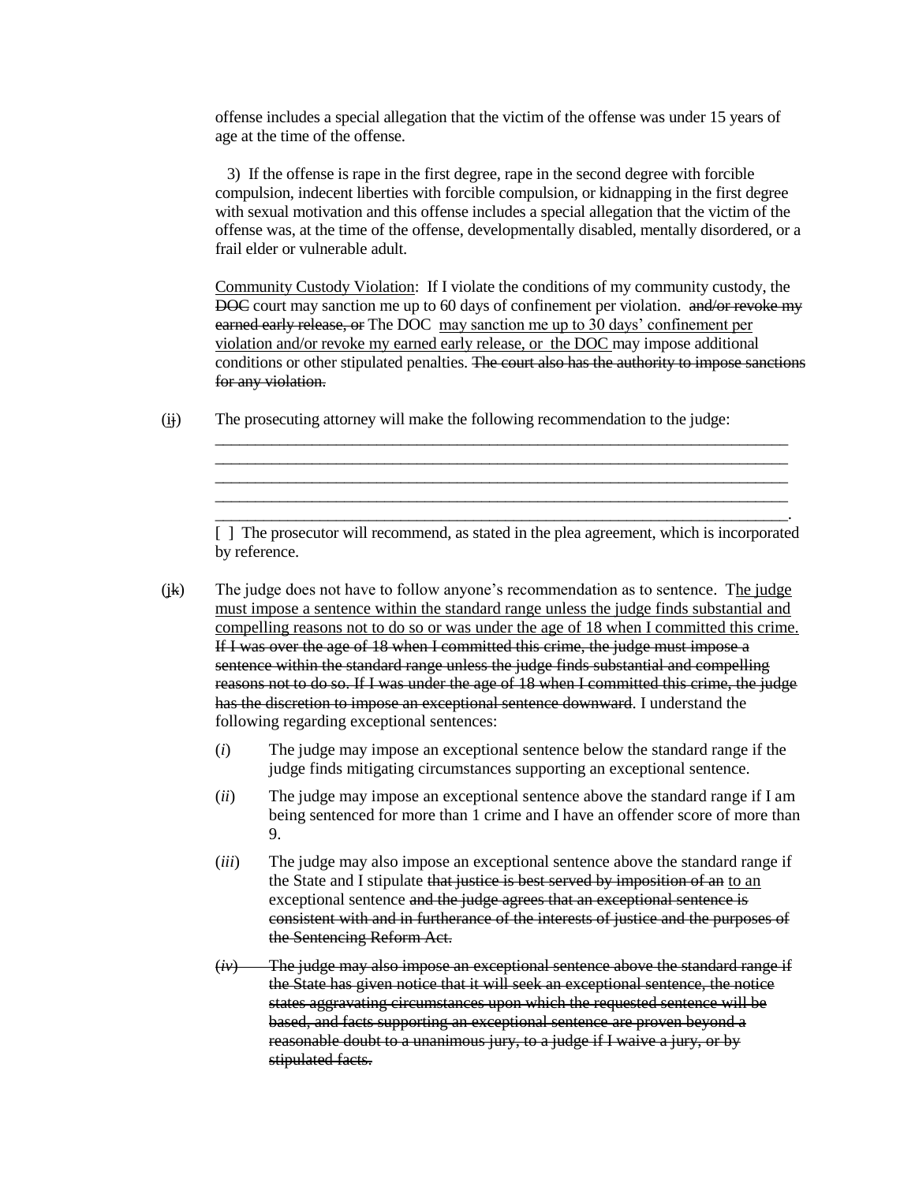offense includes a special allegation that the victim of the offense was under 15 years of age at the time of the offense.

3) If the offense is rape in the first degree, rape in the second degree with forcible compulsion, indecent liberties with forcible compulsion, or kidnapping in the first degree with sexual motivation and this offense includes a special allegation that the victim of the offense was, at the time of the offense, developmentally disabled, mentally disordered, or a frail elder or vulnerable adult.

<u>Community Custody Violation</u>: If I violate the conditions of my community custody, the ~~DOC~~ court may sanction me up to 60 days of confinement per violation. ~~and/or revoke my earned early release, or~~ The DOC <u>may sanction me up to 30 days' confinement per violation and/or revoke my earned early release, or the DOC</u> may impose additional conditions or other stipulated penalties. ~~The court also has the authority to impose sanctions for any violation.~~

(<u>i</u>~~j~~) The prosecuting attorney will make the following recommendation to the judge:

\_\_\_\_\_\_\_\_\_\_\_\_\_\_\_\_\_\_\_\_\_\_\_\_\_\_\_\_\_\_\_\_\_\_\_\_\_\_\_\_\_\_\_\_\_\_\_\_\_\_\_\_\_\_\_\_\_\_\_\_\_\_\_\_\_\_\_\_\_\_
\_\_\_\_\_\_\_\_\_\_\_\_\_\_\_\_\_\_\_\_\_\_\_\_\_\_\_\_\_\_\_\_\_\_\_\_\_\_\_\_\_\_\_\_\_\_\_\_\_\_\_\_\_\_\_\_\_\_\_\_\_\_\_\_\_\_\_\_\_\_
\_\_\_\_\_\_\_\_\_\_\_\_\_\_\_\_\_\_\_\_\_\_\_\_\_\_\_\_\_\_\_\_\_\_\_\_\_\_\_\_\_\_\_\_\_\_\_\_\_\_\_\_\_\_\_\_\_\_\_\_\_\_\_\_\_\_\_\_\_\_
\_\_\_\_\_\_\_\_\_\_\_\_\_\_\_\_\_\_\_\_\_\_\_\_\_\_\_\_\_\_\_\_\_\_\_\_\_\_\_\_\_\_\_\_\_\_\_\_\_\_\_\_\_\_\_\_\_\_\_\_\_\_\_\_\_\_\_\_\_\_
\_\_\_\_\_\_\_\_\_\_\_\_\_\_\_\_\_\_\_\_\_\_\_\_\_\_\_\_\_\_\_\_\_\_\_\_\_\_\_\_\_\_\_\_\_\_\_\_\_\_\_\_\_\_\_\_\_\_\_\_\_\_\_\_\_\_\_\_\_\_.

[ ] The prosecutor will recommend, as stated in the plea agreement, which is incorporated by reference.

(<u>j</u>~~k~~) The judge does not have to follow anyone's recommendation as to sentence. T<u>he judge must impose a sentence within the standard range unless the judge finds substantial and compelling reasons not to do so or was under the age of 18 when I committed this crime.</u> ~~If I was over the age of 18 when I committed this crime, the judge must impose a sentence within the standard range unless the judge finds substantial and compelling reasons not to do so. If I was under the age of 18 when I committed this crime, the judge has the discretion to impose an exceptional sentence downward~~. I understand the following regarding exceptional sentences:

(*i*) The judge may impose an exceptional sentence below the standard range if the judge finds mitigating circumstances supporting an exceptional sentence.

(*ii*) The judge may impose an exceptional sentence above the standard range if I am being sentenced for more than 1 crime and I have an offender score of more than 9.

(*iii*) The judge may also impose an exceptional sentence above the standard range if the State and I stipulate ~~that justice is best served by imposition of an~~ <u>to an</u> exceptional sentence ~~and the judge agrees that an exceptional sentence is consistent with and in furtherance of the interests of justice and the purposes of the Sentencing Reform Act.~~

~~(*iv*) The judge may also impose an exceptional sentence above the standard range if the State has given notice that it will seek an exceptional sentence, the notice states aggravating circumstances upon which the requested sentence will be based, and facts supporting an exceptional sentence are proven beyond a reasonable doubt to a unanimous jury, to a judge if I waive a jury, or by stipulated facts.~~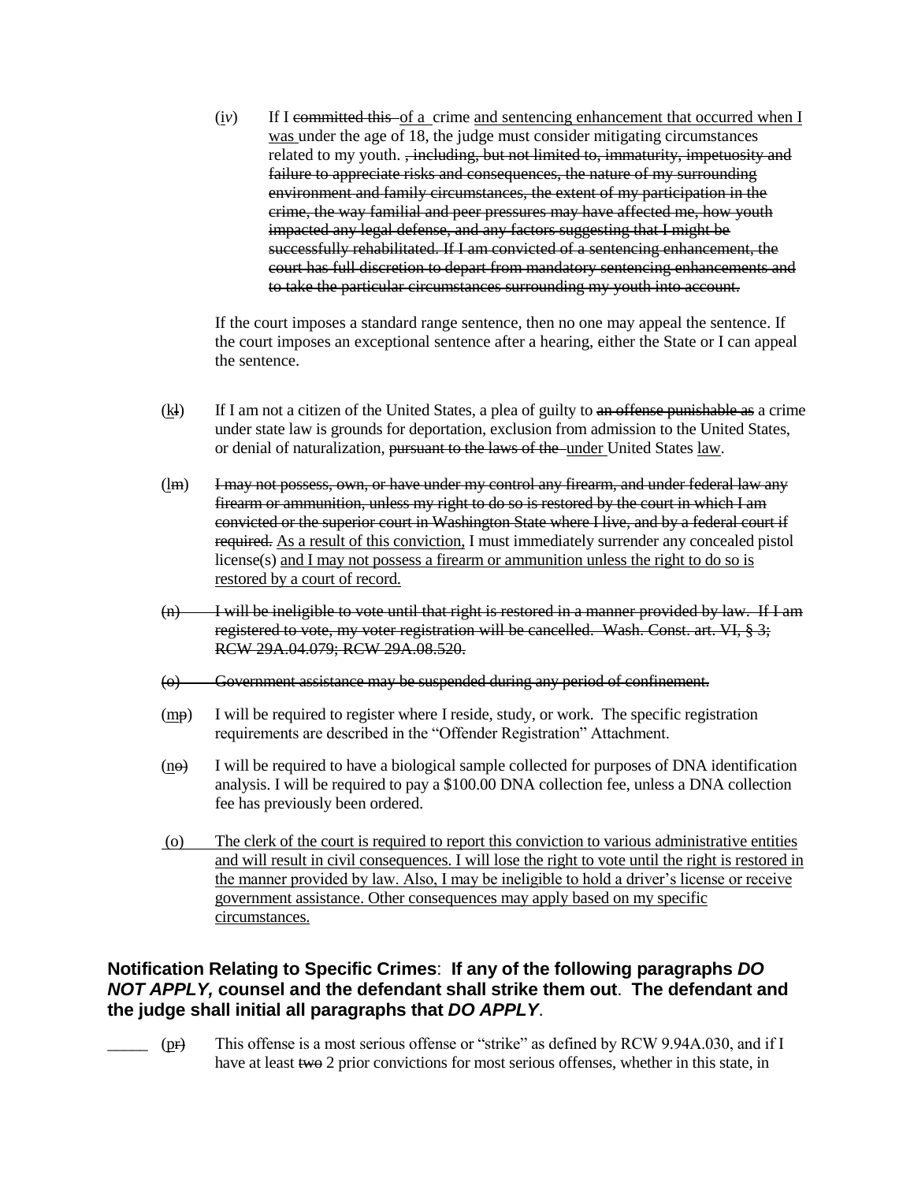(<u>i</u>v) If I ~~committed this~~ <u>of a</u> crime <u>and sentencing enhancement that occurred when I was</u> under the age of 18, the judge must consider mitigating circumstances related to my youth. ~~, including, but not limited to, immaturity, impetuosity and failure to appreciate risks and consequences, the nature of my surrounding environment and family circumstances, the extent of my participation in the crime, the way familial and peer pressures may have affected me, how youth impacted any legal defense, and any factors suggesting that I might be successfully rehabilitated. If I am convicted of a sentencing enhancement, the court has full discretion to depart from mandatory sentencing enhancements and to take the particular circumstances surrounding my youth into account.~~

If the court imposes a standard range sentence, then no one may appeal the sentence. If the court imposes an exceptional sentence after a hearing, either the State or I can appeal the sentence.

(<u>k</u>~~l~~) If I am not a citizen of the United States, a plea of guilty to ~~an offense punishable as~~ a crime under state law is grounds for deportation, exclusion from admission to the United States, or denial of naturalization, ~~pursuant to the laws of the~~ <u>under</u> United States <u>law</u>.

(<u>l</u>~~m~~) ~~I may not possess, own, or have under my control any firearm, and under federal law any firearm or ammunition, unless my right to do so is restored by the court in which I am convicted or the superior court in Washington State where I live, and by a federal court if required.~~ <u>As a result of this conviction,</u> I must immediately surrender any concealed pistol license(s) <u>and I may not possess a firearm or ammunition unless the right to do so is restored by a court of record.</u>

~~(n) I will be ineligible to vote until that right is restored in a manner provided by law. If I am registered to vote, my voter registration will be cancelled. Wash. Const. art. VI, § 3; RCW 29A.04.079; RCW 29A.08.520.~~

~~(o) Government assistance may be suspended during any period of confinement.~~

(<u>m</u>~~p~~) I will be required to register where I reside, study, or work. The specific registration requirements are described in the "Offender Registration" Attachment.

(<u>n</u>~~o~~) I will be required to have a biological sample collected for purposes of DNA identification analysis. I will be required to pay a $100.00 DNA collection fee, unless a DNA collection fee has previously been ordered.

<u>(o) The clerk of the court is required to report this conviction to various administrative entities and will result in civil consequences. I will lose the right to vote until the right is restored in the manner provided by law. Also, I may be ineligible to hold a driver's license or receive government assistance. Other consequences may apply based on my specific circumstances.</u>

**Notification Relating to Specific Crimes**: **If any of the following paragraphs *DO NOT APPLY,* counsel and the defendant shall strike them out**. **The defendant and the judge shall initial all paragraphs that *DO APPLY*.**

_____ (<u>p</u>~~r~~) This offense is a most serious offense or "strike" as defined by RCW 9.94A.030, and if I have at least ~~two~~ 2 prior convictions for most serious offenses, whether in this state, in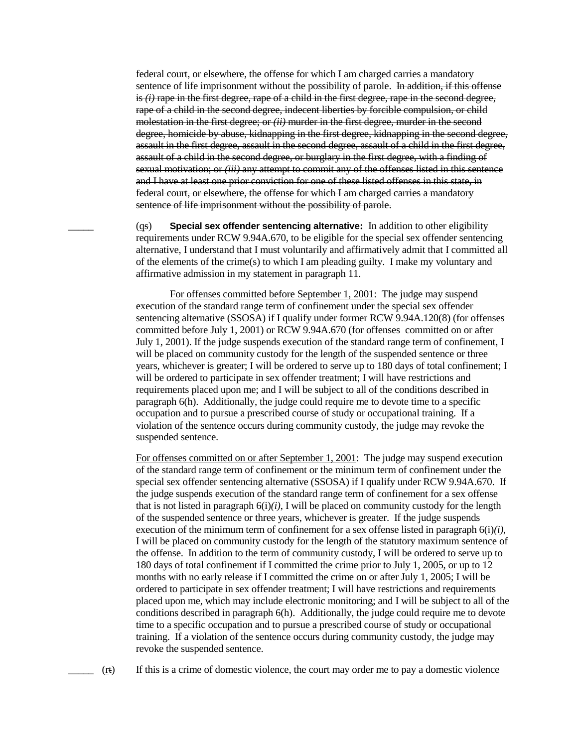federal court, or elsewhere, the offense for which I am charged carries a mandatory sentence of life imprisonment without the possibility of parole. ~~In addition, if this offense is *(i)* rape in the first degree, rape of a child in the first degree, rape in the second degree, rape of a child in the second degree, indecent liberties by forcible compulsion, or child molestation in the first degree; or *(ii)* murder in the first degree, murder in the second degree, homicide by abuse, kidnapping in the first degree, kidnapping in the second degree, assault in the first degree, assault in the second degree, assault of a child in the first degree, assault of a child in the second degree, or burglary in the first degree, with a finding of sexual motivation; or *(iii)* any attempt to commit any of the offenses listed in this sentence and I have at least one prior conviction for one of these listed offenses in this state, in federal court, or elsewhere, the offense for which I am charged carries a mandatory sentence of life imprisonment without the possibility of parole.~~

_____ (q~~s~~) **Special sex offender sentencing alternative:** In addition to other eligibility requirements under RCW 9.94A.670, to be eligible for the special sex offender sentencing alternative, I understand that I must voluntarily and affirmatively admit that I committed all of the elements of the crime(s) to which I am pleading guilty. I make my voluntary and affirmative admission in my statement in paragraph 11.

For offenses committed before September 1, 2001: The judge may suspend execution of the standard range term of confinement under the special sex offender sentencing alternative (SSOSA) if I qualify under former RCW 9.94A.120(8) (for offenses committed before July 1, 2001) or RCW 9.94A.670 (for offenses committed on or after July 1, 2001). If the judge suspends execution of the standard range term of confinement, I will be placed on community custody for the length of the suspended sentence or three years, whichever is greater; I will be ordered to serve up to 180 days of total confinement; I will be ordered to participate in sex offender treatment; I will have restrictions and requirements placed upon me; and I will be subject to all of the conditions described in paragraph 6(h). Additionally, the judge could require me to devote time to a specific occupation and to pursue a prescribed course of study or occupational training. If a violation of the sentence occurs during community custody, the judge may revoke the suspended sentence.

For offenses committed on or after September 1, 2001: The judge may suspend execution of the standard range term of confinement or the minimum term of confinement under the special sex offender sentencing alternative (SSOSA) if I qualify under RCW 9.94A.670. If the judge suspends execution of the standard range term of confinement for a sex offense that is not listed in paragraph 6(i)*(i)*, I will be placed on community custody for the length of the suspended sentence or three years, whichever is greater. If the judge suspends execution of the minimum term of confinement for a sex offense listed in paragraph 6(i)*(i)*, I will be placed on community custody for the length of the statutory maximum sentence of the offense. In addition to the term of community custody, I will be ordered to serve up to 180 days of total confinement if I committed the crime prior to July 1, 2005, or up to 12 months with no early release if I committed the crime on or after July 1, 2005; I will be ordered to participate in sex offender treatment; I will have restrictions and requirements placed upon me, which may include electronic monitoring; and I will be subject to all of the conditions described in paragraph 6(h). Additionally, the judge could require me to devote time to a specific occupation and to pursue a prescribed course of study or occupational training. If a violation of the sentence occurs during community custody, the judge may revoke the suspended sentence.

_____ (r~~t~~) If this is a crime of domestic violence, the court may order me to pay a domestic violence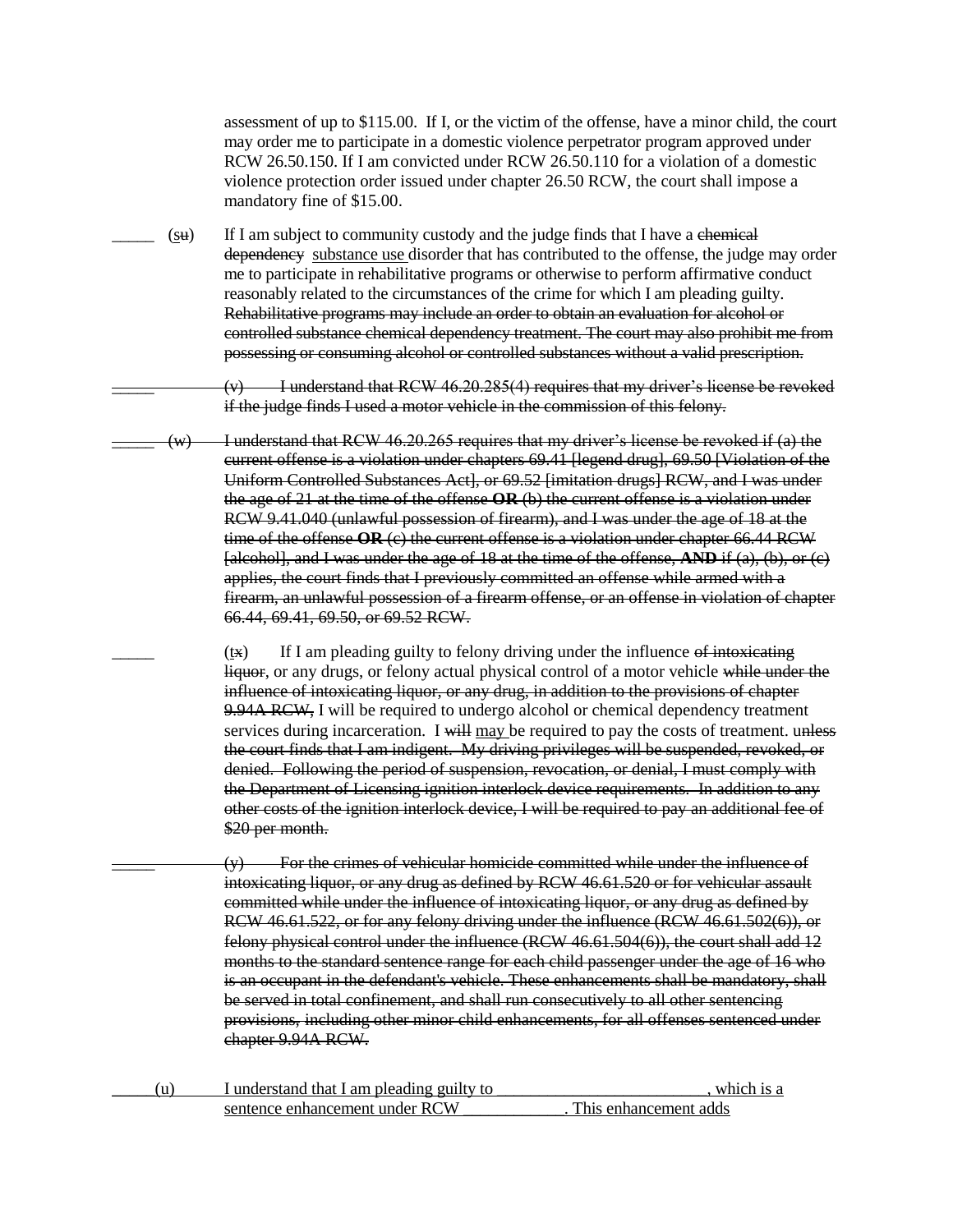assessment of up to $115.00. If I, or the victim of the offense, have a minor child, the court may order me to participate in a domestic violence perpetrator program approved under RCW 26.50.150. If I am convicted under RCW 26.50.110 for a violation of a domestic violence protection order issued under chapter 26.50 RCW, the court shall impose a mandatory fine of $15.00.

_____ (s~~u~~) If I am subject to community custody and the judge finds that I have a ~~chemical dependency~~ substance use disorder that has contributed to the offense, the judge may order me to participate in rehabilitative programs or otherwise to perform affirmative conduct reasonably related to the circumstances of the crime for which I am pleading guilty. ~~Rehabilitative programs may include an order to obtain an evaluation for alcohol or controlled substance chemical dependency treatment. The court may also prohibit me from possessing or consuming alcohol or controlled substances without a valid prescription.~~

~~_____ (v) I understand that RCW 46.20.285(4) requires that my driver's license be revoked if the judge finds I used a motor vehicle in the commission of this felony.~~

~~_____ (w) I understand that RCW 46.20.265 requires that my driver's license be revoked if (a) the current offense is a violation under chapters 69.41 [legend drug], 69.50 [Violation of the Uniform Controlled Substances Act], or 69.52 [imitation drugs] RCW, and I was under the age of 21 at the time of the offense **OR** (b) the current offense is a violation under RCW 9.41.040 (unlawful possession of firearm), and I was under the age of 18 at the time of the offense **OR** (c) the current offense is a violation under chapter 66.44 RCW [alcohol], and I was under the age of 18 at the time of the offense, **AND** if (a), (b), or (c) applies, the court finds that I previously committed an offense while armed with a firearm, an unlawful possession of a firearm offense, or an offense in violation of chapter 66.44, 69.41, 69.50, or 69.52 RCW.~~

_____ (t~~x~~) If I am pleading guilty to felony driving under the influence ~~of intoxicating liquor~~, or any drugs, or felony actual physical control of a motor vehicle ~~while under the influence of intoxicating liquor, or any drug, in addition to the provisions of chapter 9.94A RCW,~~ I will be required to undergo alcohol or chemical dependency treatment services during incarceration. I ~~will~~ may be required to pay the costs of treatment. u~~nless the court finds that I am indigent. My driving privileges will be suspended, revoked, or denied. Following the period of suspension, revocation, or denial, I must comply with the Department of Licensing ignition interlock device requirements. In addition to any other costs of the ignition interlock device, I will be required to pay an additional fee of $20 per month.~~

~~_____ (y) For the crimes of vehicular homicide committed while under the influence of intoxicating liquor, or any drug as defined by RCW 46.61.520 or for vehicular assault committed while under the influence of intoxicating liquor, or any drug as defined by RCW 46.61.522, or for any felony driving under the influence (RCW 46.61.502(6)), or felony physical control under the influence (RCW 46.61.504(6)), the court shall add 12 months to the standard sentence range for each child passenger under the age of 16 who is an occupant in the defendant's vehicle. These enhancements shall be mandatory, shall be served in total confinement, and shall run consecutively to all other sentencing provisions, including other minor child enhancements, for all offenses sentenced under chapter 9.94A RCW.~~

_____ (u) I understand that I am pleading guilty to _________________________, which is a sentence enhancement under RCW ____________. This enhancement adds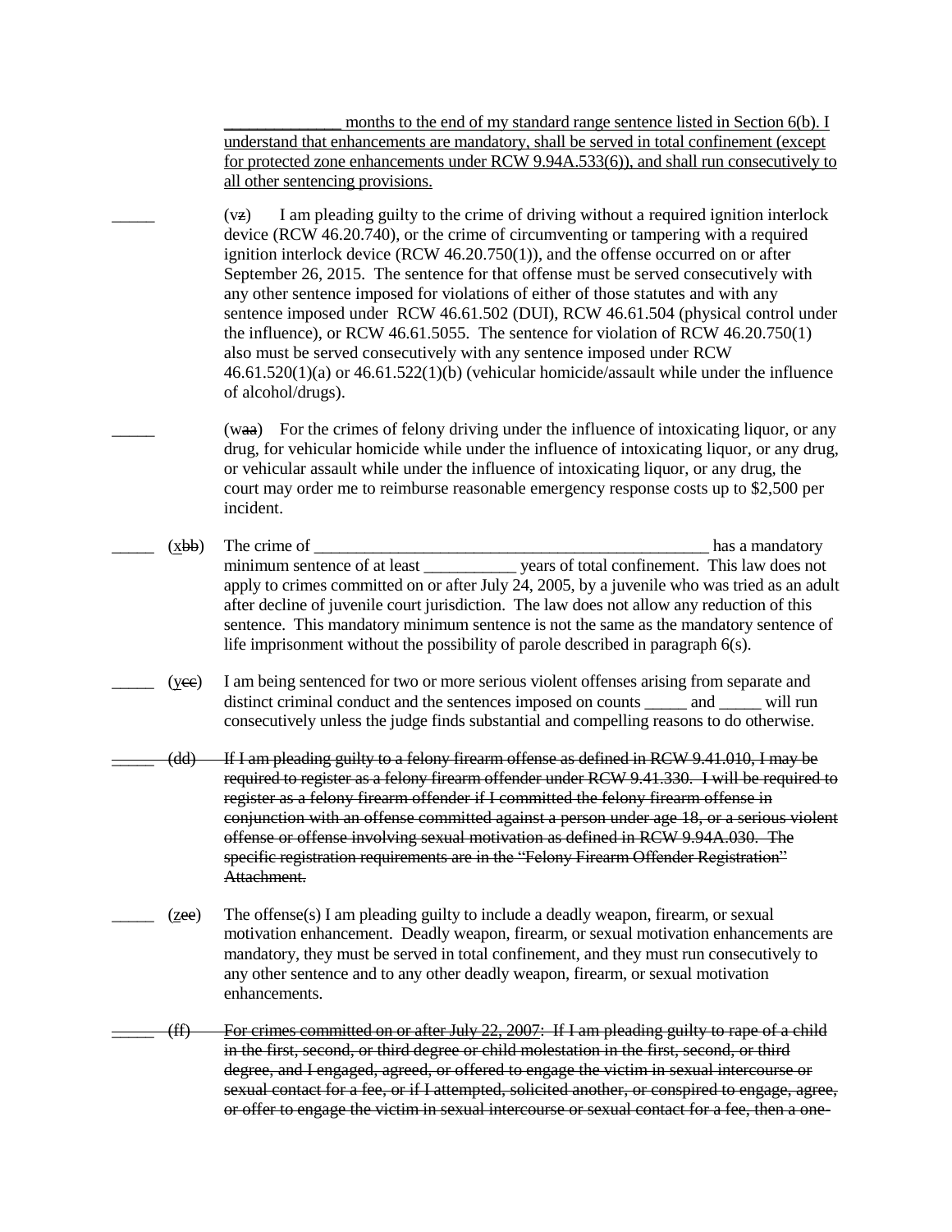______________ months to the end of my standard range sentence listed in Section 6(b). I understand that enhancements are mandatory, shall be served in total confinement (except for protected zone enhancements under RCW 9.94A.533(6)), and shall run consecutively to all other sentencing provisions.

_____ (v~~z~~) I am pleading guilty to the crime of driving without a required ignition interlock device (RCW 46.20.740), or the crime of circumventing or tampering with a required ignition interlock device (RCW 46.20.750(1)), and the offense occurred on or after September 26, 2015. The sentence for that offense must be served consecutively with any other sentence imposed for violations of either of those statutes and with any sentence imposed under RCW 46.61.502 (DUI), RCW 46.61.504 (physical control under the influence), or RCW 46.61.5055. The sentence for violation of RCW 46.20.750(1) also must be served consecutively with any sentence imposed under RCW 46.61.520(1)(a) or 46.61.522(1)(b) (vehicular homicide/assault while under the influence of alcohol/drugs).

_____ (w~~aa~~) For the crimes of felony driving under the influence of intoxicating liquor, or any drug, for vehicular homicide while under the influence of intoxicating liquor, or any drug, or vehicular assault while under the influence of intoxicating liquor, or any drug, the court may order me to reimburse reasonable emergency response costs up to $2,500 per incident.

_____ (x~~bb~~) The crime of _________________________________________________ has a mandatory minimum sentence of at least ___________ years of total confinement. This law does not apply to crimes committed on or after July 24, 2005, by a juvenile who was tried as an adult after decline of juvenile court jurisdiction. The law does not allow any reduction of this sentence. This mandatory minimum sentence is not the same as the mandatory sentence of life imprisonment without the possibility of parole described in paragraph 6(s).

_____ (y~~cc~~) I am being sentenced for two or more serious violent offenses arising from separate and distinct criminal conduct and the sentences imposed on counts _____ and _____ will run consecutively unless the judge finds substantial and compelling reasons to do otherwise.

~~_____ (dd) If I am pleading guilty to a felony firearm offense as defined in RCW 9.41.010, I may be required to register as a felony firearm offender under RCW 9.41.330. I will be required to register as a felony firearm offender if I committed the felony firearm offense in conjunction with an offense committed against a person under age 18, or a serious violent offense or offense involving sexual motivation as defined in RCW 9.94A.030. The specific registration requirements are in the "Felony Firearm Offender Registration" Attachment.~~

_____ (z~~ee~~) The offense(s) I am pleading guilty to include a deadly weapon, firearm, or sexual motivation enhancement. Deadly weapon, firearm, or sexual motivation enhancements are mandatory, they must be served in total confinement, and they must run consecutively to any other sentence and to any other deadly weapon, firearm, or sexual motivation enhancements.

~~_____ (ff) For crimes committed on or after July 22, 2007: If I am pleading guilty to rape of a child in the first, second, or third degree or child molestation in the first, second, or third degree, and I engaged, agreed, or offered to engage the victim in sexual intercourse or sexual contact for a fee, or if I attempted, solicited another, or conspired to engage, agree, or offer to engage the victim in sexual intercourse or sexual contact for a fee, then a one-~~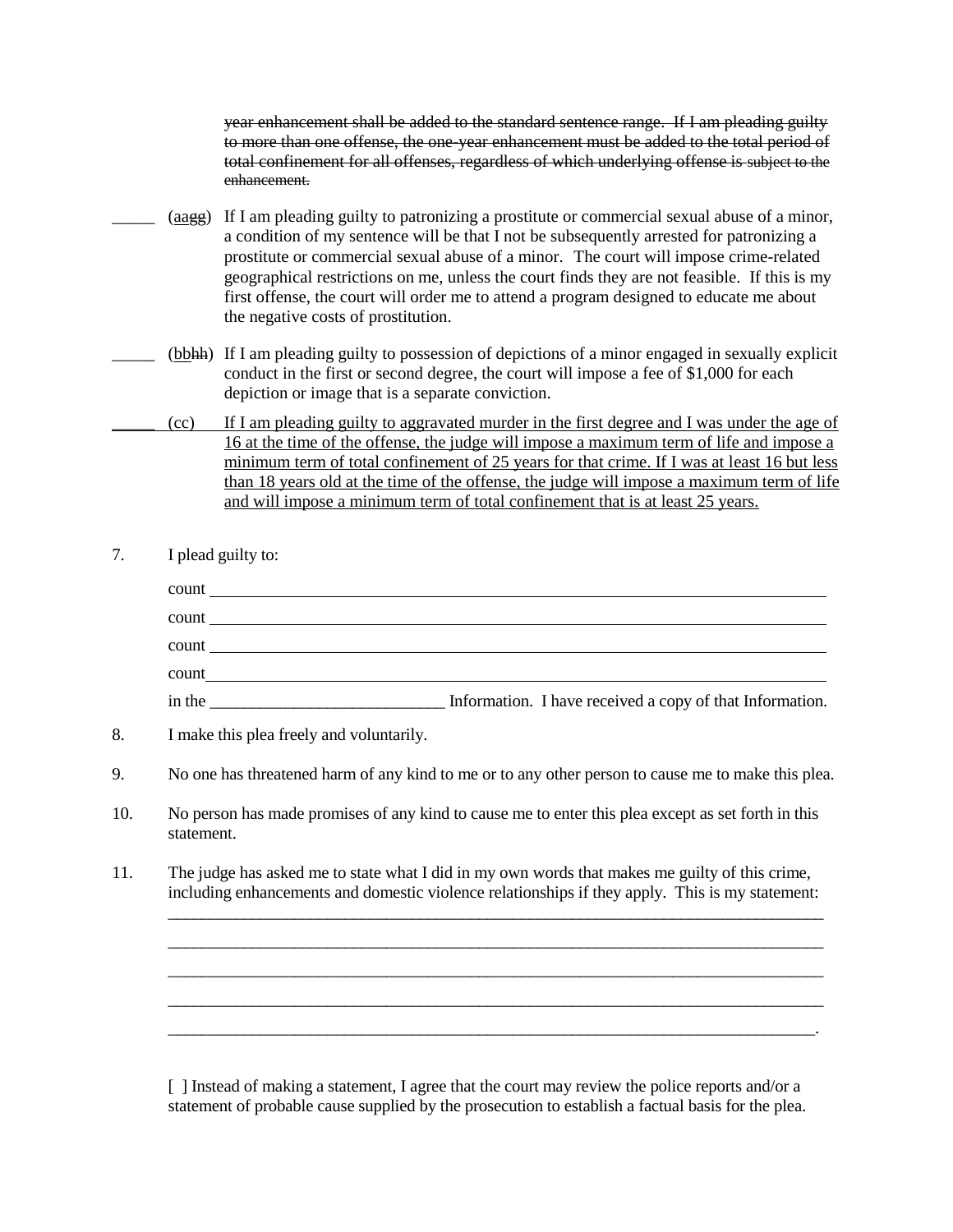~~year enhancement shall be added to the standard sentence range. If I am pleading guilty to more than one offense, the one-year enhancement must be added to the total period of total confinement for all offenses, regardless of which underlying offense is subject to the enhancement.~~

_____ (<u>aa</u>~~gg~~) If I am pleading guilty to patronizing a prostitute or commercial sexual abuse of a minor, a condition of my sentence will be that I not be subsequently arrested for patronizing a prostitute or commercial sexual abuse of a minor. The court will impose crime-related geographical restrictions on me, unless the court finds they are not feasible. If this is my first offense, the court will order me to attend a program designed to educate me about the negative costs of prostitution.

_____ (<u>bb</u>~~hh~~) If I am pleading guilty to possession of depictions of a minor engaged in sexually explicit conduct in the first or second degree, the court will impose a fee of $1,000 for each depiction or image that is a separate conviction.

<u>_____ (cc) If I am pleading guilty to aggravated murder in the first degree and I was under the age of 16 at the time of the offense, the judge will impose a maximum term of life and impose a minimum term of total confinement of 25 years for that crime. If I was at least 16 but less than 18 years old at the time of the offense, the judge will impose a maximum term of life and will impose a minimum term of total confinement that is at least 25 years.</u>

7. I plead guilty to:

   count ________________________________________________

   count ________________________________________________

   count ________________________________________________

   count ________________________________________________

   in the ____________________________ Information. I have received a copy of that Information.

8. I make this plea freely and voluntarily.

9. No one has threatened harm of any kind to me or to any other person to cause me to make this plea.

10. No person has made promises of any kind to cause me to enter this plea except as set forth in this statement.

11. The judge has asked me to state what I did in my own words that makes me guilty of this crime, including enhancements and domestic violence relationships if they apply. This is my statement:
   ________________________________________________________________________________
   ________________________________________________________________________________
   ________________________________________________________________________________
   ________________________________________________________________________________
   ________________________________________________________________________________.

   [ ] Instead of making a statement, I agree that the court may review the police reports and/or a statement of probable cause supplied by the prosecution to establish a factual basis for the plea.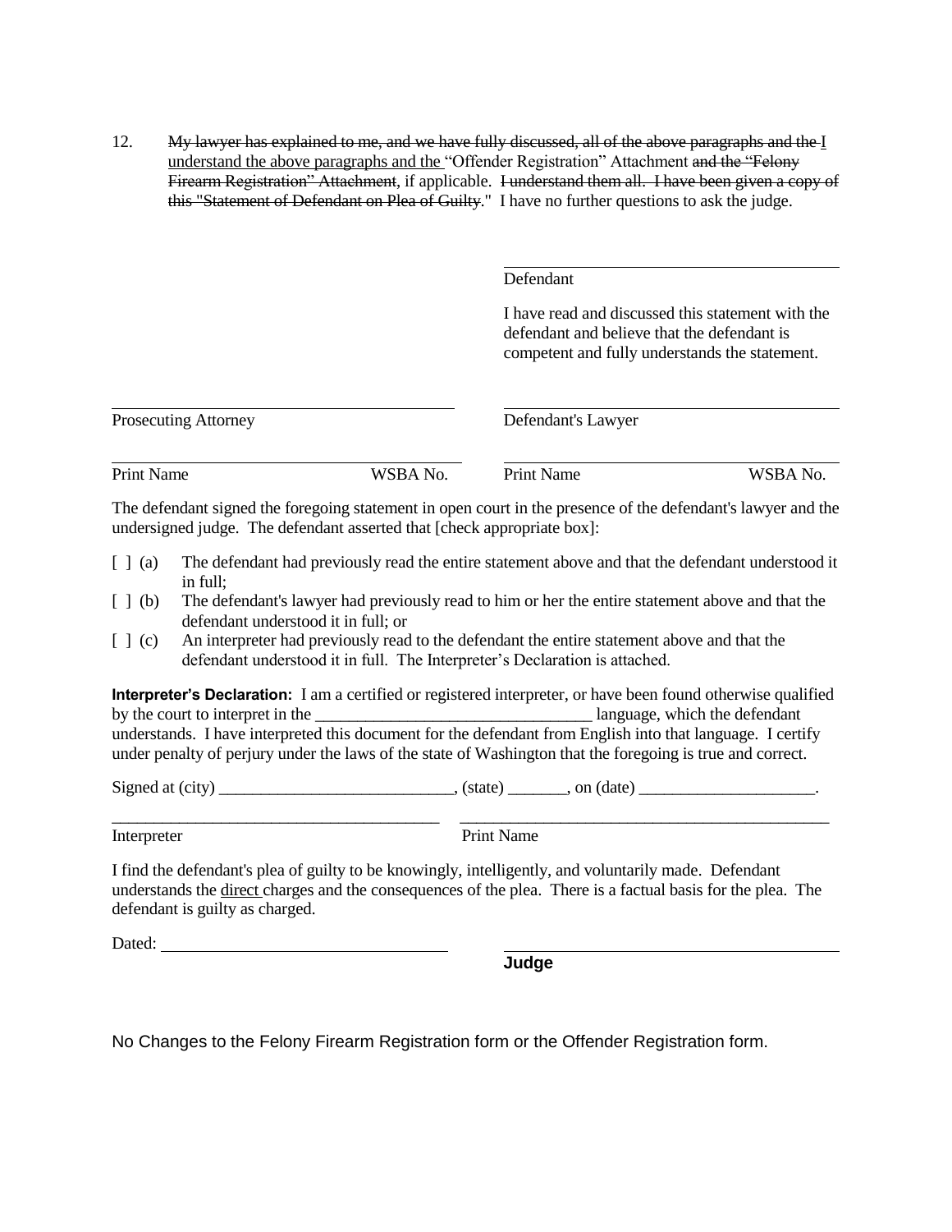12. ~~My lawyer has explained to me, and we have fully discussed, all of the above paragraphs and the~~ <u>I understand the above paragraphs and the</u> "Offender Registration" Attachment ~~and the "Felony Firearm Registration" Attachment~~, if applicable. ~~I understand them all. I have been given a copy of this "Statement of Defendant on Plea of Guilty."~~ I have no further questions to ask the judge.

\_\_\_\_\_\_\_\_\_\_\_\_\_\_\_\_\_\_\_\_\_\_\_\_\_\_\_\_\_\_\_\_\_\_\_\_\_\_\_\_
Defendant

I have read and discussed this statement with the defendant and believe that the defendant is competent and fully understands the statement.

| | |
|---|---|
| \_\_\_\_\_\_\_\_\_\_\_\_\_\_\_\_\_\_\_\_\_\_\_\_\_\_\_\_\_\_\_\_\_\_\_\_\_\_\_\_ | \_\_\_\_\_\_\_\_\_\_\_\_\_\_\_\_\_\_\_\_\_\_\_\_\_\_\_\_\_\_\_\_\_\_\_\_\_\_\_\_ |
| Prosecuting Attorney | Defendant's Lawyer |
| \_\_\_\_\_\_\_\_\_\_\_\_\_\_\_\_\_\_\_\_\_\_\_\_\_\_\_\_\_\_\_\_\_\_\_\_\_\_\_\_ | \_\_\_\_\_\_\_\_\_\_\_\_\_\_\_\_\_\_\_\_\_\_\_\_\_\_\_\_\_\_\_\_\_\_\_\_\_\_\_\_ |
| Print Name WSBA No. | Print Name WSBA No. |

The defendant signed the foregoing statement in open court in the presence of the defendant's lawyer and the undersigned judge. The defendant asserted that [check appropriate box]:

[ ] (a) The defendant had previously read the entire statement above and that the defendant understood it in full;

[ ] (b) The defendant's lawyer had previously read to him or her the entire statement above and that the defendant understood it in full; or

[ ] (c) An interpreter had previously read to the defendant the entire statement above and that the defendant understood it in full. The Interpreter's Declaration is attached.

**Interpreter's Declaration:** I am a certified or registered interpreter, or have been found otherwise qualified by the court to interpret in the \_\_\_\_\_\_\_\_\_\_\_\_\_\_\_\_\_\_\_\_\_\_\_\_\_\_\_\_\_\_\_\_\_ language, which the defendant understands. I have interpreted this document for the defendant from English into that language. I certify under penalty of perjury under the laws of the state of Washington that the foregoing is true and correct.

Signed at (city) \_\_\_\_\_\_\_\_\_\_\_\_\_\_\_\_\_\_\_\_\_\_\_\_\_\_\_\_, (state) \_\_\_\_\_\_\_, on (date) \_\_\_\_\_\_\_\_\_\_\_\_\_\_\_\_\_\_\_\_\_.

| | |
|---|---|
| \_\_\_\_\_\_\_\_\_\_\_\_\_\_\_\_\_\_\_\_\_\_\_\_\_\_\_\_\_\_\_\_\_\_\_\_\_\_\_\_ | \_\_\_\_\_\_\_\_\_\_\_\_\_\_\_\_\_\_\_\_\_\_\_\_\_\_\_\_\_\_\_\_\_\_\_\_\_\_\_\_ |
| Interpreter | Print Name |

I find the defendant's plea of guilty to be knowingly, intelligently, and voluntarily made. Defendant understands the <u>direct</u> charges and the consequences of the plea. There is a factual basis for the plea. The defendant is guilty as charged.

Dated: \_\_\_\_\_\_\_\_\_\_\_\_\_\_\_\_\_\_\_\_\_\_\_\_\_\_\_\_\_\_\_\_\_\_ \_\_\_\_\_\_\_\_\_\_\_\_\_\_\_\_\_\_\_\_\_\_\_\_\_\_\_\_\_\_\_\_\_\_\_\_\_\_\_\_
**Judge**

No Changes to the Felony Firearm Registration form or the Offender Registration form.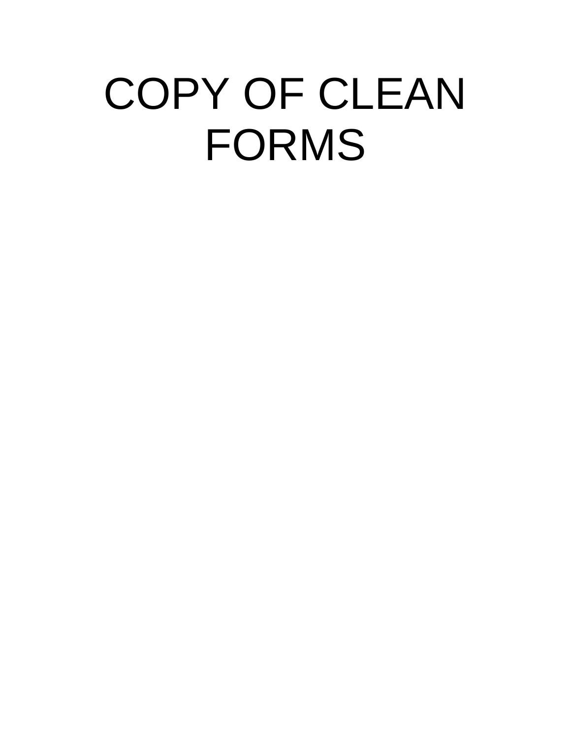# COPY OF CLEAN FORMS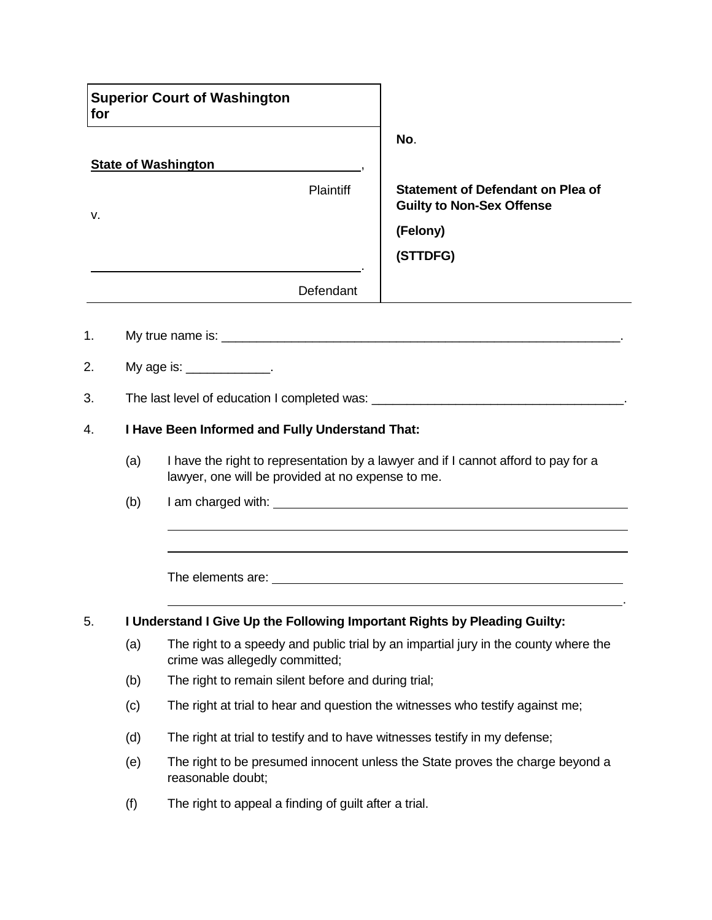| **Superior Court of Washington for** | |
|---|---|
| **State of Washington**, Plaintiff | **No**. |
| v. | **Statement of Defendant on Plea of Guilty to Non-Sex Offense** |
| ______________________. Defendant | **(Felony)** **(STTDFG)** |

1. My true name is: ______________________________________________.

2. My age is: ____________.

3. The last level of education I completed was: ______________________________.

4. **I Have Been Informed and Fully Understand That:**

   (a) I have the right to representation by a lawyer and if I cannot afford to pay for a lawyer, one will be provided at no expense to me.

   (b) I am charged with: ______________________________________________

   ______________________________________________

   ______________________________________________

   The elements are: ______________________________________________

   ______________________________________________.

5. **I Understand I Give Up the Following Important Rights by Pleading Guilty:**

   (a) The right to a speedy and public trial by an impartial jury in the county where the crime was allegedly committed;

   (b) The right to remain silent before and during trial;

   (c) The right at trial to hear and question the witnesses who testify against me;

   (d) The right at trial to testify and to have witnesses testify in my defense;

   (e) The right to be presumed innocent unless the State proves the charge beyond a reasonable doubt;

   (f) The right to appeal a finding of guilt after a trial.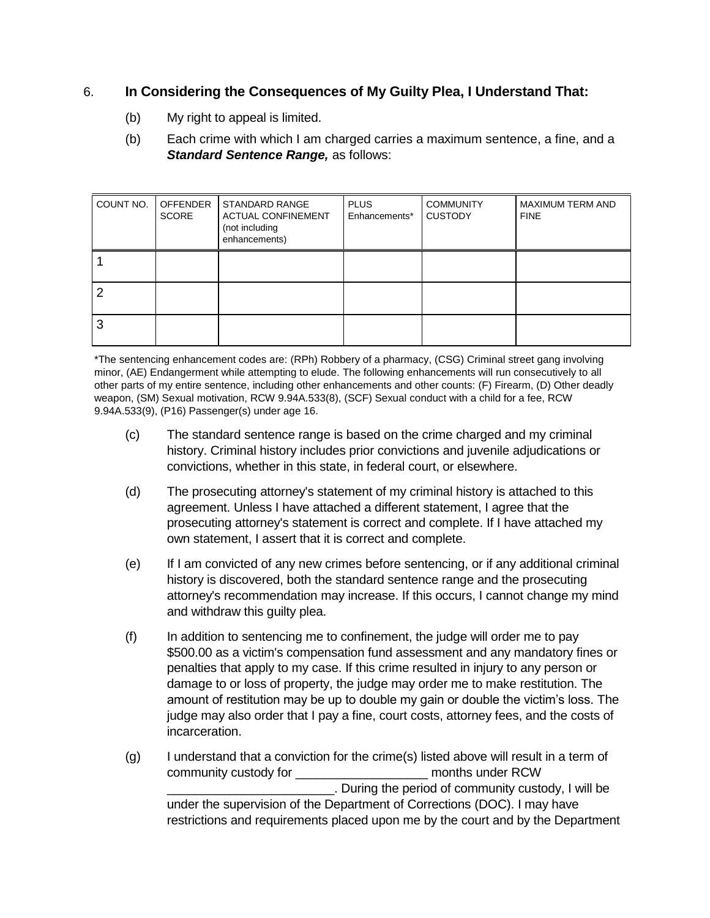6. **In Considering the Consequences of My Guilty Plea, I Understand That:**

(b) My right to appeal is limited.

(b) Each crime with which I am charged carries a maximum sentence, a fine, and a ***Standard Sentence Range,*** as follows:

| COUNT NO. | OFFENDER SCORE | STANDARD RANGE ACTUAL CONFINEMENT (not including enhancements) | PLUS Enhancements* | COMMUNITY CUSTODY | MAXIMUM TERM AND FINE |
|---|---|---|---|---|---|
| 1 | | | | | |
| 2 | | | | | |
| 3 | | | | | |

*The sentencing enhancement codes are: (RPh) Robbery of a pharmacy, (CSG) Criminal street gang involving minor, (AE) Endangerment while attempting to elude. The following enhancements will run consecutively to all other parts of my entire sentence, including other enhancements and other counts: (F) Firearm, (D) Other deadly weapon, (SM) Sexual motivation, RCW 9.94A.533(8), (SCF) Sexual conduct with a child for a fee, RCW 9.94A.533(9), (P16) Passenger(s) under age 16.

(c) The standard sentence range is based on the crime charged and my criminal history. Criminal history includes prior convictions and juvenile adjudications or convictions, whether in this state, in federal court, or elsewhere.

(d) The prosecuting attorney's statement of my criminal history is attached to this agreement. Unless I have attached a different statement, I agree that the prosecuting attorney's statement is correct and complete. If I have attached my own statement, I assert that it is correct and complete.

(e) If I am convicted of any new crimes before sentencing, or if any additional criminal history is discovered, both the standard sentence range and the prosecuting attorney's recommendation may increase. If this occurs, I cannot change my mind and withdraw this guilty plea.

(f) In addition to sentencing me to confinement, the judge will order me to pay $500.00 as a victim's compensation fund assessment and any mandatory fines or penalties that apply to my case. If this crime resulted in injury to any person or damage to or loss of property, the judge may order me to make restitution. The amount of restitution may be up to double my gain or double the victim's loss. The judge may also order that I pay a fine, court costs, attorney fees, and the costs of incarceration.

(g) I understand that a conviction for the crime(s) listed above will result in a term of community custody for ___________________ months under RCW ________________________. During the period of community custody, I will be under the supervision of the Department of Corrections (DOC). I may have restrictions and requirements placed upon me by the court and by the Department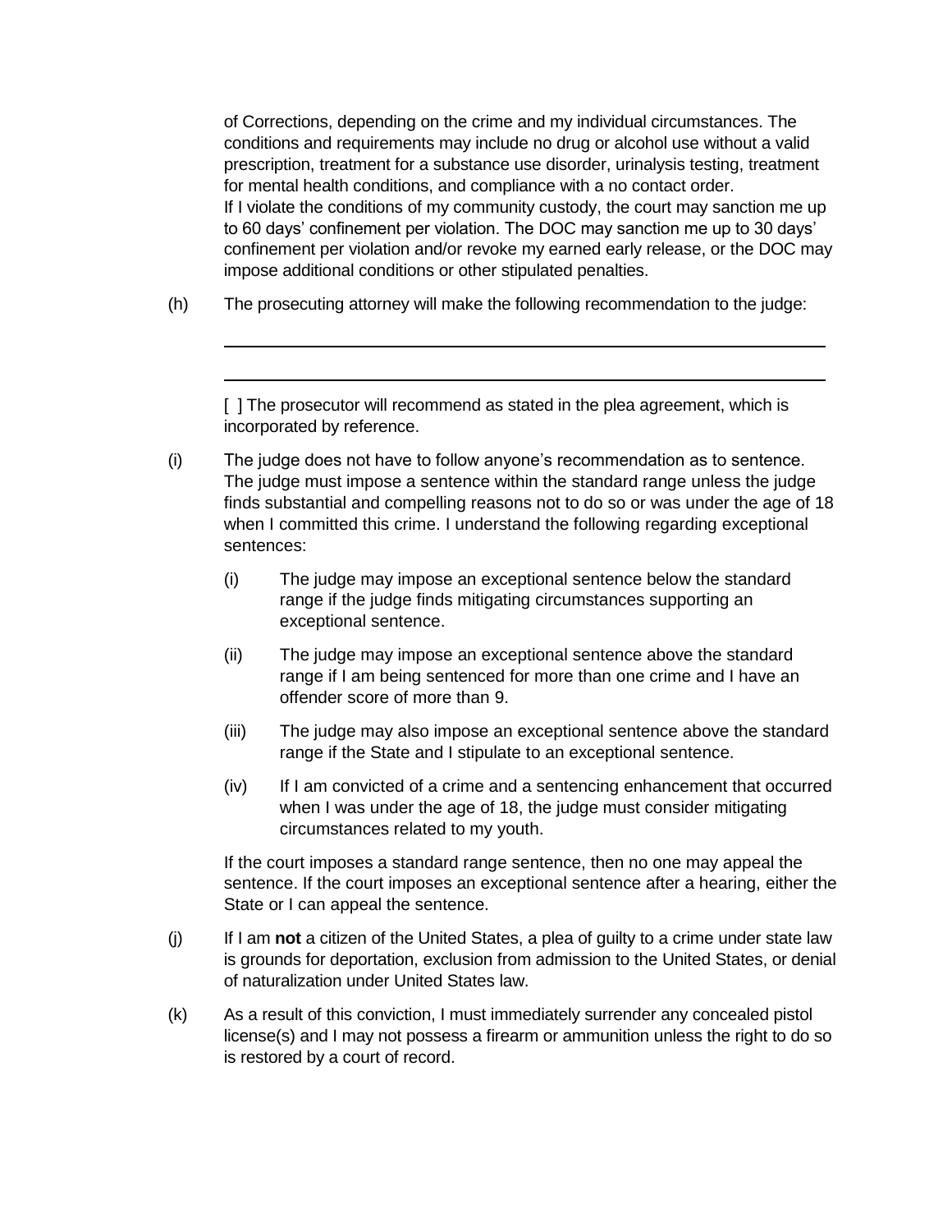of Corrections, depending on the crime and my individual circumstances. The conditions and requirements may include no drug or alcohol use without a valid prescription, treatment for a substance use disorder, urinalysis testing, treatment for mental health conditions, and compliance with a no contact order.
If I violate the conditions of my community custody, the court may sanction me up to 60 days' confinement per violation. The DOC may sanction me up to 30 days' confinement per violation and/or revoke my earned early release, or the DOC may impose additional conditions or other stipulated penalties.

(h) The prosecuting attorney will make the following recommendation to the judge:

\_\_\_\_\_\_\_\_\_\_\_\_\_\_\_\_\_\_\_\_\_\_\_\_\_\_\_\_\_\_\_\_\_\_\_\_\_\_\_\_\_\_\_\_\_\_\_\_\_\_\_\_\_\_\_\_\_\_\_\_\_\_

\_\_\_\_\_\_\_\_\_\_\_\_\_\_\_\_\_\_\_\_\_\_\_\_\_\_\_\_\_\_\_\_\_\_\_\_\_\_\_\_\_\_\_\_\_\_\_\_\_\_\_\_\_\_\_\_\_\_\_\_\_\_

[ ] The prosecutor will recommend as stated in the plea agreement, which is incorporated by reference.

(i) The judge does not have to follow anyone's recommendation as to sentence. The judge must impose a sentence within the standard range unless the judge finds substantial and compelling reasons not to do so or was under the age of 18 when I committed this crime. I understand the following regarding exceptional sentences:

(i) The judge may impose an exceptional sentence below the standard range if the judge finds mitigating circumstances supporting an exceptional sentence.

(ii) The judge may impose an exceptional sentence above the standard range if I am being sentenced for more than one crime and I have an offender score of more than 9.

(iii) The judge may also impose an exceptional sentence above the standard range if the State and I stipulate to an exceptional sentence.

(iv) If I am convicted of a crime and a sentencing enhancement that occurred when I was under the age of 18, the judge must consider mitigating circumstances related to my youth.

If the court imposes a standard range sentence, then no one may appeal the sentence. If the court imposes an exceptional sentence after a hearing, either the State or I can appeal the sentence.

(j) If I am **not** a citizen of the United States, a plea of guilty to a crime under state law is grounds for deportation, exclusion from admission to the United States, or denial of naturalization under United States law.

(k) As a result of this conviction, I must immediately surrender any concealed pistol license(s) and I may not possess a firearm or ammunition unless the right to do so is restored by a court of record.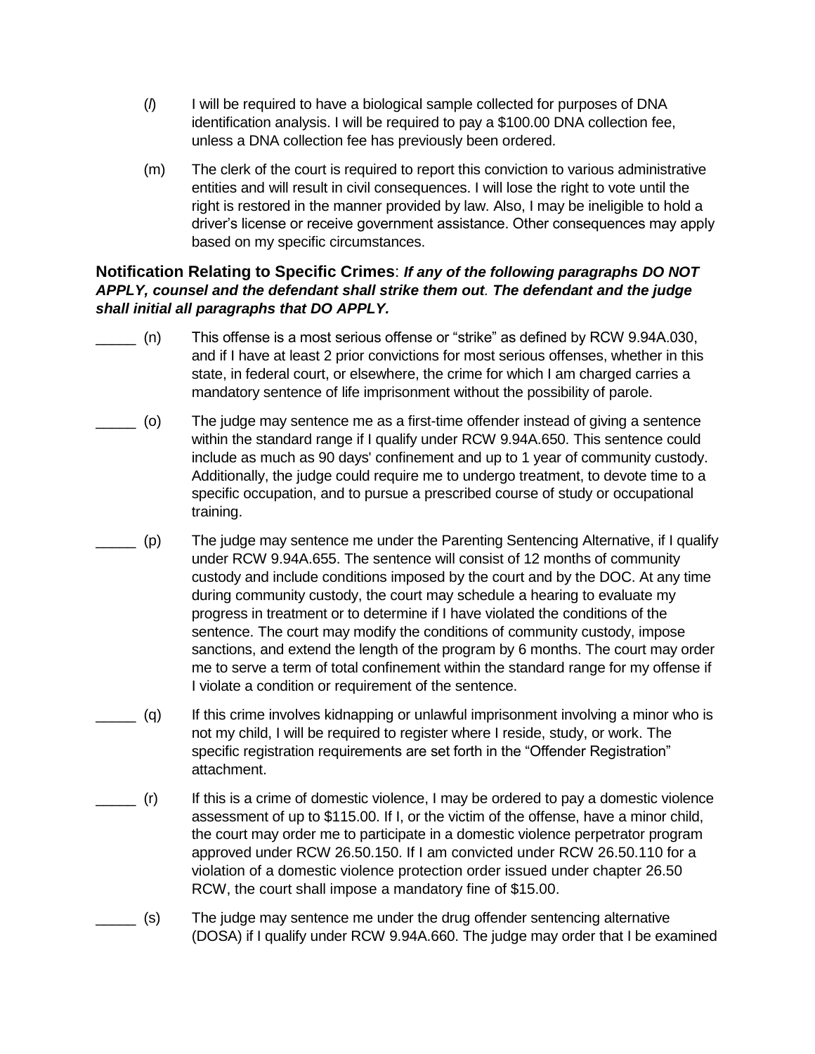(*l*) I will be required to have a biological sample collected for purposes of DNA identification analysis. I will be required to pay a $100.00 DNA collection fee, unless a DNA collection fee has previously been ordered.

(m) The clerk of the court is required to report this conviction to various administrative entities and will result in civil consequences. I will lose the right to vote until the right is restored in the manner provided by law. Also, I may be ineligible to hold a driver's license or receive government assistance. Other consequences may apply based on my specific circumstances.

**Notification Relating to Specific Crimes**: ***If any of the following paragraphs DO NOT APPLY, counsel and the defendant shall strike them out. The defendant and the judge shall initial all paragraphs that DO APPLY.***

_____ (n) This offense is a most serious offense or "strike" as defined by RCW 9.94A.030, and if I have at least 2 prior convictions for most serious offenses, whether in this state, in federal court, or elsewhere, the crime for which I am charged carries a mandatory sentence of life imprisonment without the possibility of parole.

_____ (o) The judge may sentence me as a first-time offender instead of giving a sentence within the standard range if I qualify under RCW 9.94A.650. This sentence could include as much as 90 days' confinement and up to 1 year of community custody. Additionally, the judge could require me to undergo treatment, to devote time to a specific occupation, and to pursue a prescribed course of study or occupational training.

_____ (p) The judge may sentence me under the Parenting Sentencing Alternative, if I qualify under RCW 9.94A.655. The sentence will consist of 12 months of community custody and include conditions imposed by the court and by the DOC. At any time during community custody, the court may schedule a hearing to evaluate my progress in treatment or to determine if I have violated the conditions of the sentence. The court may modify the conditions of community custody, impose sanctions, and extend the length of the program by 6 months. The court may order me to serve a term of total confinement within the standard range for my offense if I violate a condition or requirement of the sentence.

_____ (q) If this crime involves kidnapping or unlawful imprisonment involving a minor who is not my child, I will be required to register where I reside, study, or work. The specific registration requirements are set forth in the "Offender Registration" attachment.

_____ (r) If this is a crime of domestic violence, I may be ordered to pay a domestic violence assessment of up to $115.00. If I, or the victim of the offense, have a minor child, the court may order me to participate in a domestic violence perpetrator program approved under RCW 26.50.150. If I am convicted under RCW 26.50.110 for a violation of a domestic violence protection order issued under chapter 26.50 RCW, the court shall impose a mandatory fine of $15.00.

_____ (s) The judge may sentence me under the drug offender sentencing alternative (DOSA) if I qualify under RCW 9.94A.660. The judge may order that I be examined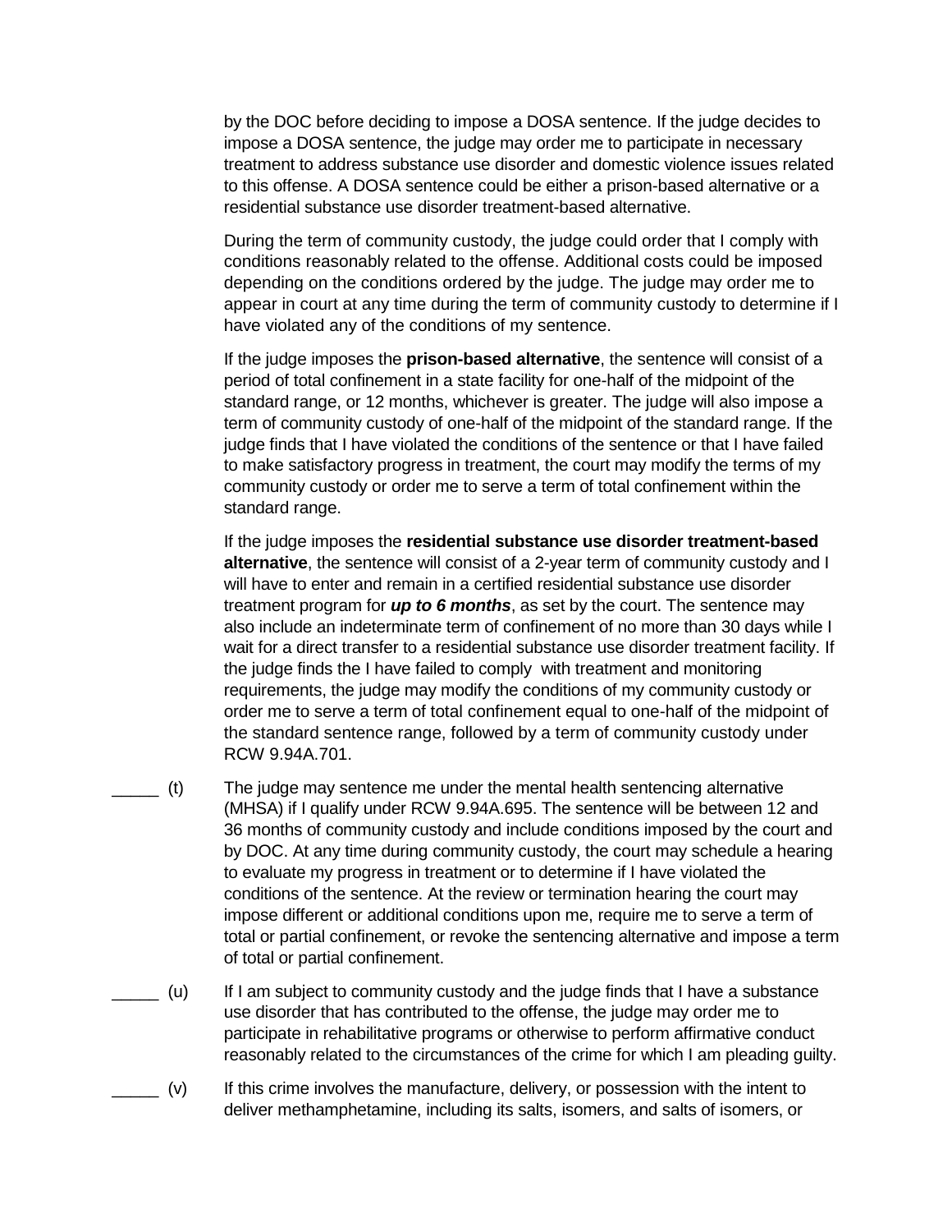by the DOC before deciding to impose a DOSA sentence. If the judge decides to impose a DOSA sentence, the judge may order me to participate in necessary treatment to address substance use disorder and domestic violence issues related to this offense. A DOSA sentence could be either a prison-based alternative or a residential substance use disorder treatment-based alternative.

During the term of community custody, the judge could order that I comply with conditions reasonably related to the offense. Additional costs could be imposed depending on the conditions ordered by the judge. The judge may order me to appear in court at any time during the term of community custody to determine if I have violated any of the conditions of my sentence.

If the judge imposes the **prison-based alternative**, the sentence will consist of a period of total confinement in a state facility for one-half of the midpoint of the standard range, or 12 months, whichever is greater. The judge will also impose a term of community custody of one-half of the midpoint of the standard range. If the judge finds that I have violated the conditions of the sentence or that I have failed to make satisfactory progress in treatment, the court may modify the terms of my community custody or order me to serve a term of total confinement within the standard range.

If the judge imposes the **residential substance use disorder treatment-based alternative**, the sentence will consist of a 2-year term of community custody and I will have to enter and remain in a certified residential substance use disorder treatment program for ***up to 6 months***, as set by the court. The sentence may also include an indeterminate term of confinement of no more than 30 days while I wait for a direct transfer to a residential substance use disorder treatment facility. If the judge finds the I have failed to comply with treatment and monitoring requirements, the judge may modify the conditions of my community custody or order me to serve a term of total confinement equal to one-half of the midpoint of the standard sentence range, followed by a term of community custody under RCW 9.94A.701.

_____ (t) The judge may sentence me under the mental health sentencing alternative (MHSA) if I qualify under RCW 9.94A.695. The sentence will be between 12 and 36 months of community custody and include conditions imposed by the court and by DOC. At any time during community custody, the court may schedule a hearing to evaluate my progress in treatment or to determine if I have violated the conditions of the sentence. At the review or termination hearing the court may impose different or additional conditions upon me, require me to serve a term of total or partial confinement, or revoke the sentencing alternative and impose a term of total or partial confinement.

_____ (u) If I am subject to community custody and the judge finds that I have a substance use disorder that has contributed to the offense, the judge may order me to participate in rehabilitative programs or otherwise to perform affirmative conduct reasonably related to the circumstances of the crime for which I am pleading guilty.

_____ (v) If this crime involves the manufacture, delivery, or possession with the intent to deliver methamphetamine, including its salts, isomers, and salts of isomers, or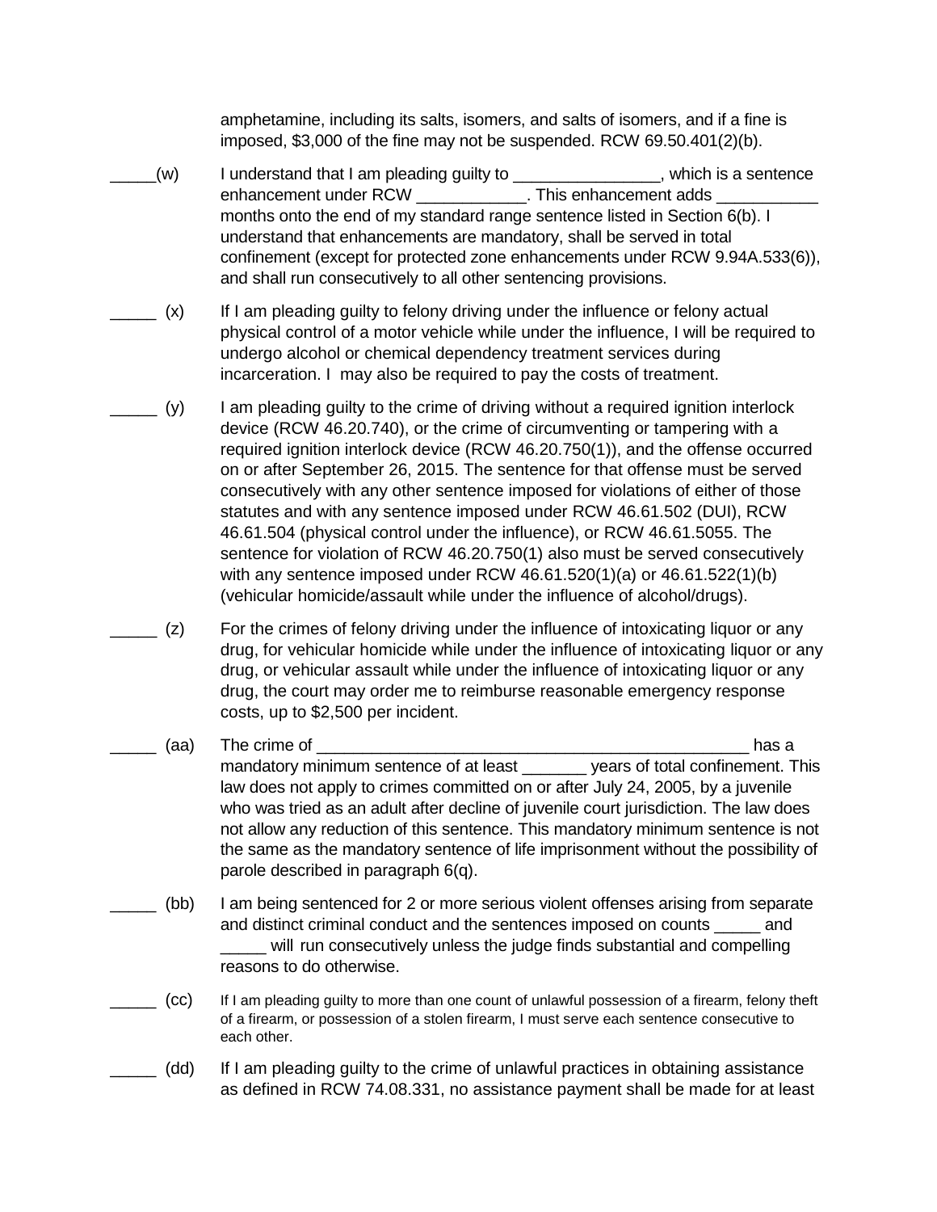amphetamine, including its salts, isomers, and salts of isomers, and if a fine is imposed, $3,000 of the fine may not be suspended. RCW 69.50.401(2)(b).

_____(w) I understand that I am pleading guilty to ________________, which is a sentence enhancement under RCW ____________. This enhancement adds ___________ months onto the end of my standard range sentence listed in Section 6(b). I understand that enhancements are mandatory, shall be served in total confinement (except for protected zone enhancements under RCW 9.94A.533(6)), and shall run consecutively to all other sentencing provisions.

_____ (x) If I am pleading guilty to felony driving under the influence or felony actual physical control of a motor vehicle while under the influence, I will be required to undergo alcohol or chemical dependency treatment services during incarceration. I may also be required to pay the costs of treatment.

_____ (y) I am pleading guilty to the crime of driving without a required ignition interlock device (RCW 46.20.740), or the crime of circumventing or tampering with a required ignition interlock device (RCW 46.20.750(1)), and the offense occurred on or after September 26, 2015. The sentence for that offense must be served consecutively with any other sentence imposed for violations of either of those statutes and with any sentence imposed under RCW 46.61.502 (DUI), RCW 46.61.504 (physical control under the influence), or RCW 46.61.5055. The sentence for violation of RCW 46.20.750(1) also must be served consecutively with any sentence imposed under RCW 46.61.520(1)(a) or 46.61.522(1)(b) (vehicular homicide/assault while under the influence of alcohol/drugs).

_____ (z) For the crimes of felony driving under the influence of intoxicating liquor or any drug, for vehicular homicide while under the influence of intoxicating liquor or any drug, or vehicular assault while under the influence of intoxicating liquor or any drug, the court may order me to reimburse reasonable emergency response costs, up to $2,500 per incident.

_____ (aa) The crime of ________________________________________________ has a mandatory minimum sentence of at least _______ years of total confinement. This law does not apply to crimes committed on or after July 24, 2005, by a juvenile who was tried as an adult after decline of juvenile court jurisdiction. The law does not allow any reduction of this sentence. This mandatory minimum sentence is not the same as the mandatory sentence of life imprisonment without the possibility of parole described in paragraph 6(q).

_____ (bb) I am being sentenced for 2 or more serious violent offenses arising from separate and distinct criminal conduct and the sentences imposed on counts _____ and _____ will run consecutively unless the judge finds substantial and compelling reasons to do otherwise.

_____ (cc) If I am pleading guilty to more than one count of unlawful possession of a firearm, felony theft of a firearm, or possession of a stolen firearm, I must serve each sentence consecutive to each other.

_____ (dd) If I am pleading guilty to the crime of unlawful practices in obtaining assistance as defined in RCW 74.08.331, no assistance payment shall be made for at least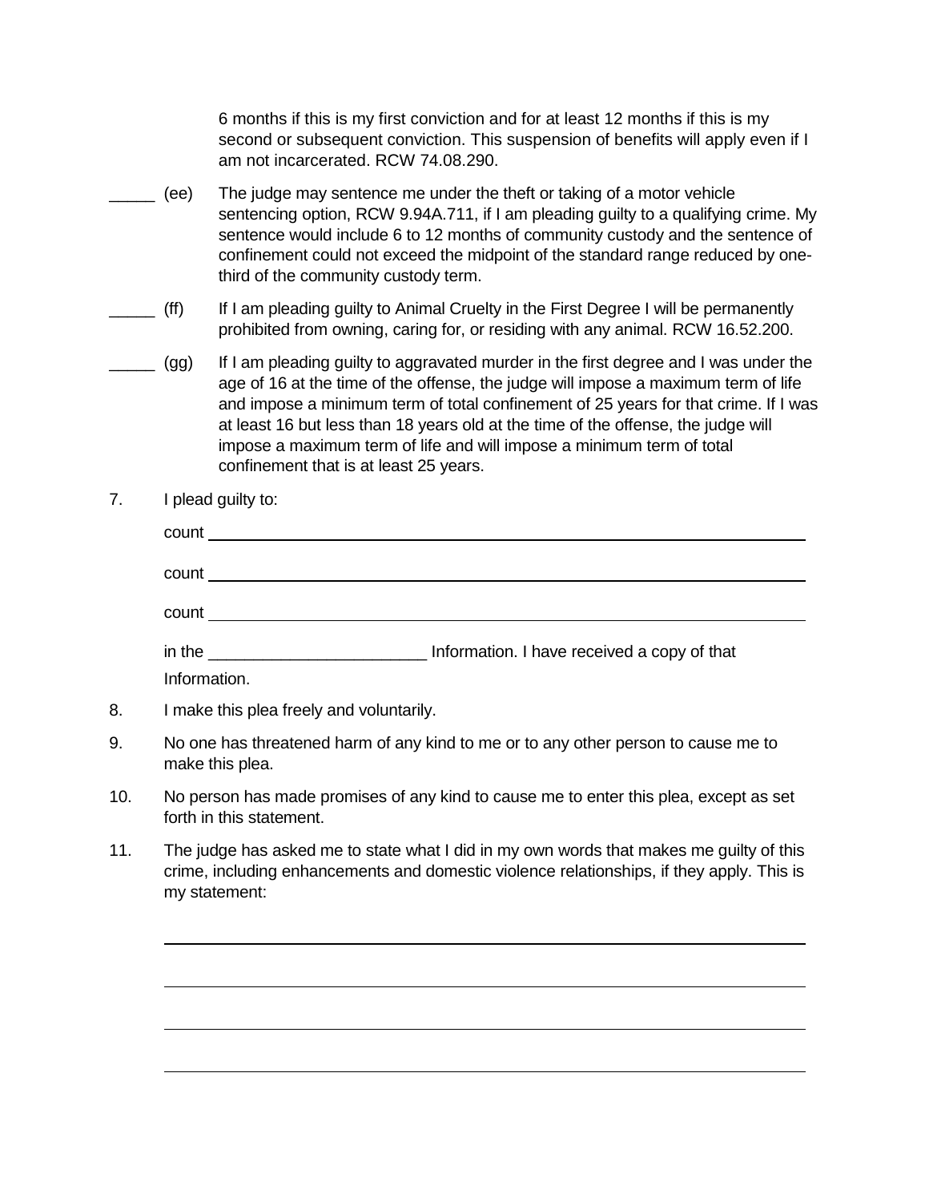6 months if this is my first conviction and for at least 12 months if this is my second or subsequent conviction. This suspension of benefits will apply even if I am not incarcerated. RCW 74.08.290.

_____ (ee) The judge may sentence me under the theft or taking of a motor vehicle sentencing option, RCW 9.94A.711, if I am pleading guilty to a qualifying crime. My sentence would include 6 to 12 months of community custody and the sentence of confinement could not exceed the midpoint of the standard range reduced by one-third of the community custody term.

_____ (ff) If I am pleading guilty to Animal Cruelty in the First Degree I will be permanently prohibited from owning, caring for, or residing with any animal. RCW 16.52.200.

_____ (gg) If I am pleading guilty to aggravated murder in the first degree and I was under the age of 16 at the time of the offense, the judge will impose a maximum term of life and impose a minimum term of total confinement of 25 years for that crime. If I was at least 16 but less than 18 years old at the time of the offense, the judge will impose a maximum term of life and will impose a minimum term of total confinement that is at least 25 years.

7. I plead guilty to:

   count ________________________________________________

   count ________________________________________________

   count ________________________________________________

   in the ________________________ Information. I have received a copy of that Information.

8. I make this plea freely and voluntarily.

9. No one has threatened harm of any kind to me or to any other person to cause me to make this plea.

10. No person has made promises of any kind to cause me to enter this plea, except as set forth in this statement.

11. The judge has asked me to state what I did in my own words that makes me guilty of this crime, including enhancements and domestic violence relationships, if they apply. This is my statement:

________________________________________________

________________________________________________

________________________________________________

________________________________________________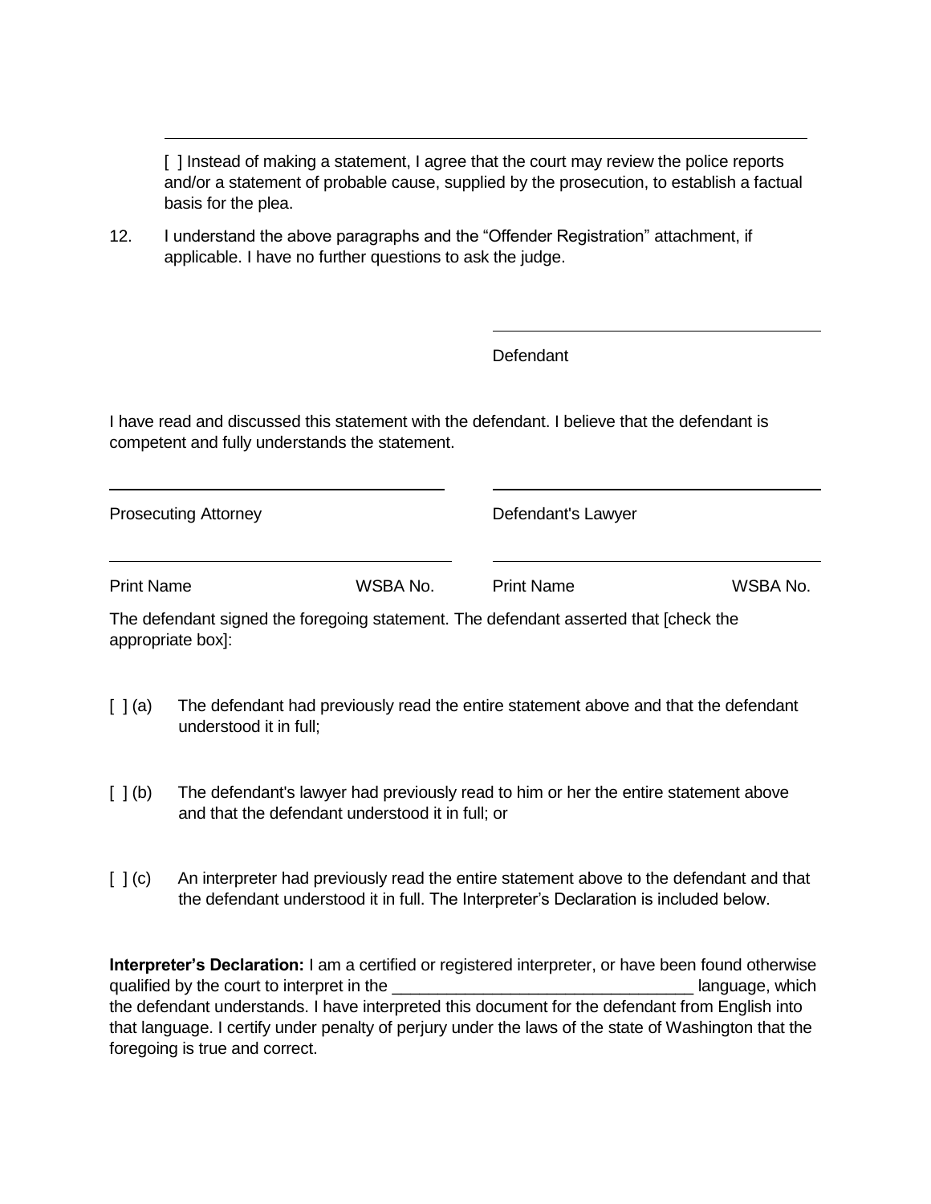______________________________________________________________________

[ ] Instead of making a statement, I agree that the court may review the police reports and/or a statement of probable cause, supplied by the prosecution, to establish a factual basis for the plea.

12. I understand the above paragraphs and the “Offender Registration” attachment, if applicable. I have no further questions to ask the judge.

______________________________
Defendant

I have read and discussed this statement with the defendant. I believe that the defendant is competent and fully understands the statement.

| ______________________________ | ______________________________ |
|---|---|
| Prosecuting Attorney | Defendant's Lawyer |
| ______________________________ | ______________________________ |
| Print Name          WSBA No. | Print Name          WSBA No. |

The defendant signed the foregoing statement. The defendant asserted that [check the appropriate box]:

[ ] (a) The defendant had previously read the entire statement above and that the defendant understood it in full;

[ ] (b) The defendant's lawyer had previously read to him or her the entire statement above and that the defendant understood it in full; or

[ ] (c) An interpreter had previously read the entire statement above to the defendant and that the defendant understood it in full. The Interpreter’s Declaration is included below.

**Interpreter’s Declaration:** I am a certified or registered interpreter, or have been found otherwise qualified by the court to interpret in the _________________________________ language, which the defendant understands. I have interpreted this document for the defendant from English into that language. I certify under penalty of perjury under the laws of the state of Washington that the foregoing is true and correct.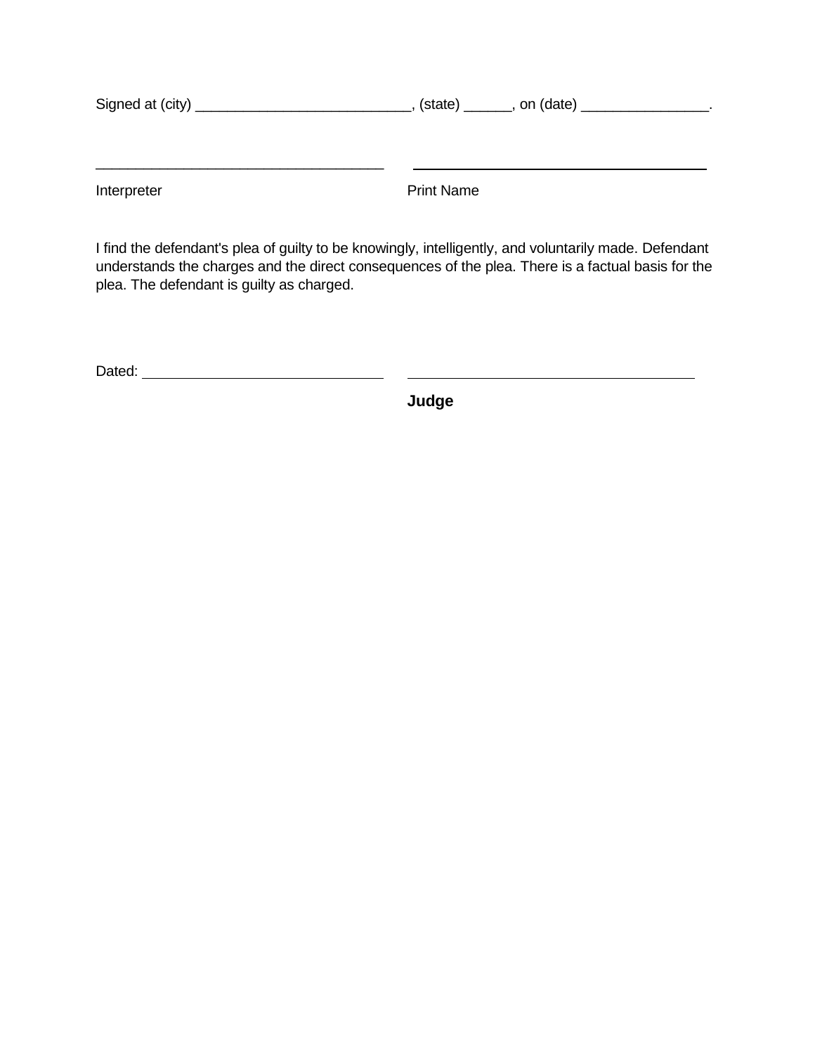Signed at (city) ___________________________, (state) ______, on (date) ________________.

_____________________________________ _____________________________________

Interpreter Print Name

I find the defendant's plea of guilty to be knowingly, intelligently, and voluntarily made. Defendant understands the charges and the direct consequences of the plea. There is a factual basis for the plea. The defendant is guilty as charged.

Dated: ______________________________ _____________________________________

**Judge**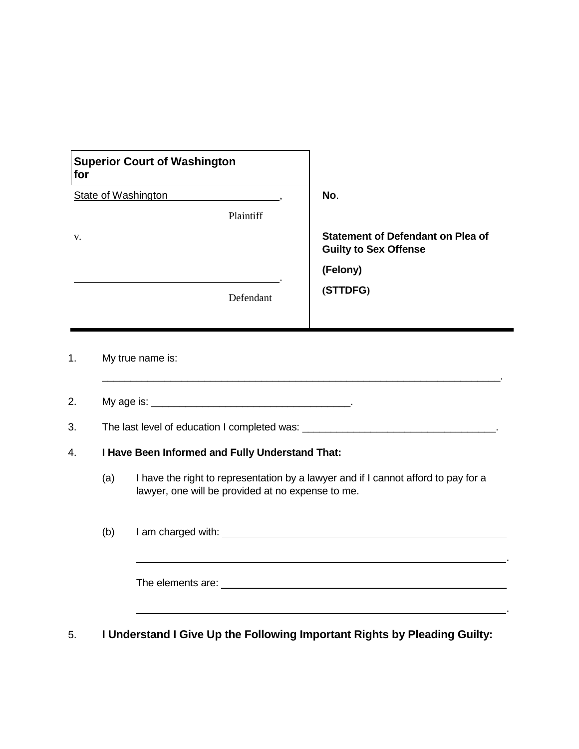| Superior Court of Washington for | |
|---|---|
| State of Washington ______________________, | **No**. |
| Plaintiff | |
| v. | **Statement of Defendant on Plea of Guilty to Sex Offense** |
| | **(Felony)** |
| ______________________________________. | **(STTDFG)** |
| Defendant | |

1. My true name is:

   ______________________________________________________________________.

2. My age is: __________________________________.

3. The last level of education I completed was: _________________________________.

4. **I Have Been Informed and Fully Understand That:**

   (a) I have the right to representation by a lawyer and if I cannot afford to pay for a lawyer, one will be provided at no expense to me.

   (b) I am charged with: ________________________________________________

   ______________________________________________________________.

   The elements are: ________________________________________________

   ______________________________________________________________.

5. **I Understand I Give Up the Following Important Rights by Pleading Guilty:**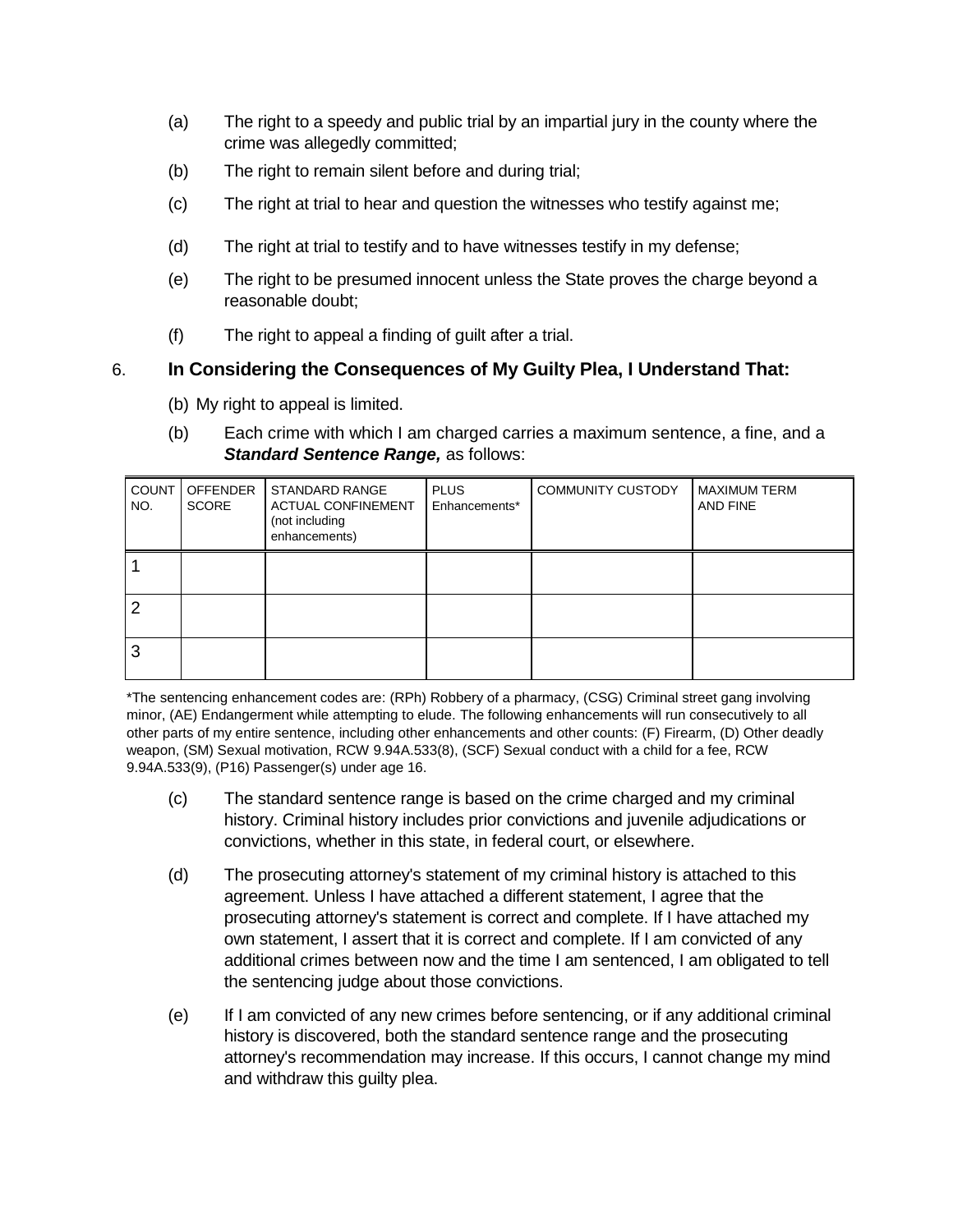(a) The right to a speedy and public trial by an impartial jury in the county where the crime was allegedly committed;

(b) The right to remain silent before and during trial;

(c) The right at trial to hear and question the witnesses who testify against me;

(d) The right at trial to testify and to have witnesses testify in my defense;

(e) The right to be presumed innocent unless the State proves the charge beyond a reasonable doubt;

(f) The right to appeal a finding of guilt after a trial.

6. **In Considering the Consequences of My Guilty Plea, I Understand That:**

(b) My right to appeal is limited.

(b) Each crime with which I am charged carries a maximum sentence, a fine, and a ***Standard Sentence Range,*** as follows:

| COUNT NO. | OFFENDER SCORE | STANDARD RANGE ACTUAL CONFINEMENT (not including enhancements) | PLUS Enhancements* | COMMUNITY CUSTODY | MAXIMUM TERM AND FINE |
|---|---|---|---|---|---|
| 1 | | | | | |
| 2 | | | | | |
| 3 | | | | | |

*The sentencing enhancement codes are: (RPh) Robbery of a pharmacy, (CSG) Criminal street gang involving minor, (AE) Endangerment while attempting to elude. The following enhancements will run consecutively to all other parts of my entire sentence, including other enhancements and other counts: (F) Firearm, (D) Other deadly weapon, (SM) Sexual motivation, RCW 9.94A.533(8), (SCF) Sexual conduct with a child for a fee, RCW 9.94A.533(9), (P16) Passenger(s) under age 16.

(c) The standard sentence range is based on the crime charged and my criminal history. Criminal history includes prior convictions and juvenile adjudications or convictions, whether in this state, in federal court, or elsewhere.

(d) The prosecuting attorney's statement of my criminal history is attached to this agreement. Unless I have attached a different statement, I agree that the prosecuting attorney's statement is correct and complete. If I have attached my own statement, I assert that it is correct and complete. If I am convicted of any additional crimes between now and the time I am sentenced, I am obligated to tell the sentencing judge about those convictions.

(e) If I am convicted of any new crimes before sentencing, or if any additional criminal history is discovered, both the standard sentence range and the prosecuting attorney's recommendation may increase. If this occurs, I cannot change my mind and withdraw this guilty plea.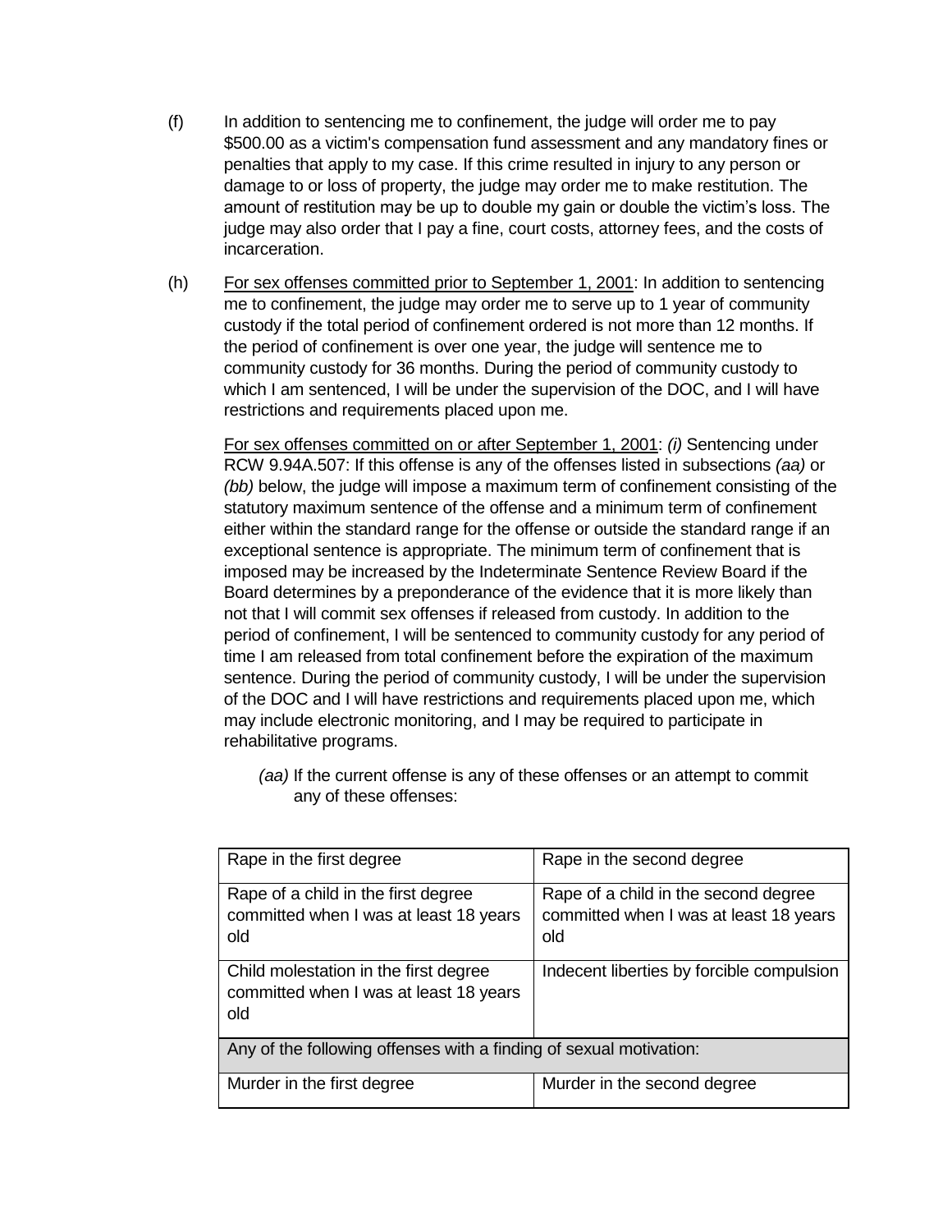(f) In addition to sentencing me to confinement, the judge will order me to pay $500.00 as a victim's compensation fund assessment and any mandatory fines or penalties that apply to my case. If this crime resulted in injury to any person or damage to or loss of property, the judge may order me to make restitution. The amount of restitution may be up to double my gain or double the victim's loss. The judge may also order that I pay a fine, court costs, attorney fees, and the costs of incarceration.

(h) <u>For sex offenses committed prior to September 1, 2001</u>: In addition to sentencing me to confinement, the judge may order me to serve up to 1 year of community custody if the total period of confinement ordered is not more than 12 months. If the period of confinement is over one year, the judge will sentence me to community custody for 36 months. During the period of community custody to which I am sentenced, I will be under the supervision of the DOC, and I will have restrictions and requirements placed upon me.

<u>For sex offenses committed on or after September 1, 2001</u>: *(i)* Sentencing under RCW 9.94A.507: If this offense is any of the offenses listed in subsections *(aa)* or *(bb)* below, the judge will impose a maximum term of confinement consisting of the statutory maximum sentence of the offense and a minimum term of confinement either within the standard range for the offense or outside the standard range if an exceptional sentence is appropriate. The minimum term of confinement that is imposed may be increased by the Indeterminate Sentence Review Board if the Board determines by a preponderance of the evidence that it is more likely than not that I will commit sex offenses if released from custody. In addition to the period of confinement, I will be sentenced to community custody for any period of time I am released from total confinement before the expiration of the maximum sentence. During the period of community custody, I will be under the supervision of the DOC and I will have restrictions and requirements placed upon me, which may include electronic monitoring, and I may be required to participate in rehabilitative programs.

*(aa)* If the current offense is any of these offenses or an attempt to commit any of these offenses:

| | |
|---|---|
| Rape in the first degree | Rape in the second degree |
| Rape of a child in the first degree committed when I was at least 18 years old | Rape of a child in the second degree committed when I was at least 18 years old |
| Child molestation in the first degree committed when I was at least 18 years old | Indecent liberties by forcible compulsion |
| Any of the following offenses with a finding of sexual motivation: | |
| Murder in the first degree | Murder in the second degree |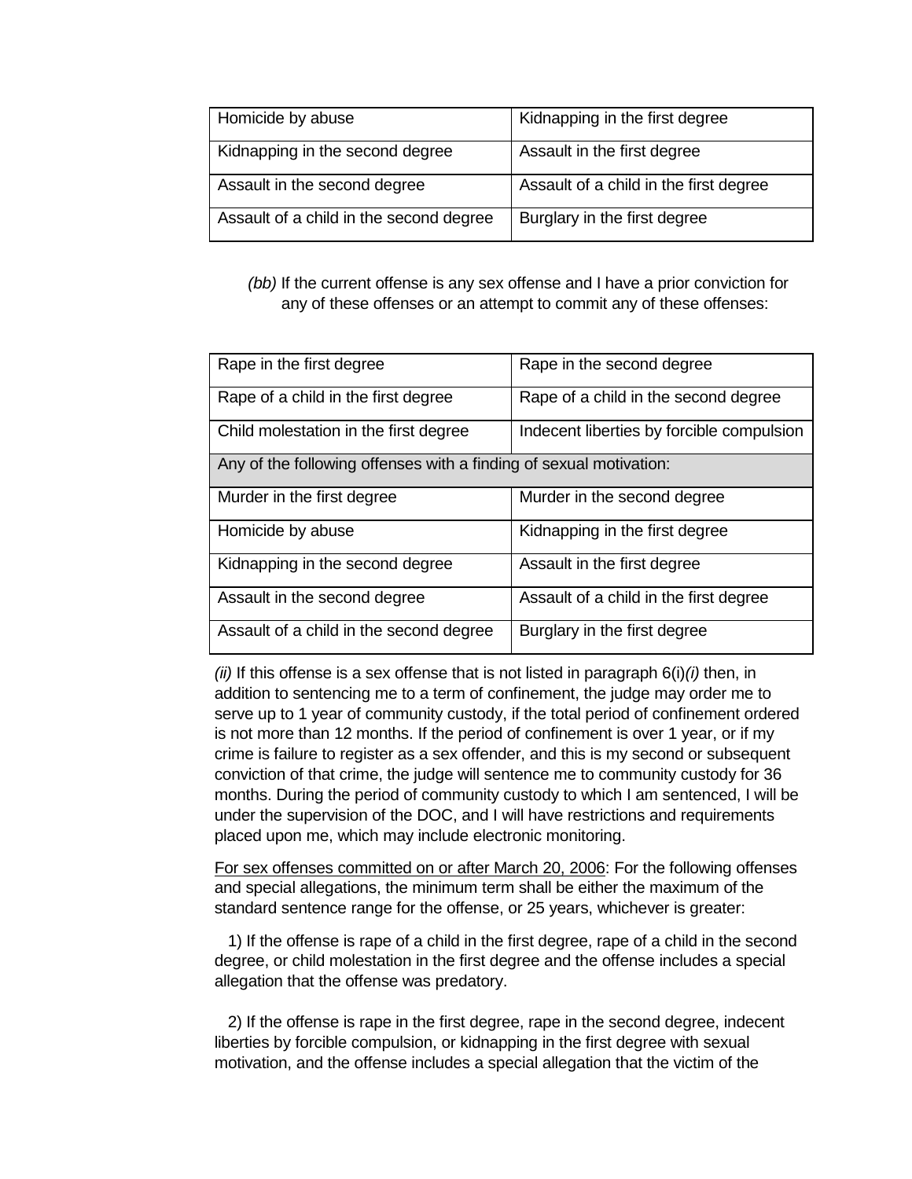| Homicide by abuse | Kidnapping in the first degree |
|---|---|
| Kidnapping in the second degree | Assault in the first degree |
| Assault in the second degree | Assault of a child in the first degree |
| Assault of a child in the second degree | Burglary in the first degree |

*(bb)* If the current offense is any sex offense and I have a prior conviction for any of these offenses or an attempt to commit any of these offenses:

| Rape in the first degree | Rape in the second degree |
|---|---|
| Rape of a child in the first degree | Rape of a child in the second degree |
| Child molestation in the first degree | Indecent liberties by forcible compulsion |
| Any of the following offenses with a finding of sexual motivation: | |
| Murder in the first degree | Murder in the second degree |
| Homicide by abuse | Kidnapping in the first degree |
| Kidnapping in the second degree | Assault in the first degree |
| Assault in the second degree | Assault of a child in the first degree |
| Assault of a child in the second degree | Burglary in the first degree |

*(ii)* If this offense is a sex offense that is not listed in paragraph 6(i)*(i)* then, in addition to sentencing me to a term of confinement, the judge may order me to serve up to 1 year of community custody, if the total period of confinement ordered is not more than 12 months. If the period of confinement is over 1 year, or if my crime is failure to register as a sex offender, and this is my second or subsequent conviction of that crime, the judge will sentence me to community custody for 36 months. During the period of community custody to which I am sentenced, I will be under the supervision of the DOC, and I will have restrictions and requirements placed upon me, which may include electronic monitoring.

<u>For sex offenses committed on or after March 20, 2006</u>: For the following offenses and special allegations, the minimum term shall be either the maximum of the standard sentence range for the offense, or 25 years, whichever is greater:

1) If the offense is rape of a child in the first degree, rape of a child in the second degree, or child molestation in the first degree and the offense includes a special allegation that the offense was predatory.

2) If the offense is rape in the first degree, rape in the second degree, indecent liberties by forcible compulsion, or kidnapping in the first degree with sexual motivation, and the offense includes a special allegation that the victim of the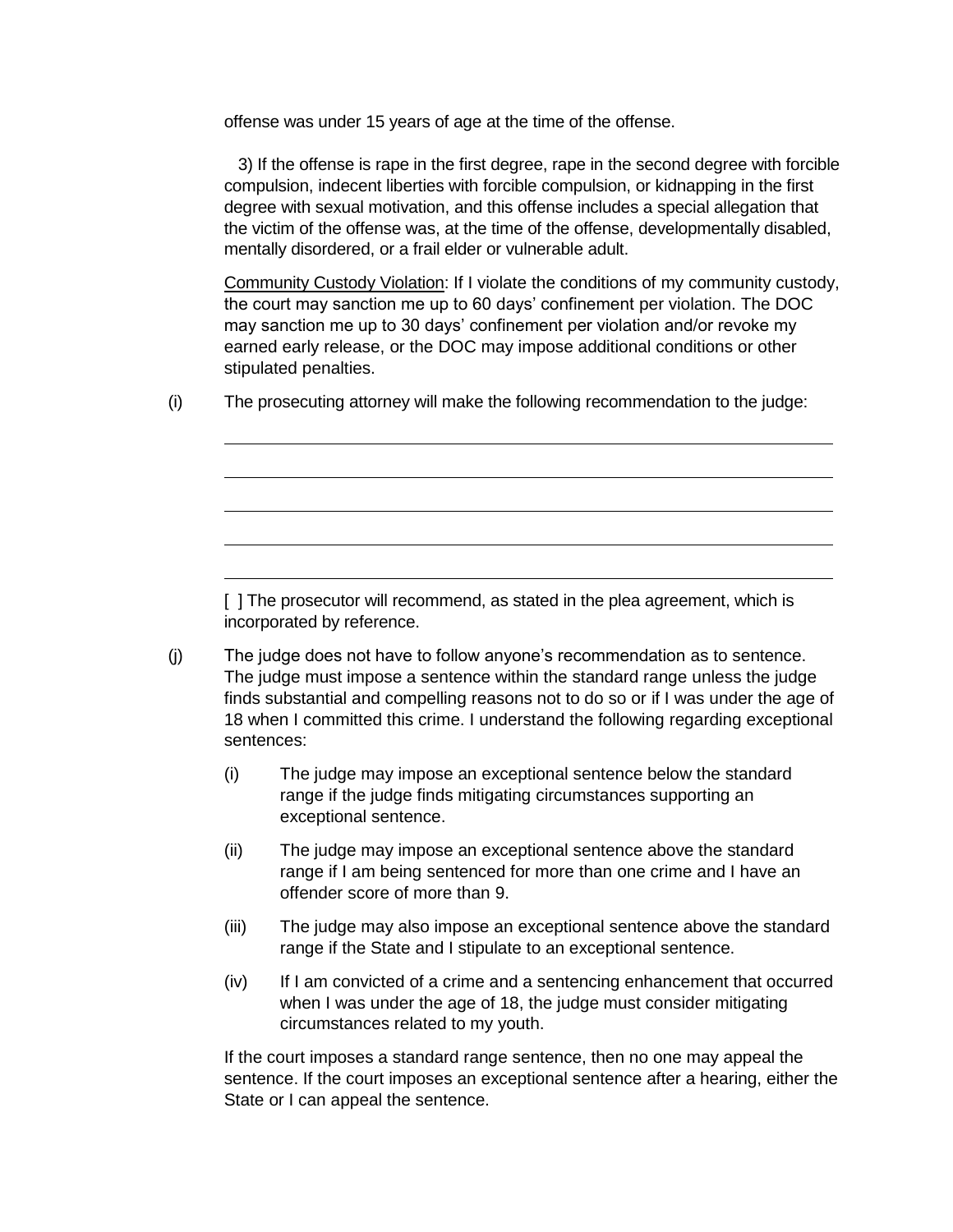offense was under 15 years of age at the time of the offense.

3) If the offense is rape in the first degree, rape in the second degree with forcible compulsion, indecent liberties with forcible compulsion, or kidnapping in the first degree with sexual motivation, and this offense includes a special allegation that the victim of the offense was, at the time of the offense, developmentally disabled, mentally disordered, or a frail elder or vulnerable adult.

Community Custody Violation: If I violate the conditions of my community custody, the court may sanction me up to 60 days' confinement per violation. The DOC may sanction me up to 30 days' confinement per violation and/or revoke my earned early release, or the DOC may impose additional conditions or other stipulated penalties.

(i) The prosecuting attorney will make the following recommendation to the judge:

\_\_\_\_\_\_\_\_\_\_\_\_\_\_\_\_\_\_\_\_\_\_\_\_\_\_\_\_\_\_\_\_\_\_\_\_\_\_\_\_\_\_\_\_\_\_\_\_\_\_\_\_\_\_\_\_\_\_\_\_

\_\_\_\_\_\_\_\_\_\_\_\_\_\_\_\_\_\_\_\_\_\_\_\_\_\_\_\_\_\_\_\_\_\_\_\_\_\_\_\_\_\_\_\_\_\_\_\_\_\_\_\_\_\_\_\_\_\_\_\_

\_\_\_\_\_\_\_\_\_\_\_\_\_\_\_\_\_\_\_\_\_\_\_\_\_\_\_\_\_\_\_\_\_\_\_\_\_\_\_\_\_\_\_\_\_\_\_\_\_\_\_\_\_\_\_\_\_\_\_\_

\_\_\_\_\_\_\_\_\_\_\_\_\_\_\_\_\_\_\_\_\_\_\_\_\_\_\_\_\_\_\_\_\_\_\_\_\_\_\_\_\_\_\_\_\_\_\_\_\_\_\_\_\_\_\_\_\_\_\_\_

\_\_\_\_\_\_\_\_\_\_\_\_\_\_\_\_\_\_\_\_\_\_\_\_\_\_\_\_\_\_\_\_\_\_\_\_\_\_\_\_\_\_\_\_\_\_\_\_\_\_\_\_\_\_\_\_\_\_\_\_

[ ] The prosecutor will recommend, as stated in the plea agreement, which is incorporated by reference.

(j) The judge does not have to follow anyone's recommendation as to sentence. The judge must impose a sentence within the standard range unless the judge finds substantial and compelling reasons not to do so or if I was under the age of 18 when I committed this crime. I understand the following regarding exceptional sentences:

(i) The judge may impose an exceptional sentence below the standard range if the judge finds mitigating circumstances supporting an exceptional sentence.

(ii) The judge may impose an exceptional sentence above the standard range if I am being sentenced for more than one crime and I have an offender score of more than 9.

(iii) The judge may also impose an exceptional sentence above the standard range if the State and I stipulate to an exceptional sentence.

(iv) If I am convicted of a crime and a sentencing enhancement that occurred when I was under the age of 18, the judge must consider mitigating circumstances related to my youth.

If the court imposes a standard range sentence, then no one may appeal the sentence. If the court imposes an exceptional sentence after a hearing, either the State or I can appeal the sentence.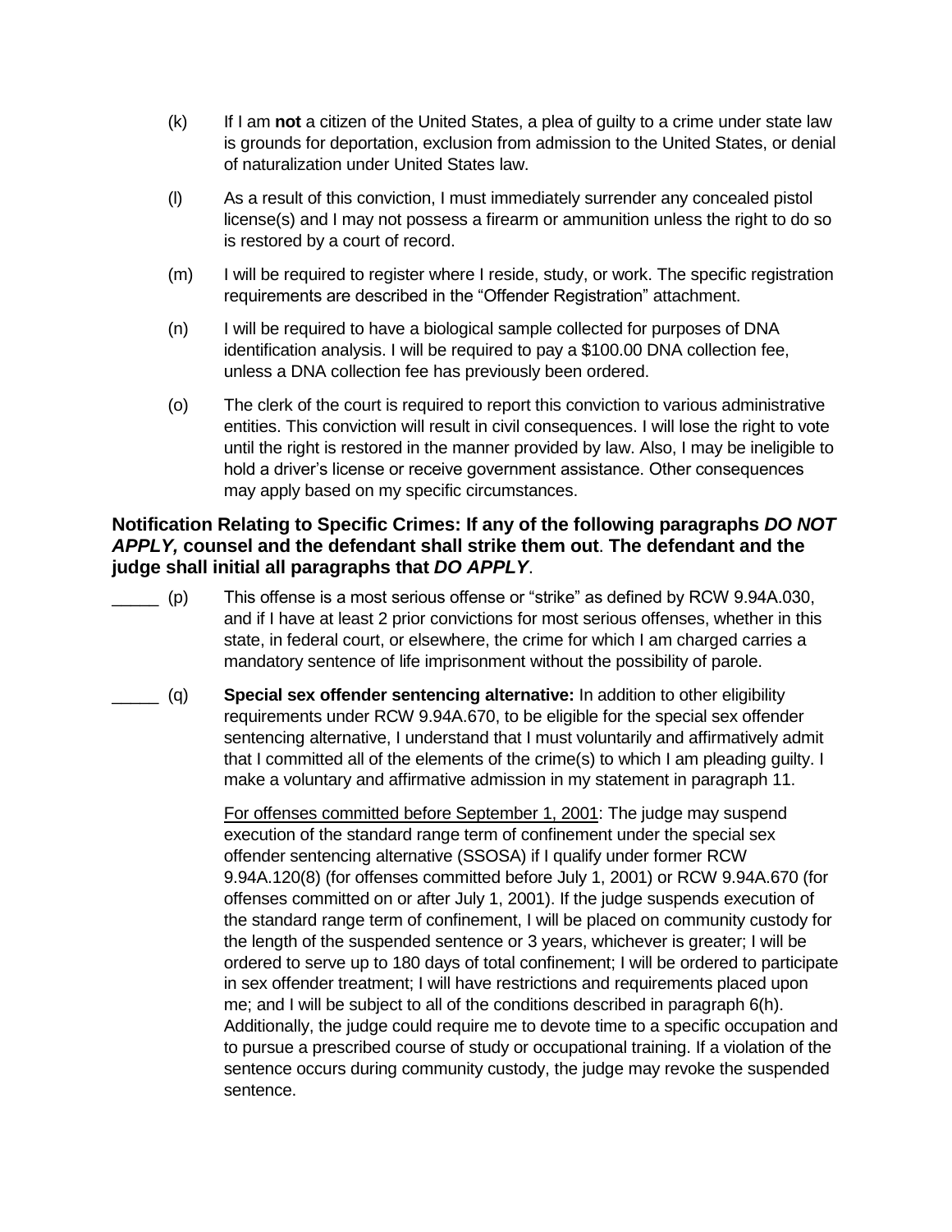(k) If I am **not** a citizen of the United States, a plea of guilty to a crime under state law is grounds for deportation, exclusion from admission to the United States, or denial of naturalization under United States law.

(l) As a result of this conviction, I must immediately surrender any concealed pistol license(s) and I may not possess a firearm or ammunition unless the right to do so is restored by a court of record.

(m) I will be required to register where I reside, study, or work. The specific registration requirements are described in the "Offender Registration" attachment.

(n) I will be required to have a biological sample collected for purposes of DNA identification analysis. I will be required to pay a $100.00 DNA collection fee, unless a DNA collection fee has previously been ordered.

(o) The clerk of the court is required to report this conviction to various administrative entities. This conviction will result in civil consequences. I will lose the right to vote until the right is restored in the manner provided by law. Also, I may be ineligible to hold a driver's license or receive government assistance. Other consequences may apply based on my specific circumstances.

**Notification Relating to Specific Crimes: If any of the following paragraphs *DO NOT APPLY,* counsel and the defendant shall strike them out**. **The defendant and the judge shall initial all paragraphs that *DO APPLY***.

_____ (p) This offense is a most serious offense or "strike" as defined by RCW 9.94A.030, and if I have at least 2 prior convictions for most serious offenses, whether in this state, in federal court, or elsewhere, the crime for which I am charged carries a mandatory sentence of life imprisonment without the possibility of parole.

_____ (q) **Special sex offender sentencing alternative:** In addition to other eligibility requirements under RCW 9.94A.670, to be eligible for the special sex offender sentencing alternative, I understand that I must voluntarily and affirmatively admit that I committed all of the elements of the crime(s) to which I am pleading guilty. I make a voluntary and affirmative admission in my statement in paragraph 11.

For offenses committed before September 1, 2001: The judge may suspend execution of the standard range term of confinement under the special sex offender sentencing alternative (SSOSA) if I qualify under former RCW 9.94A.120(8) (for offenses committed before July 1, 2001) or RCW 9.94A.670 (for offenses committed on or after July 1, 2001). If the judge suspends execution of the standard range term of confinement, I will be placed on community custody for the length of the suspended sentence or 3 years, whichever is greater; I will be ordered to serve up to 180 days of total confinement; I will be ordered to participate in sex offender treatment; I will have restrictions and requirements placed upon me; and I will be subject to all of the conditions described in paragraph 6(h). Additionally, the judge could require me to devote time to a specific occupation and to pursue a prescribed course of study or occupational training. If a violation of the sentence occurs during community custody, the judge may revoke the suspended sentence.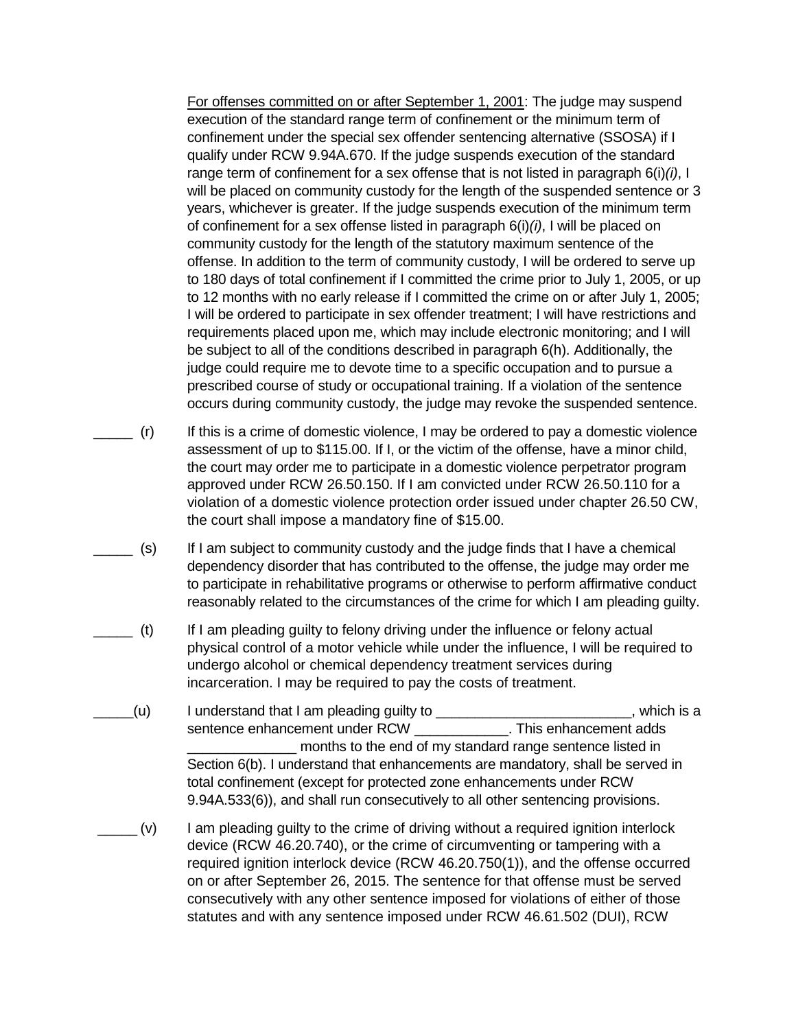For offenses committed on or after September 1, 2001: The judge may suspend execution of the standard range term of confinement or the minimum term of confinement under the special sex offender sentencing alternative (SSOSA) if I qualify under RCW 9.94A.670. If the judge suspends execution of the standard range term of confinement for a sex offense that is not listed in paragraph 6(i)*(i)*, I will be placed on community custody for the length of the suspended sentence or 3 years, whichever is greater. If the judge suspends execution of the minimum term of confinement for a sex offense listed in paragraph 6(i)*(i)*, I will be placed on community custody for the length of the statutory maximum sentence of the offense. In addition to the term of community custody, I will be ordered to serve up to 180 days of total confinement if I committed the crime prior to July 1, 2005, or up to 12 months with no early release if I committed the crime on or after July 1, 2005; I will be ordered to participate in sex offender treatment; I will have restrictions and requirements placed upon me, which may include electronic monitoring; and I will be subject to all of the conditions described in paragraph 6(h). Additionally, the judge could require me to devote time to a specific occupation and to pursue a prescribed course of study or occupational training. If a violation of the sentence occurs during community custody, the judge may revoke the suspended sentence.

_____ (r) If this is a crime of domestic violence, I may be ordered to pay a domestic violence assessment of up to $115.00. If I, or the victim of the offense, have a minor child, the court may order me to participate in a domestic violence perpetrator program approved under RCW 26.50.150. If I am convicted under RCW 26.50.110 for a violation of a domestic violence protection order issued under chapter 26.50 CW, the court shall impose a mandatory fine of $15.00.

_____ (s) If I am subject to community custody and the judge finds that I have a chemical dependency disorder that has contributed to the offense, the judge may order me to participate in rehabilitative programs or otherwise to perform affirmative conduct reasonably related to the circumstances of the crime for which I am pleading guilty.

_____ (t) If I am pleading guilty to felony driving under the influence or felony actual physical control of a motor vehicle while under the influence, I will be required to undergo alcohol or chemical dependency treatment services during incarceration. I may be required to pay the costs of treatment.

_____(u) I understand that I am pleading guilty to _________________________, which is a sentence enhancement under RCW ____________. This enhancement adds ______________ months to the end of my standard range sentence listed in Section 6(b). I understand that enhancements are mandatory, shall be served in total confinement (except for protected zone enhancements under RCW 9.94A.533(6)), and shall run consecutively to all other sentencing provisions.

_____ (v) I am pleading guilty to the crime of driving without a required ignition interlock device (RCW 46.20.740), or the crime of circumventing or tampering with a required ignition interlock device (RCW 46.20.750(1)), and the offense occurred on or after September 26, 2015. The sentence for that offense must be served consecutively with any other sentence imposed for violations of either of those statutes and with any sentence imposed under RCW 46.61.502 (DUI), RCW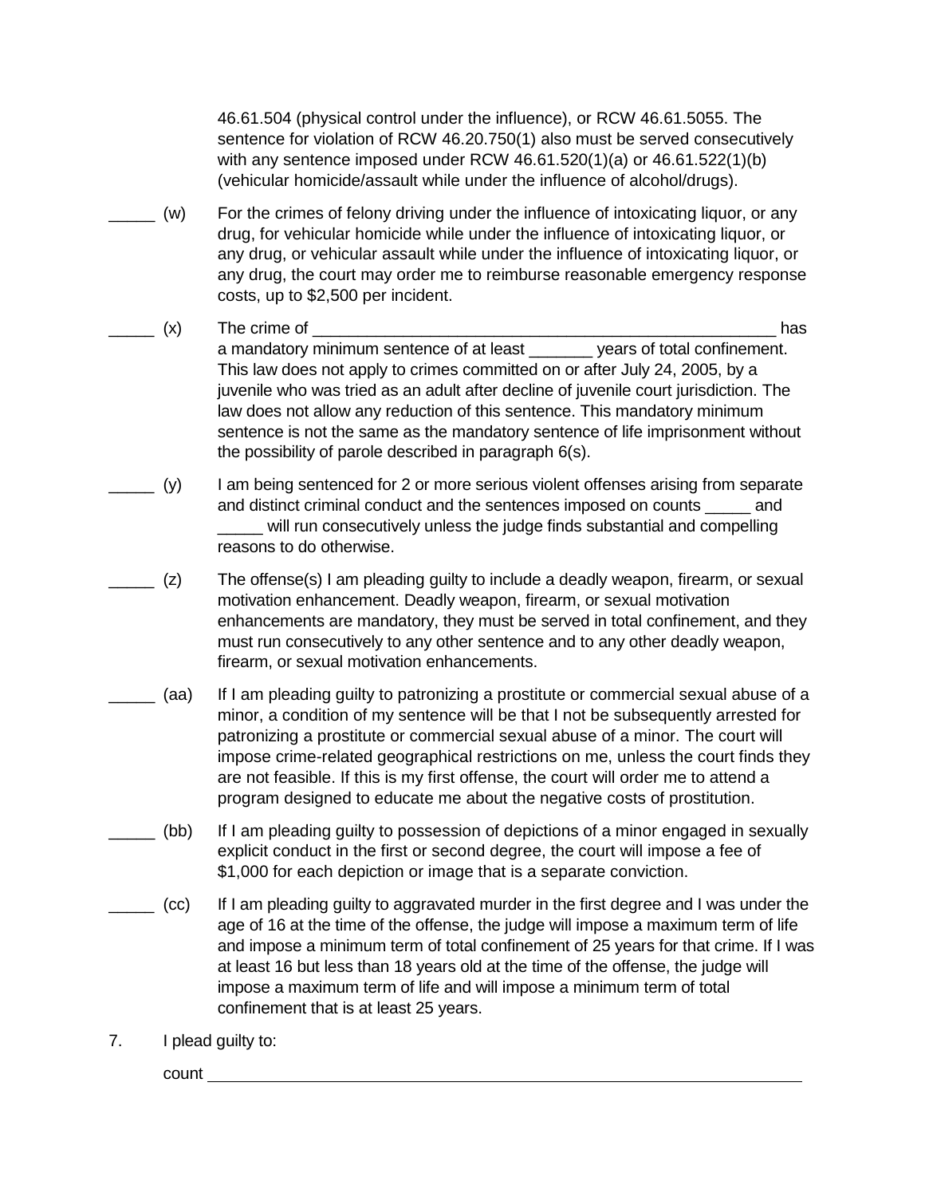46.61.504 (physical control under the influence), or RCW 46.61.5055. The sentence for violation of RCW 46.20.750(1) also must be served consecutively with any sentence imposed under RCW 46.61.520(1)(a) or 46.61.522(1)(b) (vehicular homicide/assault while under the influence of alcohol/drugs).

_____ (w) For the crimes of felony driving under the influence of intoxicating liquor, or any drug, for vehicular homicide while under the influence of intoxicating liquor, or any drug, or vehicular assault while under the influence of intoxicating liquor, or any drug, the court may order me to reimburse reasonable emergency response costs, up to $2,500 per incident.

_____ (x) The crime of _____________________________________________________ has a mandatory minimum sentence of at least _______ years of total confinement. This law does not apply to crimes committed on or after July 24, 2005, by a juvenile who was tried as an adult after decline of juvenile court jurisdiction. The law does not allow any reduction of this sentence. This mandatory minimum sentence is not the same as the mandatory sentence of life imprisonment without the possibility of parole described in paragraph 6(s).

_____ (y) I am being sentenced for 2 or more serious violent offenses arising from separate and distinct criminal conduct and the sentences imposed on counts _____ and _____ will run consecutively unless the judge finds substantial and compelling reasons to do otherwise.

_____ (z) The offense(s) I am pleading guilty to include a deadly weapon, firearm, or sexual motivation enhancement. Deadly weapon, firearm, or sexual motivation enhancements are mandatory, they must be served in total confinement, and they must run consecutively to any other sentence and to any other deadly weapon, firearm, or sexual motivation enhancements.

_____ (aa) If I am pleading guilty to patronizing a prostitute or commercial sexual abuse of a minor, a condition of my sentence will be that I not be subsequently arrested for patronizing a prostitute or commercial sexual abuse of a minor. The court will impose crime-related geographical restrictions on me, unless the court finds they are not feasible. If this is my first offense, the court will order me to attend a program designed to educate me about the negative costs of prostitution.

_____ (bb) If I am pleading guilty to possession of depictions of a minor engaged in sexually explicit conduct in the first or second degree, the court will impose a fee of $1,000 for each depiction or image that is a separate conviction.

_____ (cc) If I am pleading guilty to aggravated murder in the first degree and I was under the age of 16 at the time of the offense, the judge will impose a maximum term of life and impose a minimum term of total confinement of 25 years for that crime. If I was at least 16 but less than 18 years old at the time of the offense, the judge will impose a maximum term of life and will impose a minimum term of total confinement that is at least 25 years.

7. I plead guilty to:

count ___________________________________________________________________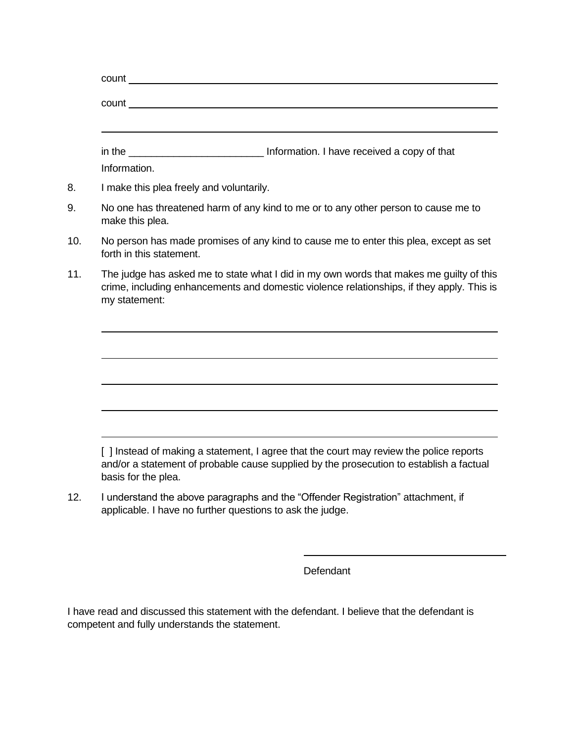count ______________________________________________________________

count ______________________________________________________________

____________________________________________________________________

in the ________________________ Information. I have received a copy of that Information.

8. I make this plea freely and voluntarily.

9. No one has threatened harm of any kind to me or to any other person to cause me to make this plea.

10. No person has made promises of any kind to cause me to enter this plea, except as set forth in this statement.

11. The judge has asked me to state what I did in my own words that makes me guilty of this crime, including enhancements and domestic violence relationships, if they apply. This is my statement:

____________________________________________________________________

____________________________________________________________________

____________________________________________________________________

____________________________________________________________________

____________________________________________________________________

[ ] Instead of making a statement, I agree that the court may review the police reports and/or a statement of probable cause supplied by the prosecution to establish a factual basis for the plea.

12. I understand the above paragraphs and the "Offender Registration" attachment, if applicable. I have no further questions to ask the judge.

______________________________

Defendant

I have read and discussed this statement with the defendant. I believe that the defendant is competent and fully understands the statement.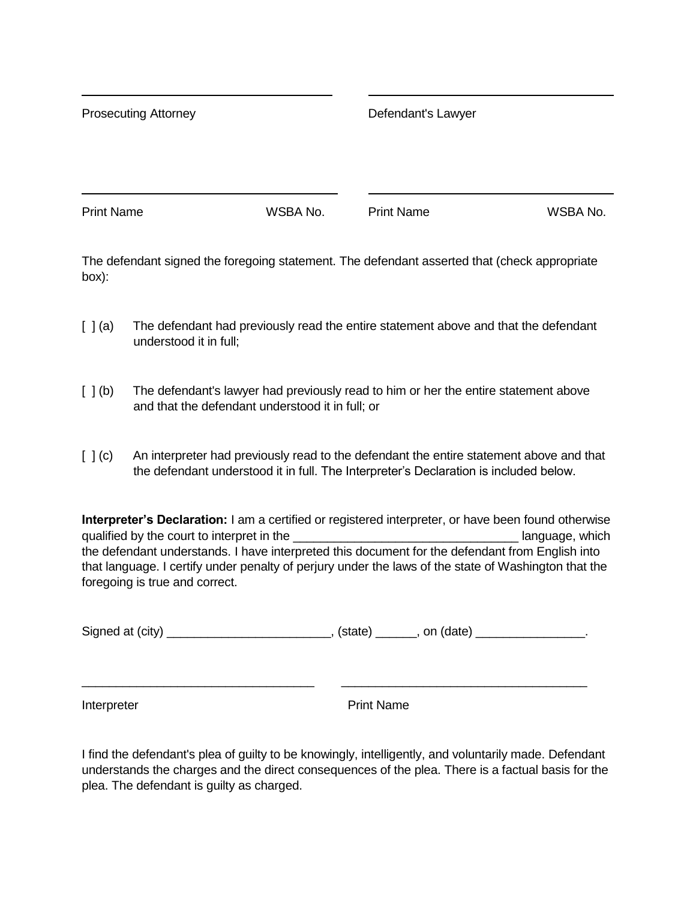\_\_\_\_\_\_\_\_\_\_\_\_\_\_\_\_\_\_\_\_\_\_\_\_\_\_\_\_\_\_\_\_\_\_\_\_ \_\_\_\_\_\_\_\_\_\_\_\_\_\_\_\_\_\_\_\_\_\_\_\_\_\_\_\_\_\_\_\_\_\_\_\_

Prosecuting Attorney Defendant's Lawyer

\_\_\_\_\_\_\_\_\_\_\_\_\_\_\_\_\_\_\_\_\_\_\_\_\_\_\_\_\_\_\_\_\_\_\_\_ \_\_\_\_\_\_\_\_\_\_\_\_\_\_\_\_\_\_\_\_\_\_\_\_\_\_\_\_\_\_\_\_\_\_\_\_

Print Name WSBA No. Print Name WSBA No.

The defendant signed the foregoing statement. The defendant asserted that (check appropriate box):

[ ] (a) The defendant had previously read the entire statement above and that the defendant understood it in full;

[ ] (b) The defendant's lawyer had previously read to him or her the entire statement above and that the defendant understood it in full; or

[ ] (c) An interpreter had previously read to the defendant the entire statement above and that the defendant understood it in full. The Interpreter's Declaration is included below.

**Interpreter's Declaration:** I am a certified or registered interpreter, or have been found otherwise qualified by the court to interpret in the \_\_\_\_\_\_\_\_\_\_\_\_\_\_\_\_\_\_\_\_\_\_\_\_\_\_\_\_\_\_\_\_\_ language, which the defendant understands. I have interpreted this document for the defendant from English into that language. I certify under penalty of perjury under the laws of the state of Washington that the foregoing is true and correct.

Signed at (city) \_\_\_\_\_\_\_\_\_\_\_\_\_\_\_\_\_\_\_\_\_\_\_\_, (state) \_\_\_\_\_\_, on (date) \_\_\_\_\_\_\_\_\_\_\_\_\_\_\_\_.

\_\_\_\_\_\_\_\_\_\_\_\_\_\_\_\_\_\_\_\_\_\_\_\_\_\_\_\_\_\_\_\_\_\_ \_\_\_\_\_\_\_\_\_\_\_\_\_\_\_\_\_\_\_\_\_\_\_\_\_\_\_\_\_\_\_\_\_\_\_\_

Interpreter Print Name

I find the defendant's plea of guilty to be knowingly, intelligently, and voluntarily made. Defendant understands the charges and the direct consequences of the plea. There is a factual basis for the plea. The defendant is guilty as charged.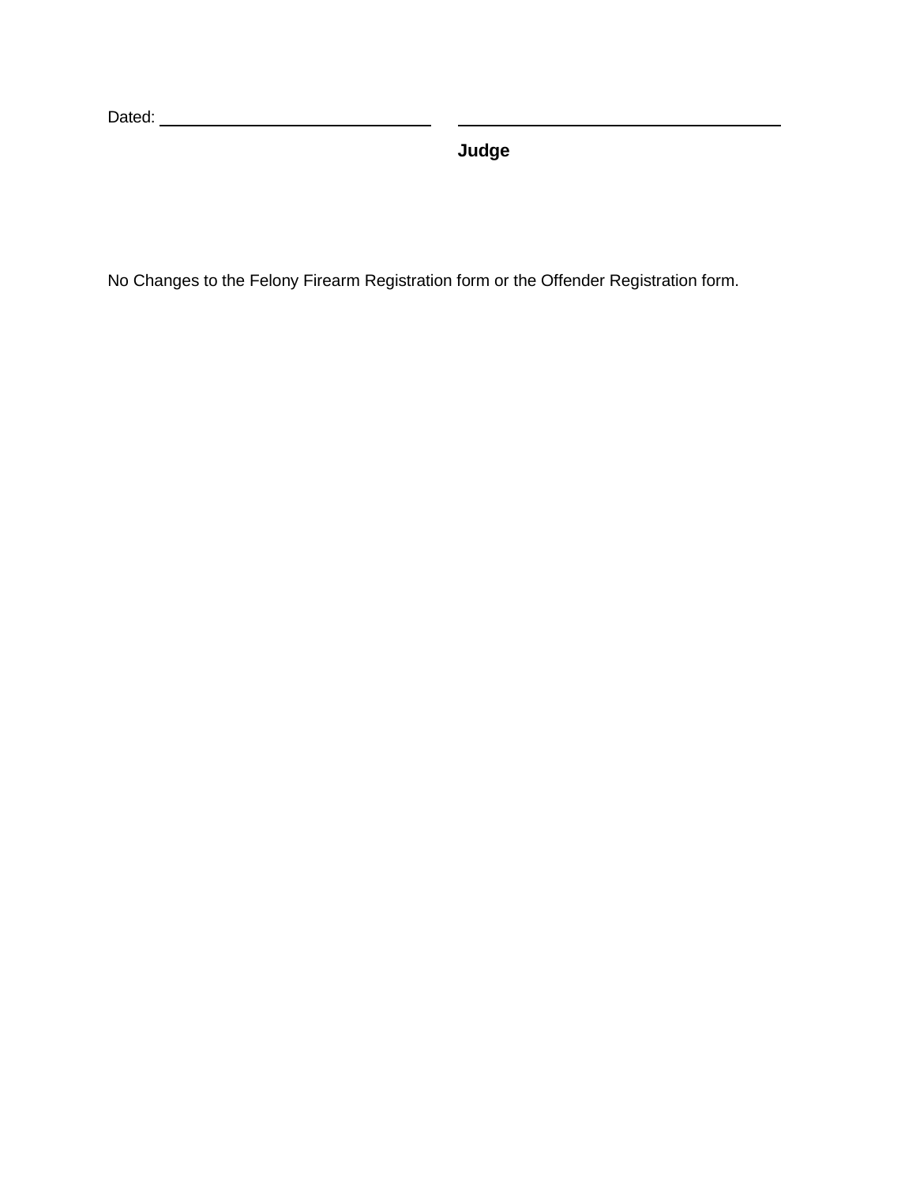Dated: \_\_\_\_\_\_\_\_\_\_\_\_\_\_\_\_\_\_\_\_\_\_\_\_\_\_\_\_ \_\_\_\_\_\_\_\_\_\_\_\_\_\_\_\_\_\_\_\_\_\_\_\_\_\_\_\_\_\_\_\_\_\_\_\_

**Judge**

No Changes to the Felony Firearm Registration form or the Offender Registration form.